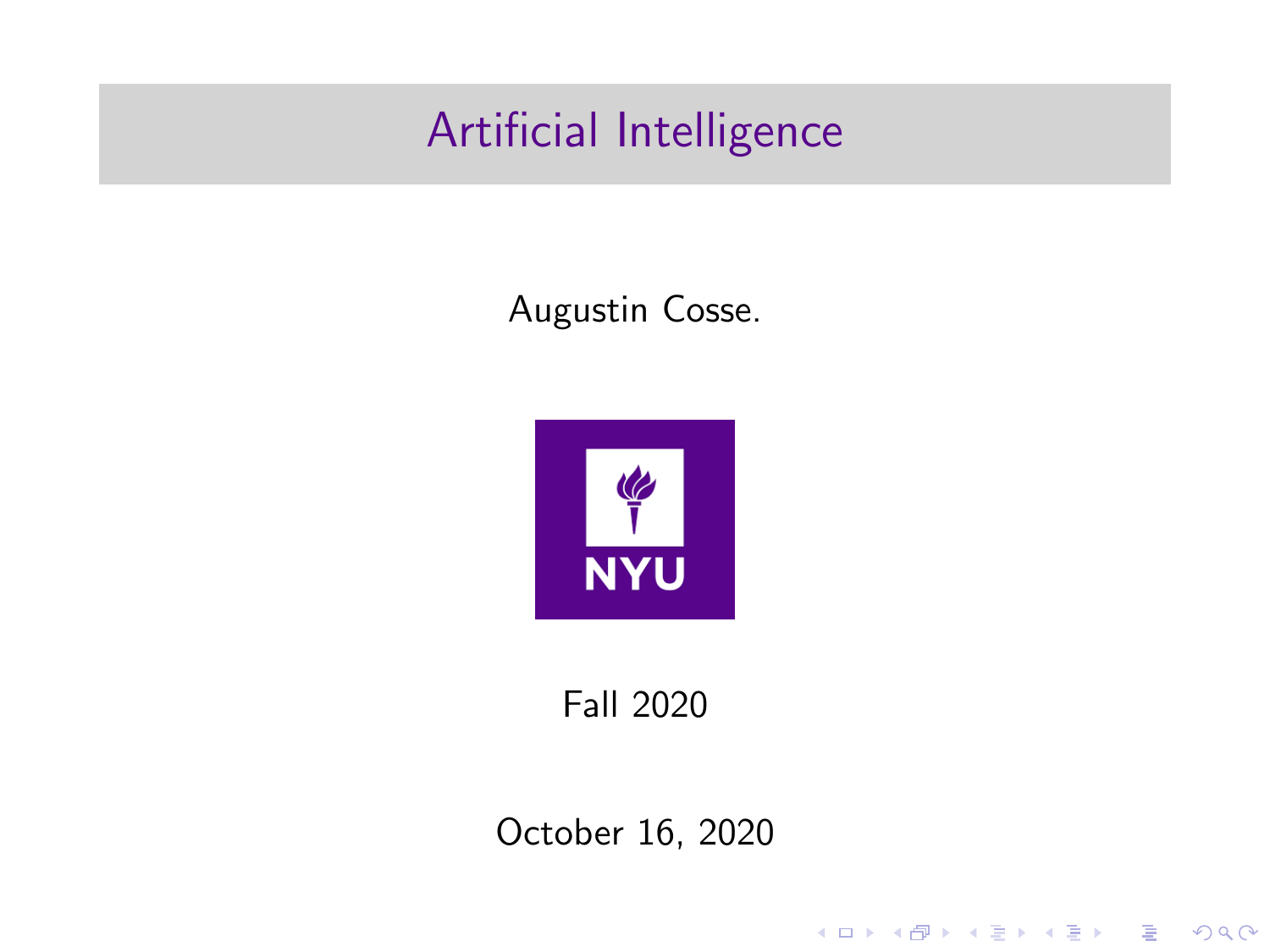# Artificial Intelligence

Augustin Cosse.

NYU

Fall 2020

October 16, 2020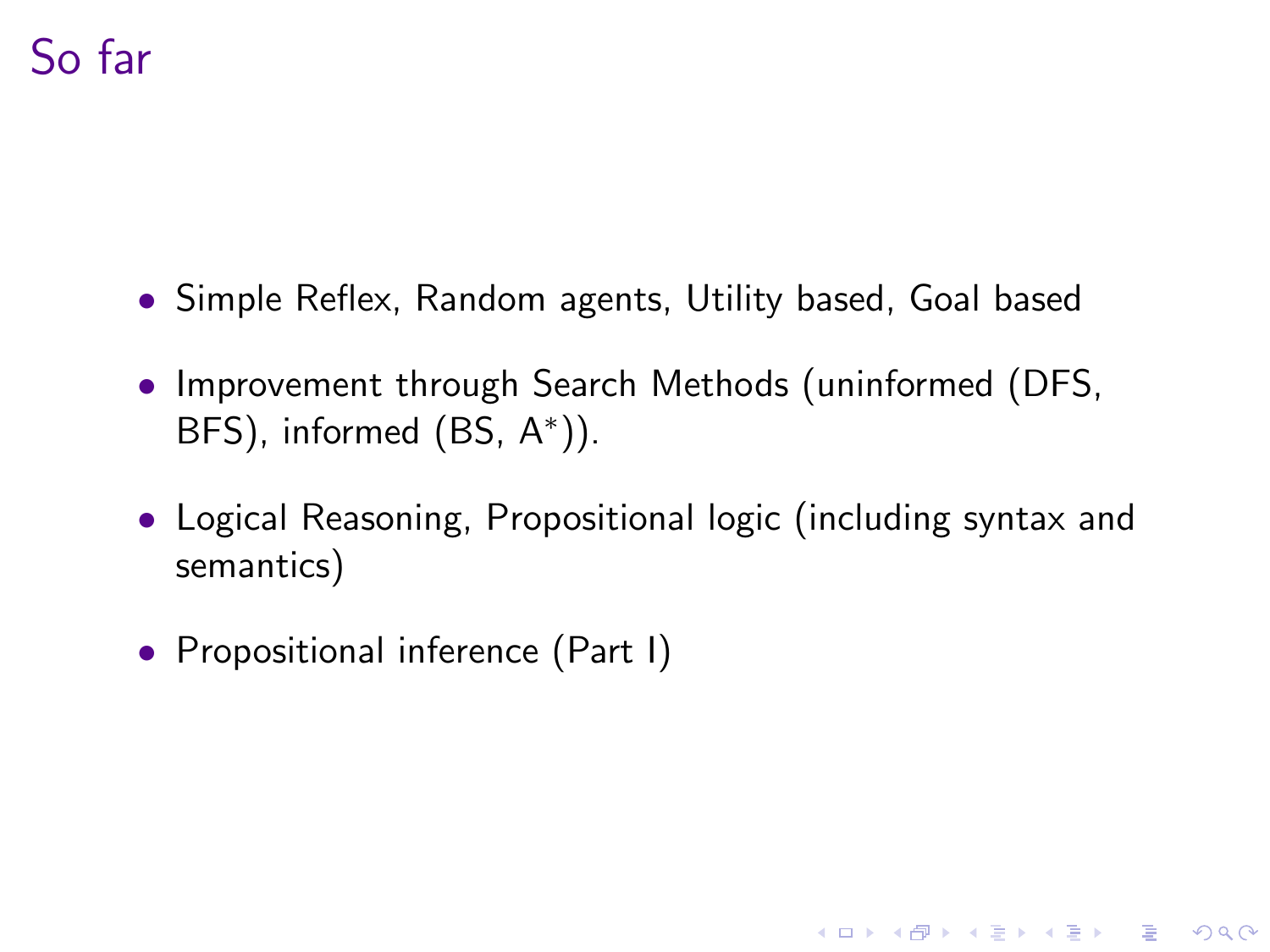# So far

- Simple Reflex, Random agents, Utility based, Goal based
- Improvement through Search Methods (uninformed (DFS, BFS), informed (BS, $A^*$)).
- Logical Reasoning, Propositional logic (including syntax and semantics)
- Propositional inference (Part I)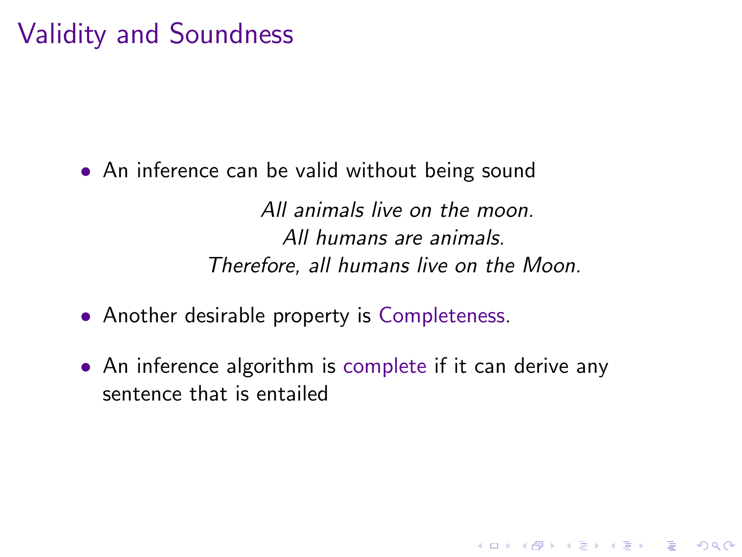# Validity and Soundness

- An inference can be valid without being sound

*All animals live on the moon.*
*All humans are animals.*
*Therefore, all humans live on the Moon.*

- Another desirable property is Completeness.
- An inference algorithm is complete if it can derive any sentence that is entailed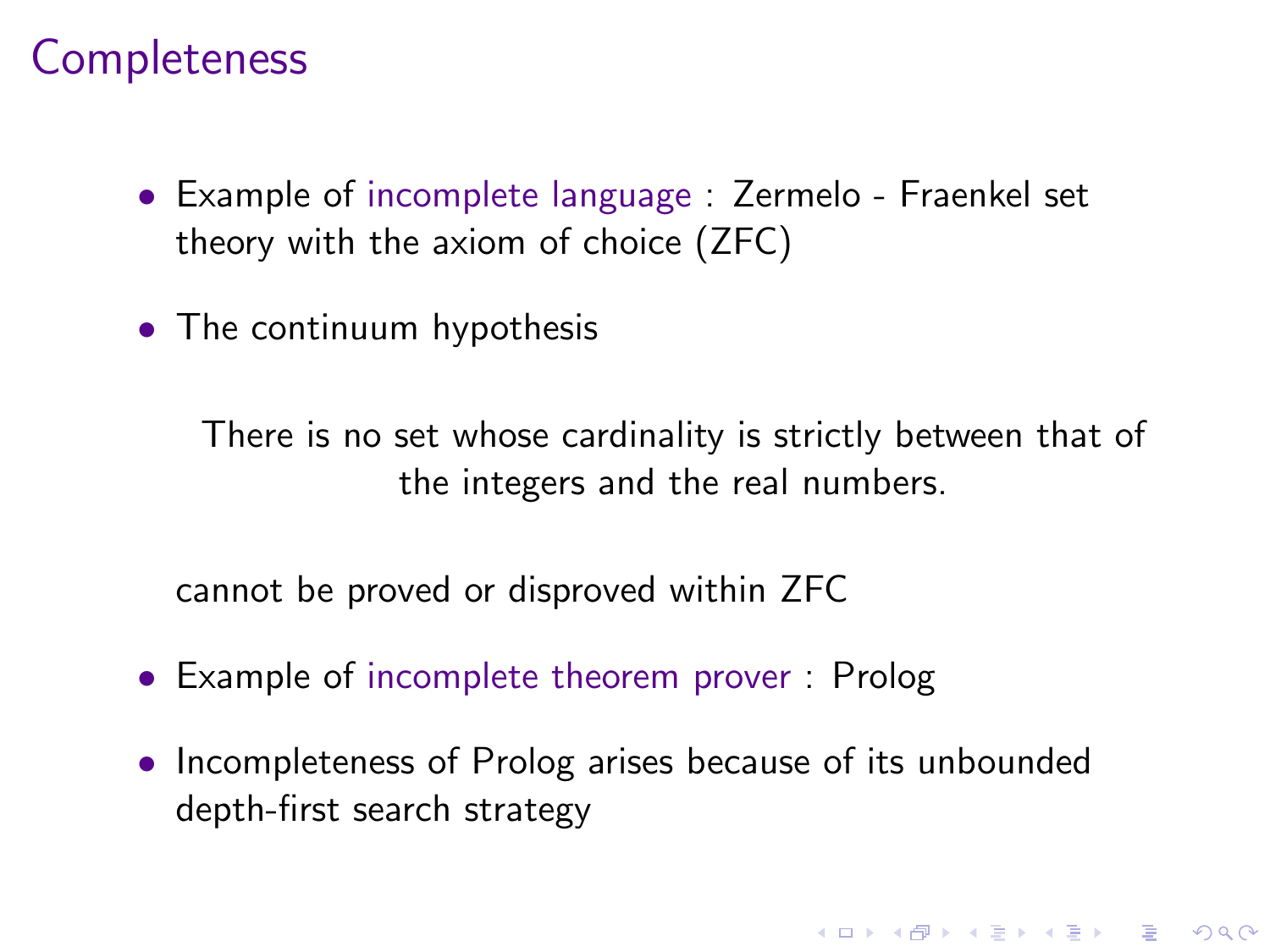# Completeness

- Example of incomplete language : Zermelo - Fraenkel set theory with the axiom of choice (ZFC)
- The continuum hypothesis

  > There is no set whose cardinality is strictly between that of the integers and the real numbers.

  cannot be proved or disproved within ZFC

- Example of incomplete theorem prover : Prolog
- Incompleteness of Prolog arises because of its unbounded depth-first search strategy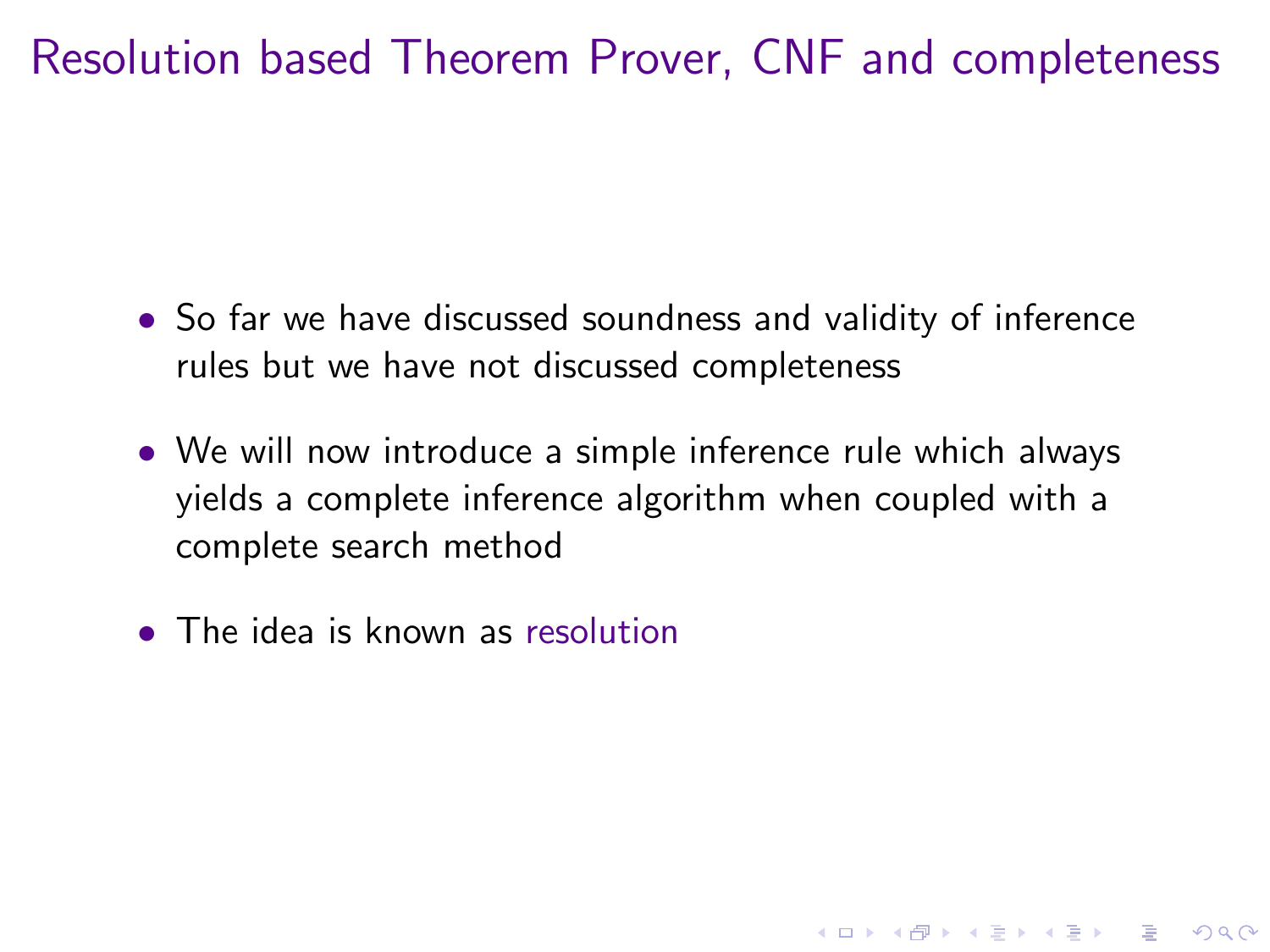# Resolution based Theorem Prover, CNF and completeness

- So far we have discussed soundness and validity of inference rules but we have not discussed completeness
- We will now introduce a simple inference rule which always yields a complete inference algorithm when coupled with a complete search method
- The idea is known as resolution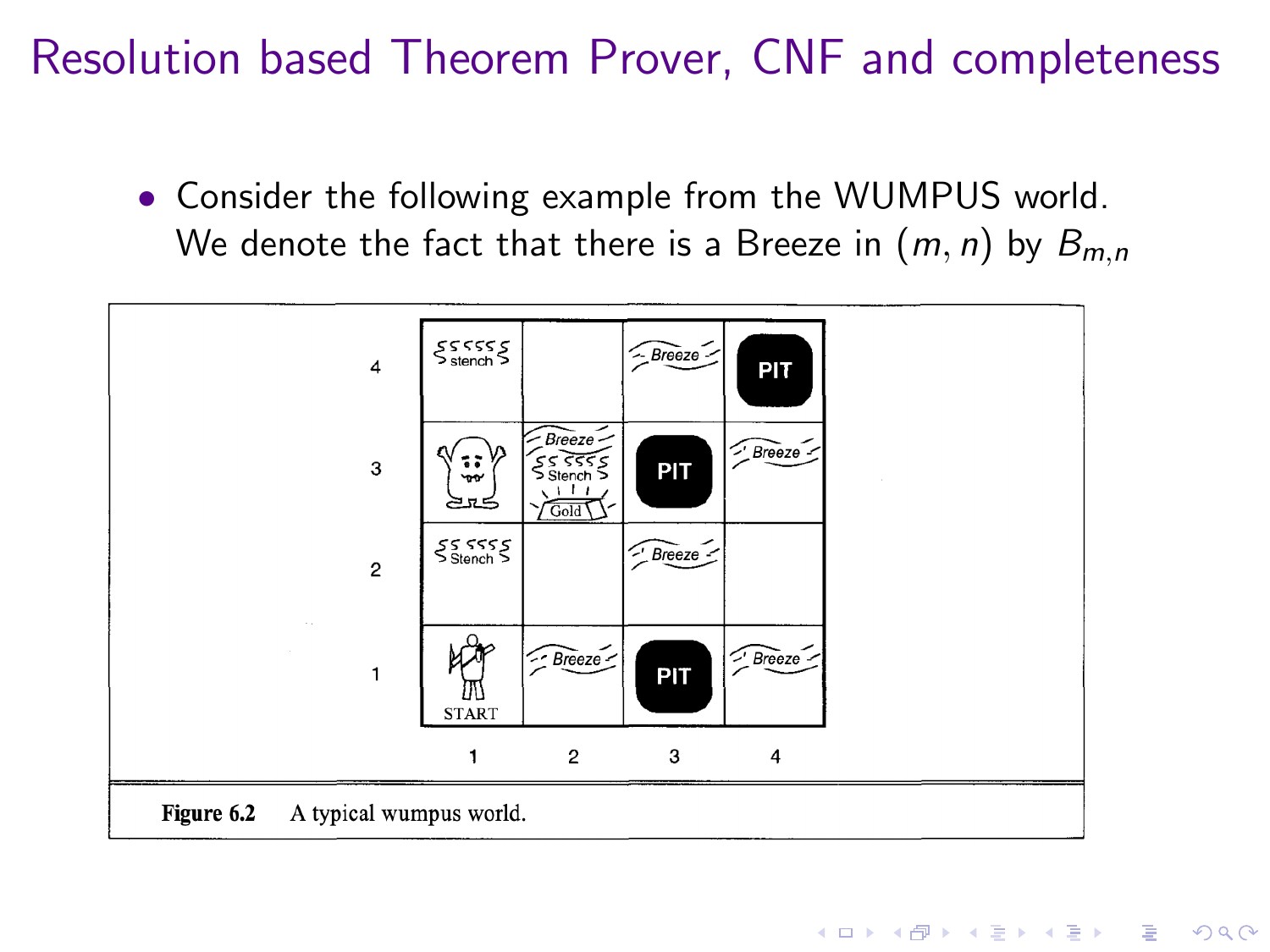# Resolution based Theorem Prover, CNF and completeness

- Consider the following example from the WUMPUS world. We denote the fact that there is a Breeze in $(m, n)$ by $B_{m,n}$

**Figure 6.2** A typical wumpus world.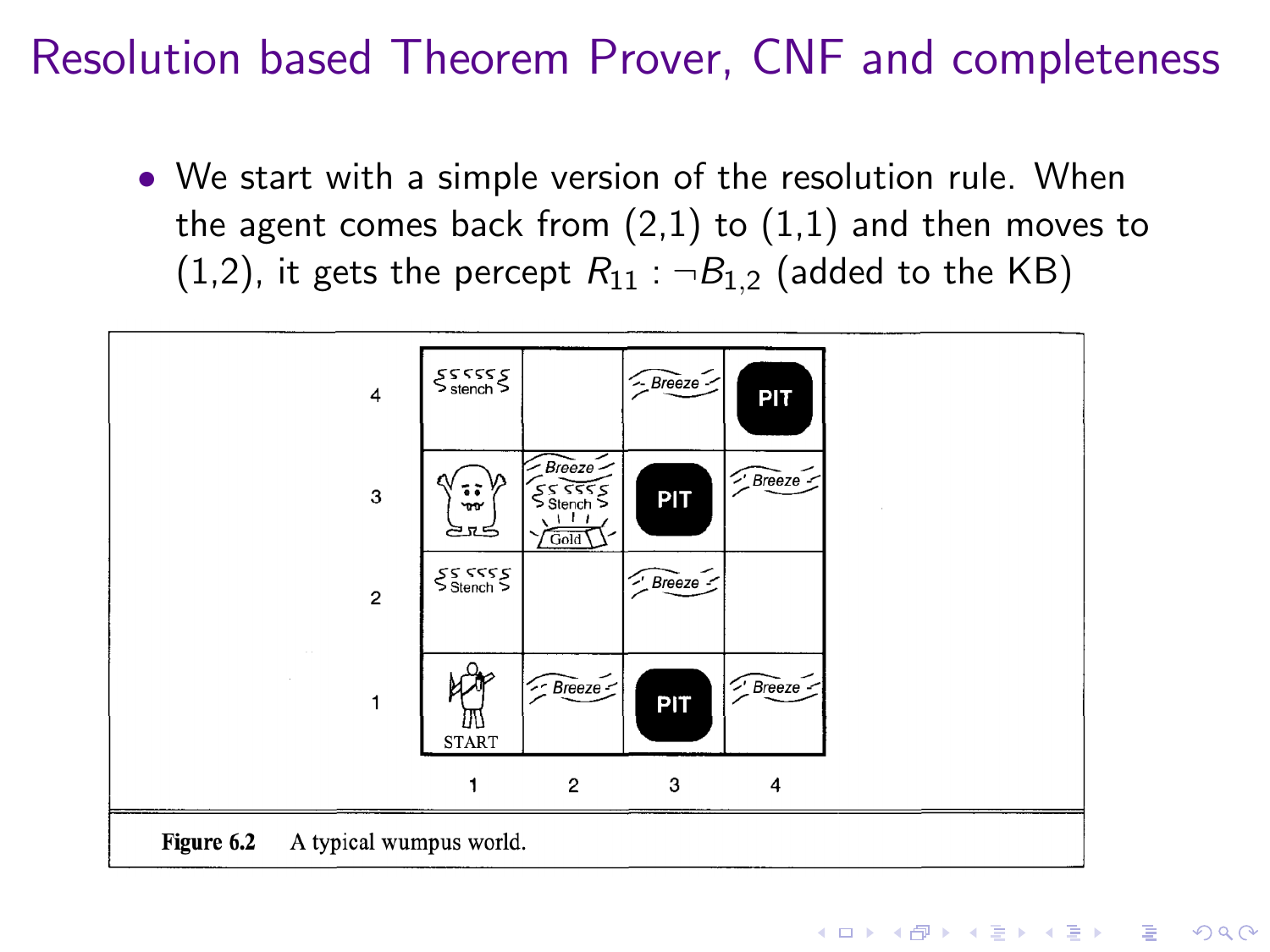# Resolution based Theorem Prover, CNF and completeness

- We start with a simple version of the resolution rule. When the agent comes back from (2,1) to (1,1) and then moves to (1,2), it gets the percept $R_{11} : \neg B_{1,2}$ (added to the KB)

**Figure 6.2** A typical wumpus world.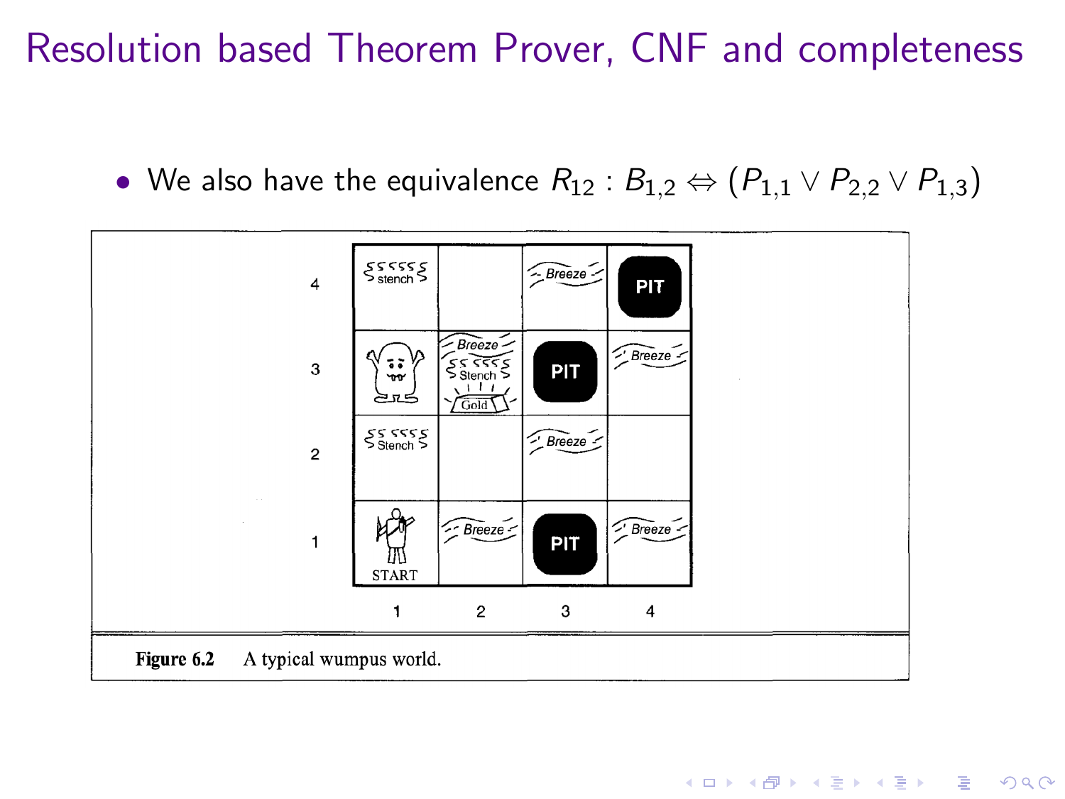# Resolution based Theorem Prover, CNF and completeness

- We also have the equivalence $R_{12} : B_{1,2} \Leftrightarrow (P_{1,1} \vee P_{2,2} \vee P_{1,3})$

**Figure 6.2** A typical wumpus world.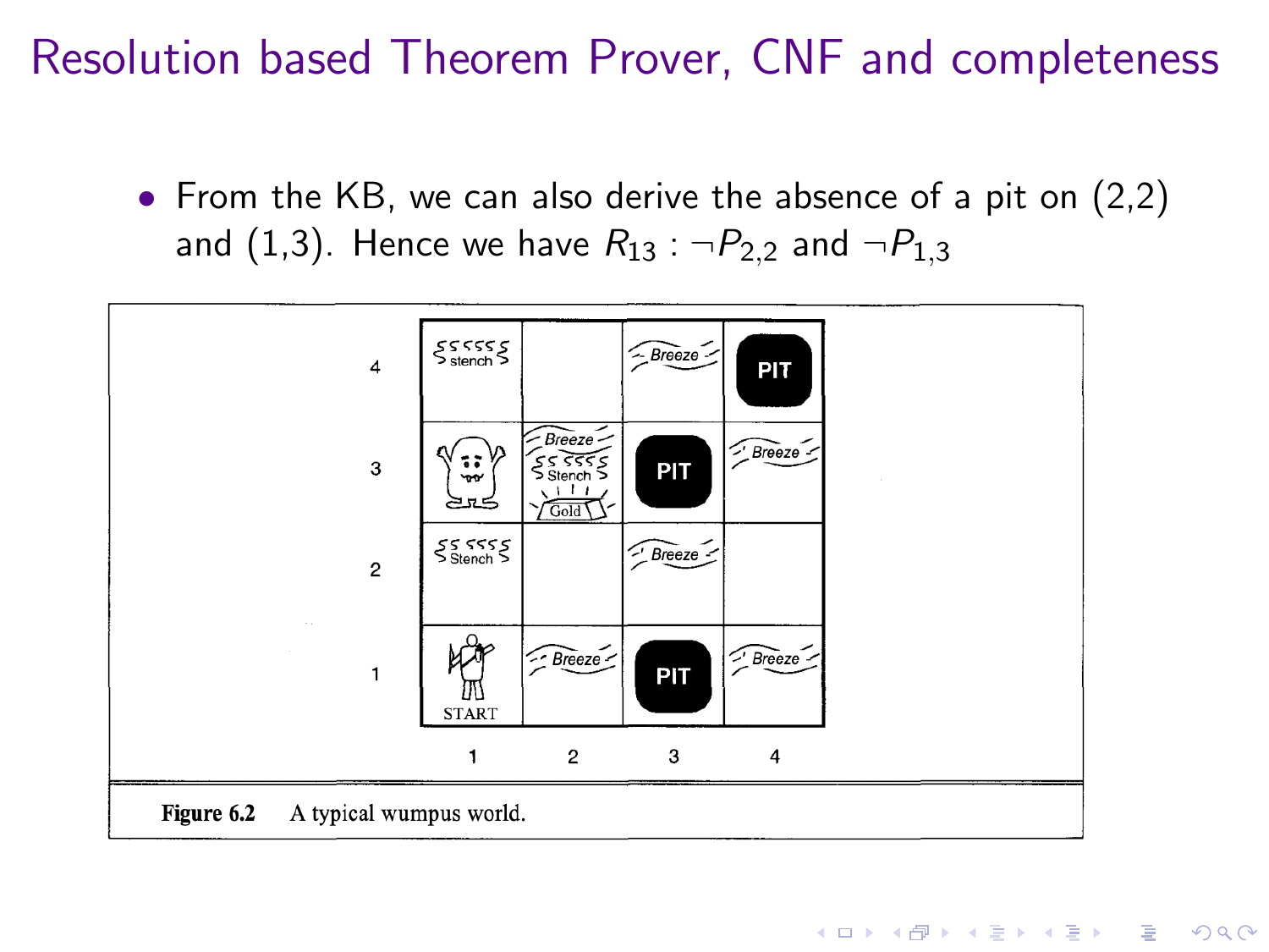# Resolution based Theorem Prover, CNF and completeness

- From the KB, we can also derive the absence of a pit on (2,2) and (1,3). Hence we have $R_{13}$ : $\neg P_{2,2}$ and $\neg P_{1,3}$

**Figure 6.2** A typical wumpus world.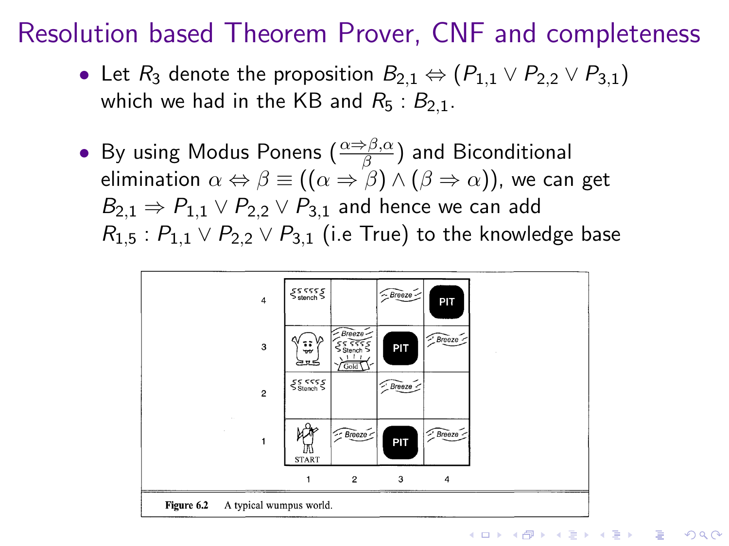# Resolution based Theorem Prover, CNF and completeness

- Let $R_3$ denote the proposition $B_{2,1} \Leftrightarrow (P_{1,1} \vee P_{2,2} \vee P_{3,1})$ which we had in the KB and $R_5 : B_{2,1}$.

- By using Modus Ponens ($\frac{\alpha \Rightarrow \beta, \alpha}{\beta}$) and Biconditional elimination $\alpha \Leftrightarrow \beta \equiv ((\alpha \Rightarrow \beta) \wedge (\beta \Rightarrow \alpha))$, we can get $B_{2,1} \Rightarrow P_{1,1} \vee P_{2,2} \vee P_{3,1}$ and hence we can add $R_{1,5} : P_{1,1} \vee P_{2,2} \vee P_{3,1}$ (i.e True) to the knowledge base

**Figure 6.2** A typical wumpus world.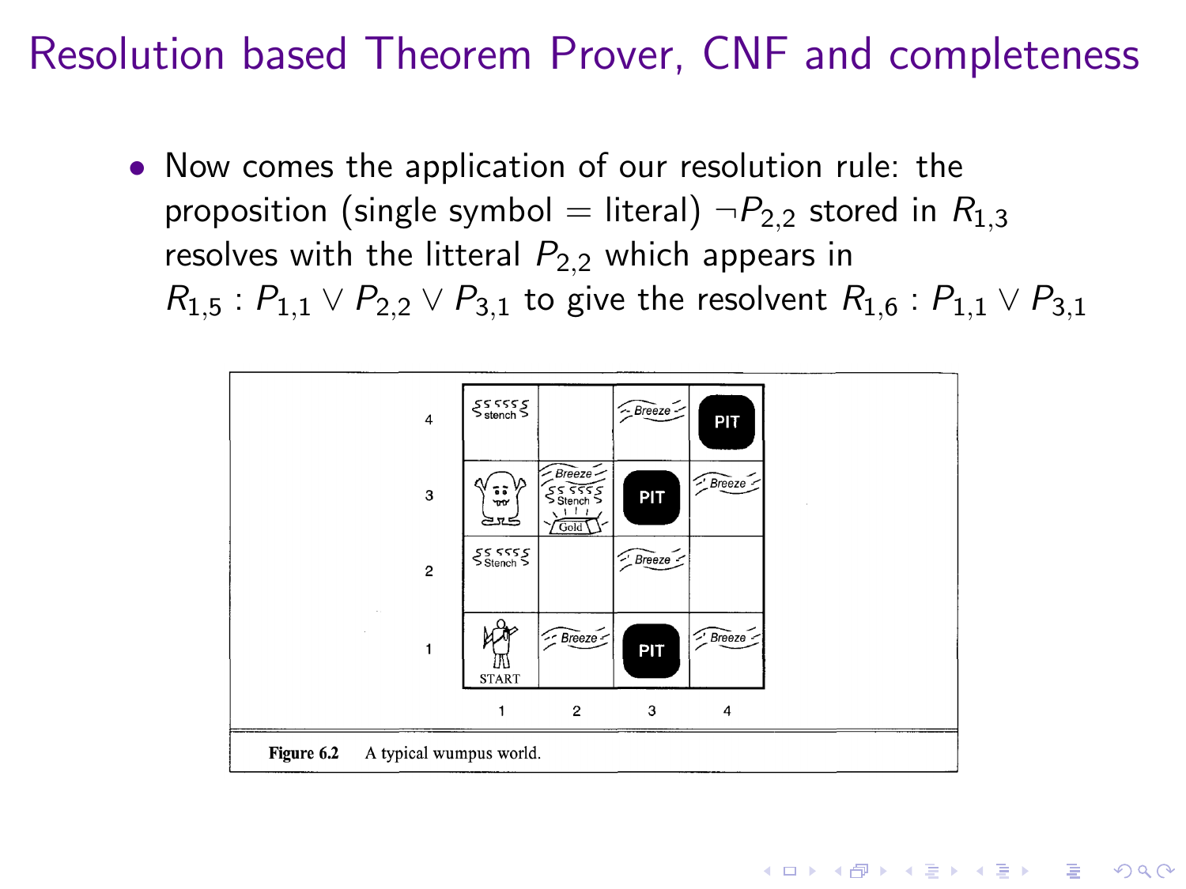# Resolution based Theorem Prover, CNF and completeness

- Now comes the application of our resolution rule: the proposition (single symbol = literal) $\neg P_{2,2}$ stored in $R_{1,3}$ resolves with the litteral $P_{2,2}$ which appears in $R_{1,5} : P_{1,1} \vee P_{2,2} \vee P_{3,1}$ to give the resolvent $R_{1,6} : P_{1,1} \vee P_{3,1}$

**Figure 6.2** A typical wumpus world.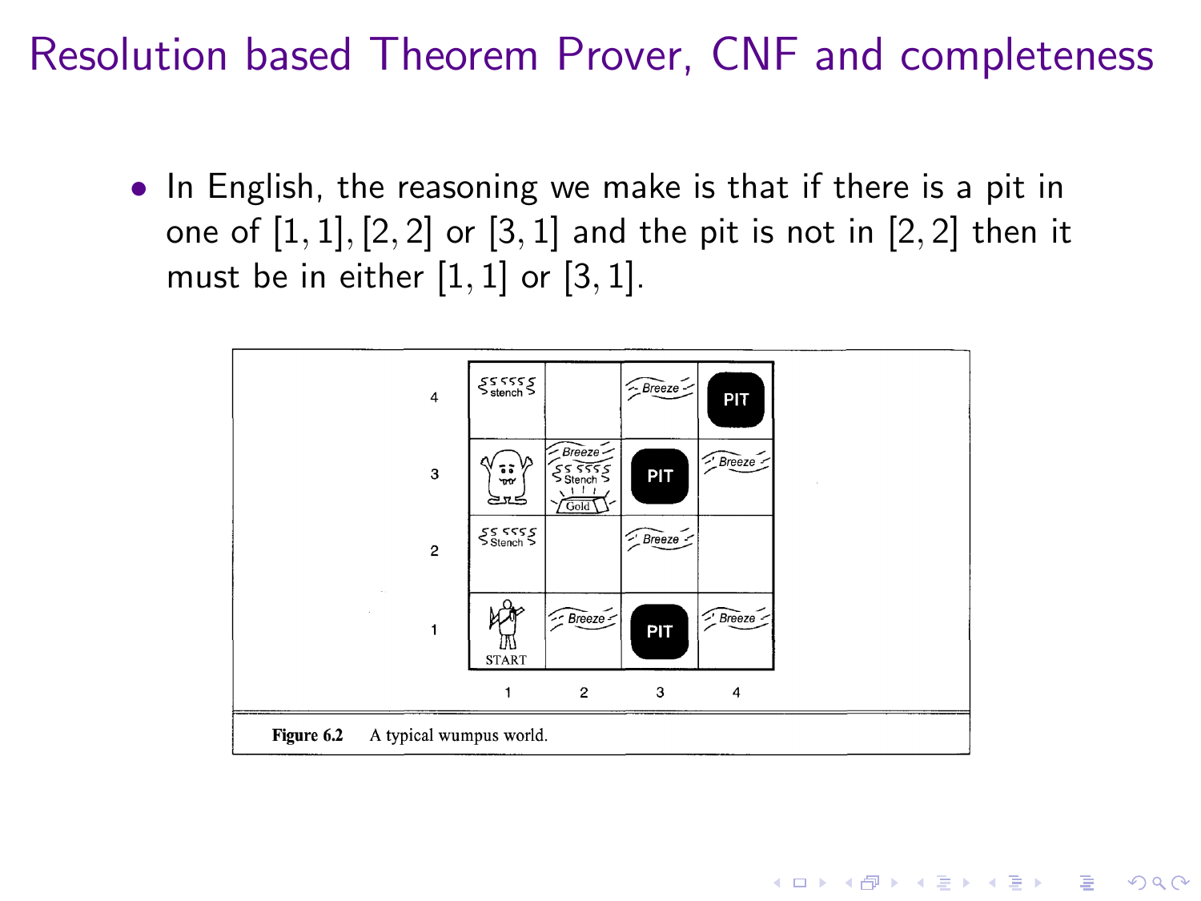# Resolution based Theorem Prover, CNF and completeness

- In English, the reasoning we make is that if there is a pit in one of $[1,1], [2,2]$ or $[3,1]$ and the pit is not in $[2,2]$ then it must be in either $[1,1]$ or $[3,1]$.

**Figure 6.2** A typical wumpus world.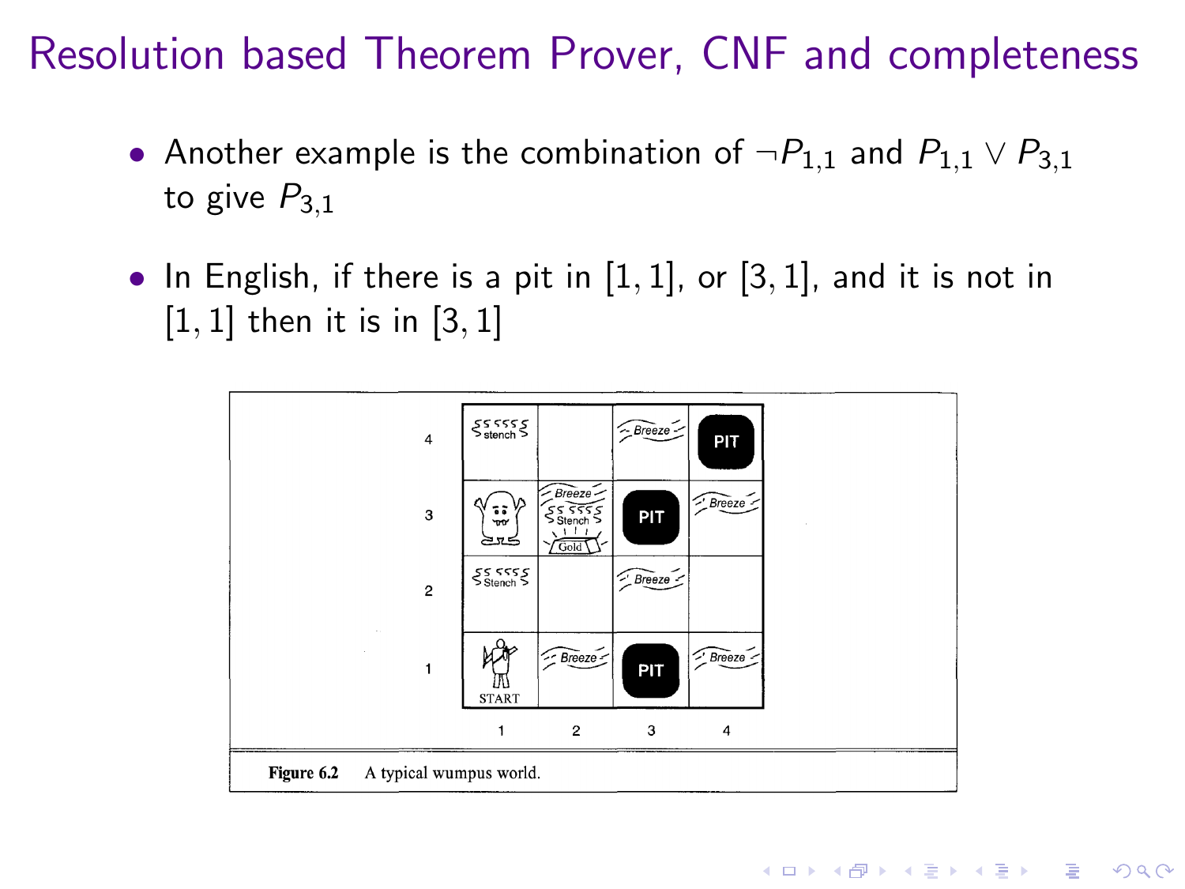# Resolution based Theorem Prover, CNF and completeness

- Another example is the combination of $\neg P_{1,1}$ and $P_{1,1} \vee P_{3,1}$ to give $P_{3,1}$
- In English, if there is a pit in [1, 1], or [3, 1], and it is not in [1, 1] then it is in [3, 1]

**Figure 6.2** A typical wumpus world.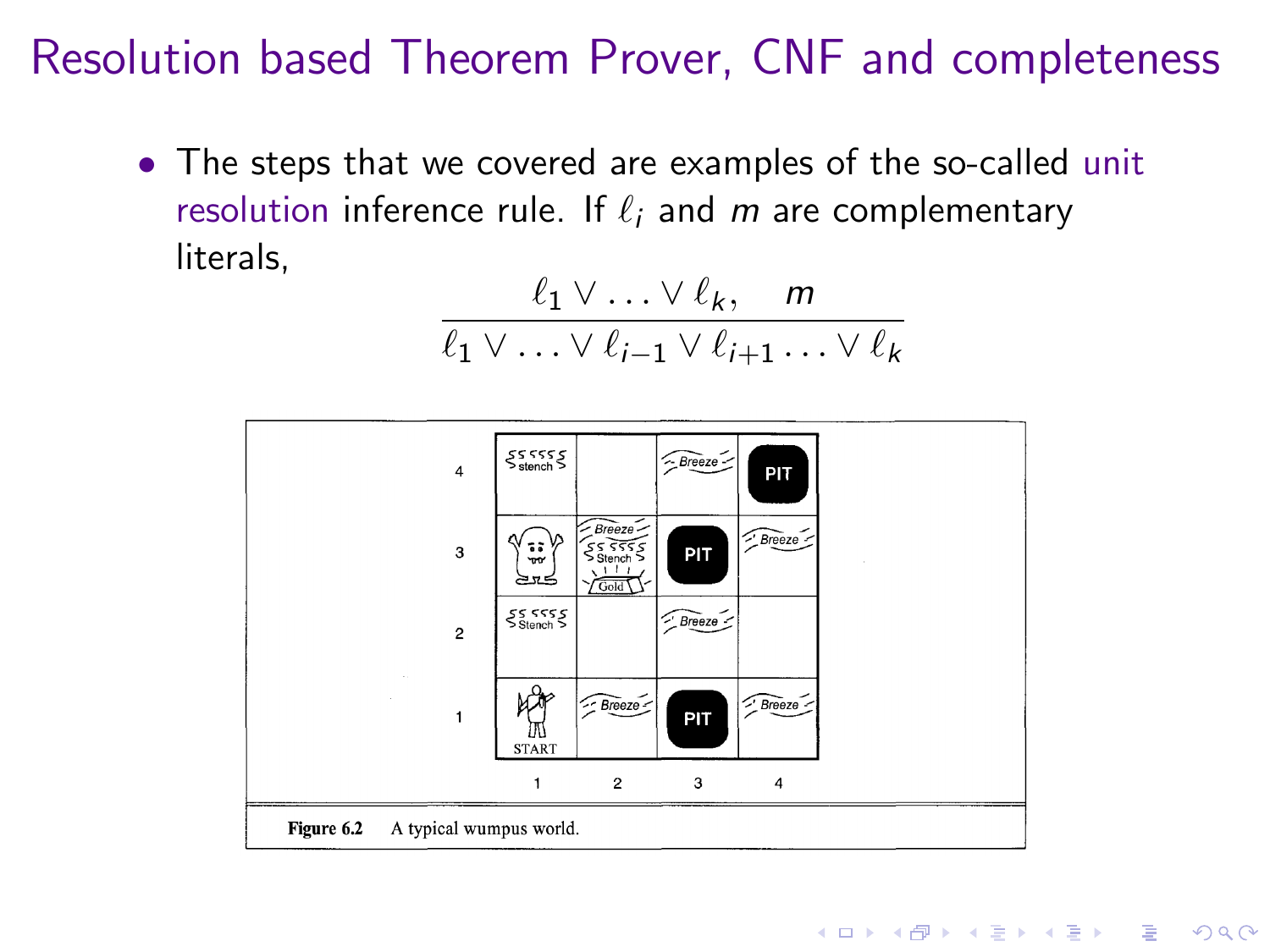# Resolution based Theorem Prover, CNF and completeness

- The steps that we covered are examples of the so-called unit resolution inference rule. If $\ell_i$ and $m$ are complementary literals,

$$\frac{\ell_1 \vee \ldots \vee \ell_k, \quad m}{\ell_1 \vee \ldots \vee \ell_{i-1} \vee \ell_{i+1} \ldots \vee \ell_k}$$

**Figure 6.2** A typical wumpus world.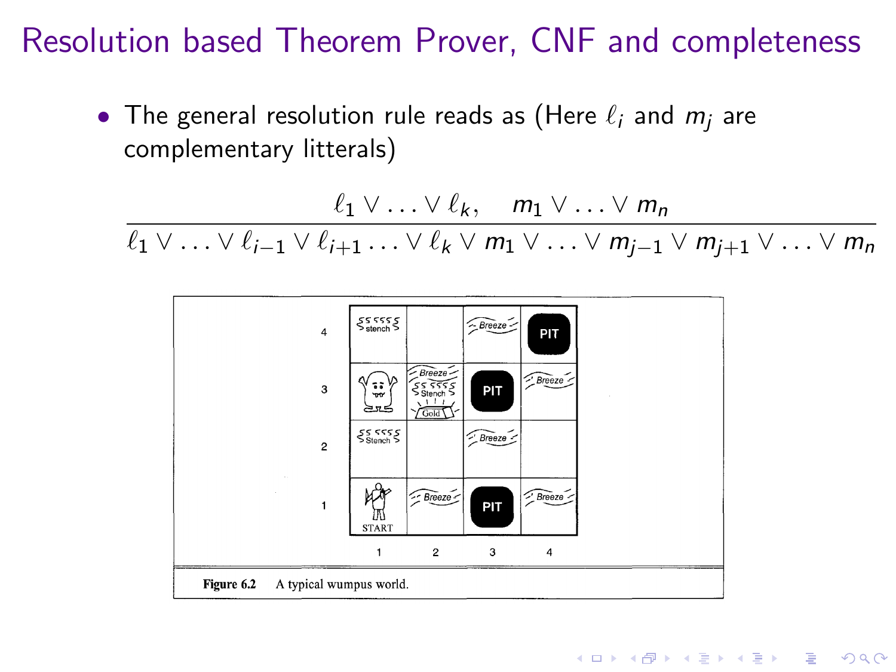# Resolution based Theorem Prover, CNF and completeness

- The general resolution rule reads as (Here $\ell_i$ and $m_j$ are complementary litterals)

$$\frac{\ell_1 \vee \ldots \vee \ell_k, \quad m_1 \vee \ldots \vee m_n}{\ell_1 \vee \ldots \vee \ell_{i-1} \vee \ell_{i+1} \ldots \vee \ell_k \vee m_1 \vee \ldots \vee m_{j-1} \vee m_{j+1} \vee \ldots \vee m_n}$$

**Figure 6.2** A typical wumpus world.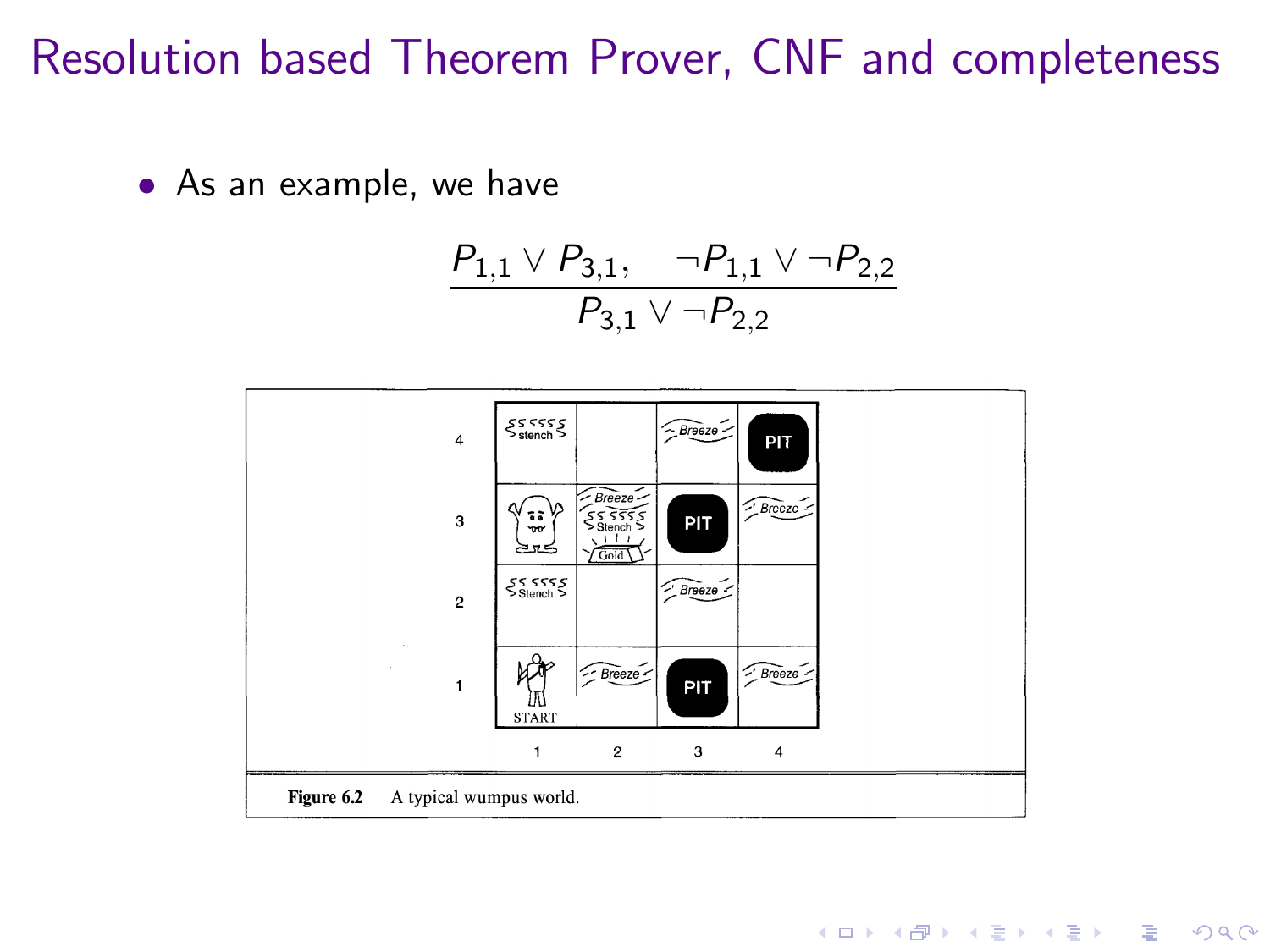# Resolution based Theorem Prover, CNF and completeness

- As an example, we have

$$\frac{P_{1,1} \vee P_{3,1}, \quad \neg P_{1,1} \vee \neg P_{2,2}}{P_{3,1} \vee \neg P_{2,2}}$$

**Figure 6.2** A typical wumpus world.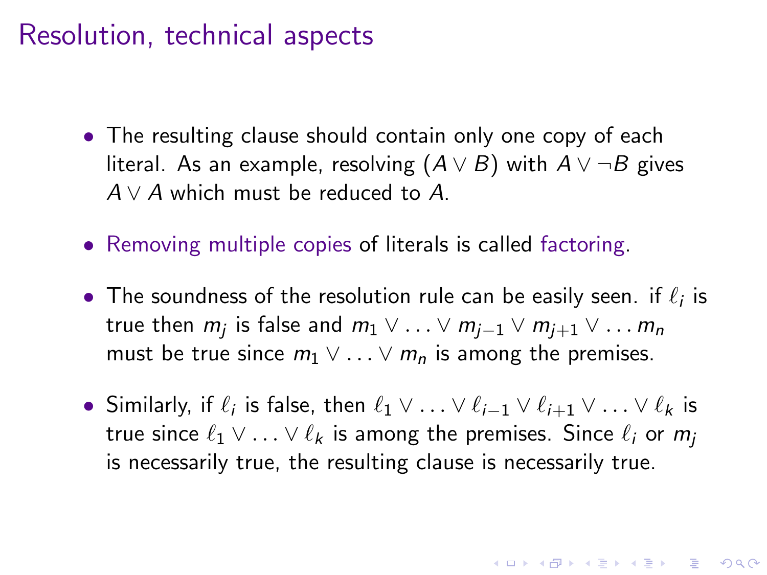# Resolution, technical aspects

- The resulting clause should contain only one copy of each literal. As an example, resolving $(A \vee B)$ with $A \vee \neg B$ gives $A \vee A$ which must be reduced to $A$.
- Removing multiple copies of literals is called factoring.
- The soundness of the resolution rule can be easily seen. if $\ell_i$ is true then $m_j$ is false and $m_1 \vee \ldots \vee m_{j-1} \vee m_{j+1} \vee \ldots m_n$ must be true since $m_1 \vee \ldots \vee m_n$ is among the premises.
- Similarly, if $\ell_i$ is false, then $\ell_1 \vee \ldots \vee \ell_{i-1} \vee \ell_{i+1} \vee \ldots \vee \ell_k$ is true since $\ell_1 \vee \ldots \vee \ell_k$ is among the premises. Since $\ell_i$ or $m_j$ is necessarily true, the resulting clause is necessarily true.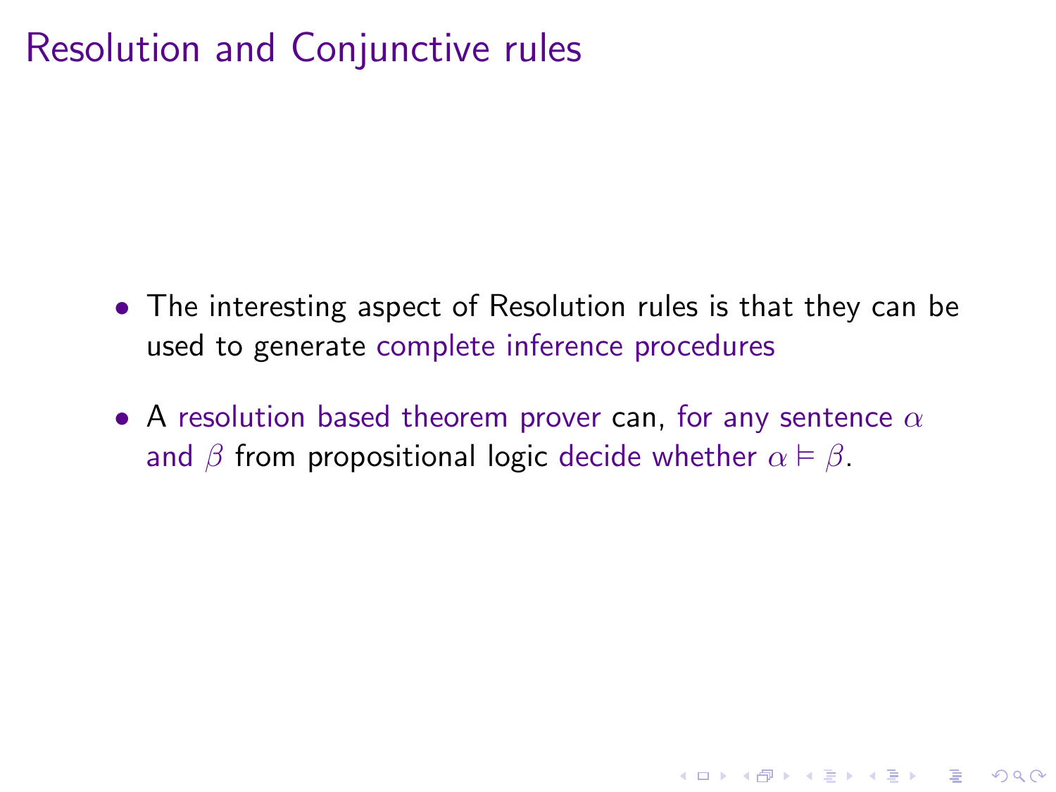# Resolution and Conjunctive rules

- The interesting aspect of Resolution rules is that they can be used to generate complete inference procedures
- A resolution based theorem prover can, for any sentence $\alpha$ and $\beta$ from propositional logic decide whether $\alpha \vDash \beta$.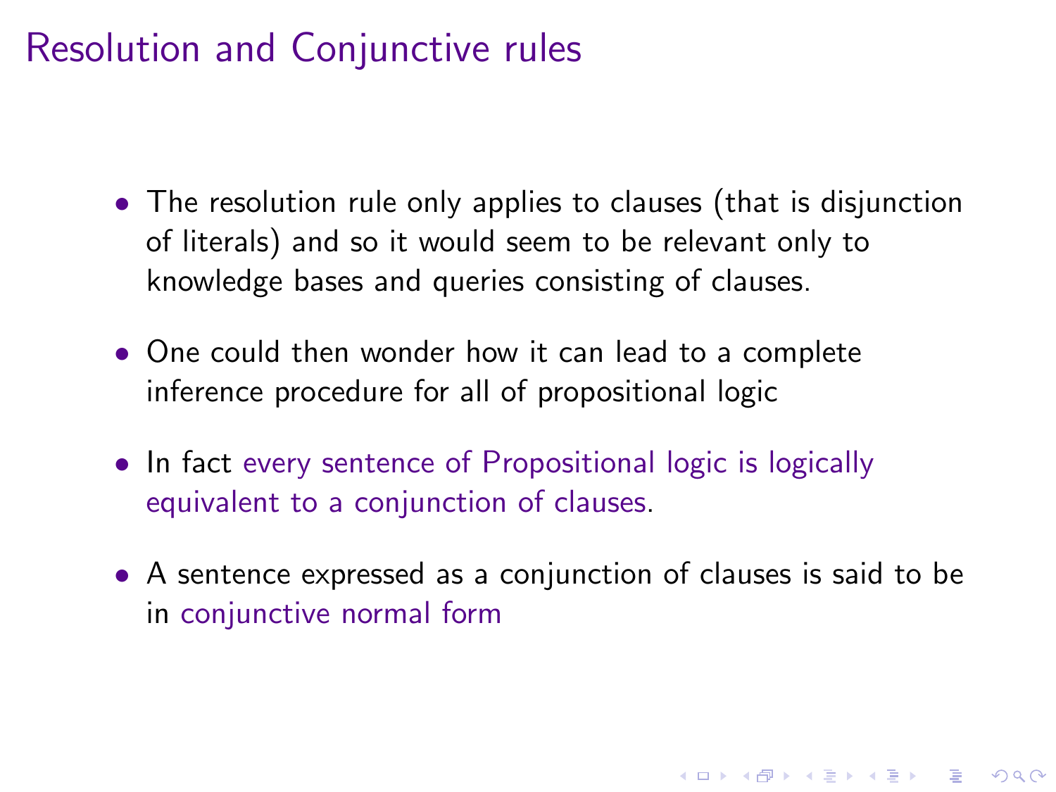# Resolution and Conjunctive rules

- The resolution rule only applies to clauses (that is disjunction of literals) and so it would seem to be relevant only to knowledge bases and queries consisting of clauses.
- One could then wonder how it can lead to a complete inference procedure for all of propositional logic
- In fact every sentence of Propositional logic is logically equivalent to a conjunction of clauses.
- A sentence expressed as a conjunction of clauses is said to be in conjunctive normal form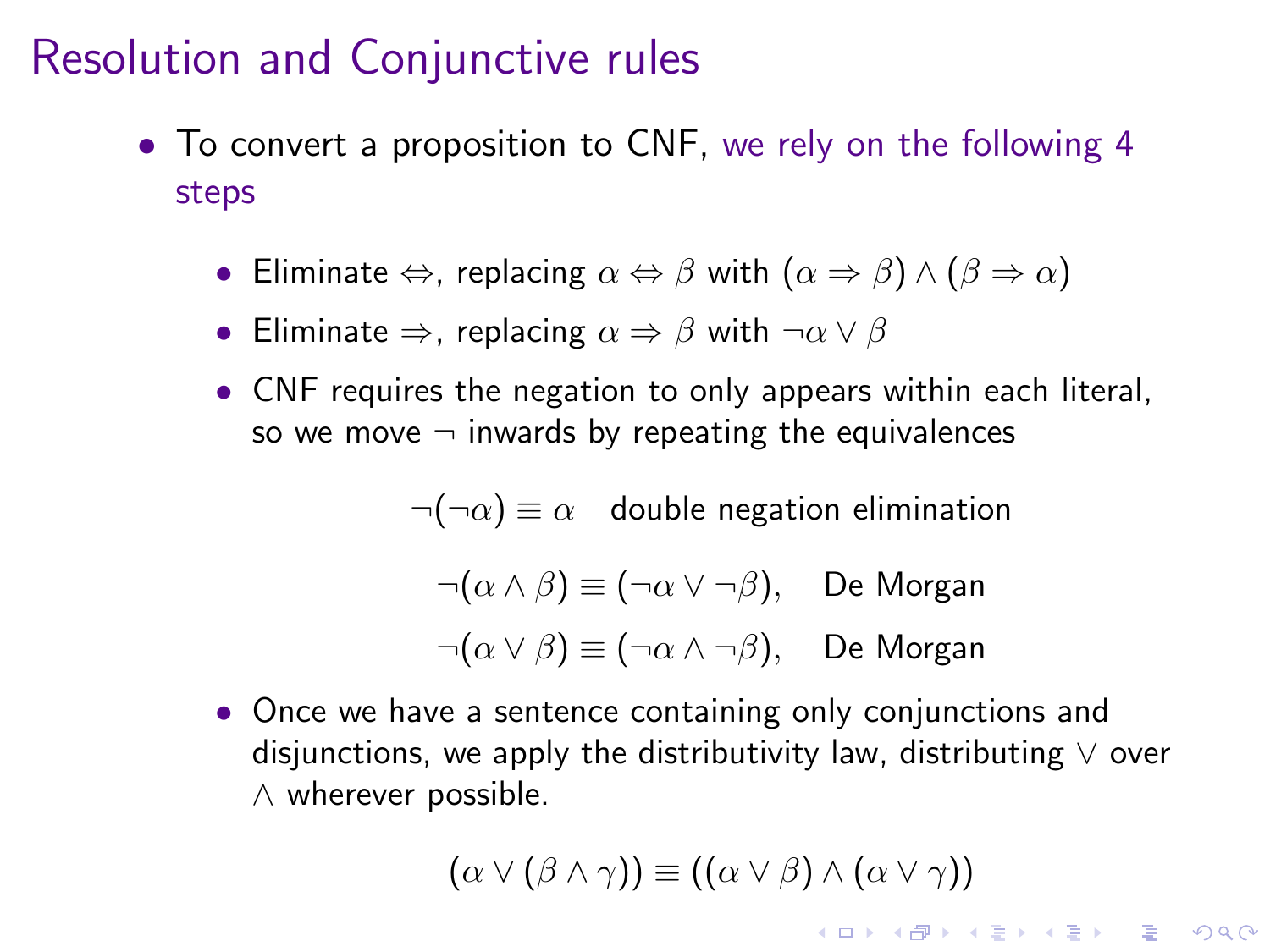# Resolution and Conjunctive rules

- To convert a proposition to CNF, we rely on the following 4 steps
  - Eliminate $\Leftrightarrow$, replacing $\alpha \Leftrightarrow \beta$ with $(\alpha \Rightarrow \beta) \wedge (\beta \Rightarrow \alpha)$
  - Eliminate $\Rightarrow$, replacing $\alpha \Rightarrow \beta$ with $\neg\alpha \vee \beta$
  - CNF requires the negation to only appears within each literal, so we move $\neg$ inwards by repeating the equivalences

$$\neg(\neg\alpha) \equiv \alpha \quad \text{double negation elimination}$$

$$\neg(\alpha \wedge \beta) \equiv (\neg\alpha \vee \neg\beta), \quad \text{De Morgan}$$

$$\neg(\alpha \vee \beta) \equiv (\neg\alpha \wedge \neg\beta), \quad \text{De Morgan}$$

  - Once we have a sentence containing only conjunctions and disjunctions, we apply the distributivity law, distributing $\vee$ over $\wedge$ wherever possible.

$$(\alpha \vee (\beta \wedge \gamma)) \equiv ((\alpha \vee \beta) \wedge (\alpha \vee \gamma))$$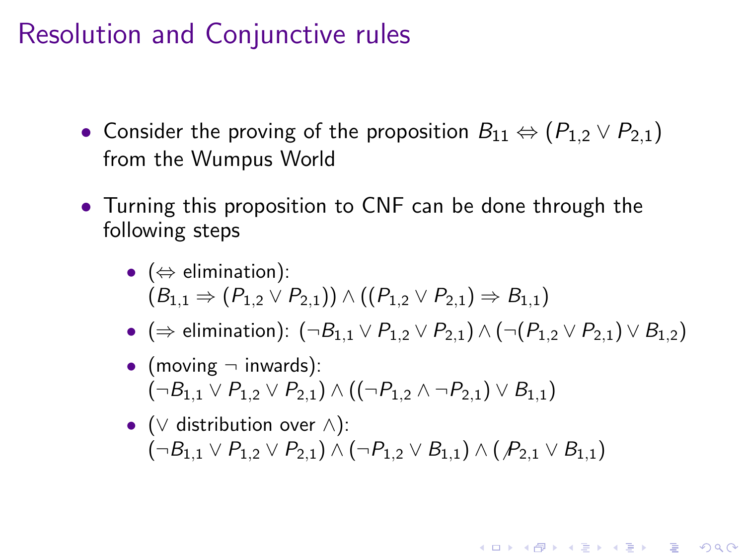# Resolution and Conjunctive rules

- Consider the proving of the proposition $B_{11} \Leftrightarrow (P_{1,2} \vee P_{2,1})$ from the Wumpus World
- Turning this proposition to CNF can be done through the following steps
  - ($\Leftrightarrow$ elimination): $(B_{1,1} \Rightarrow (P_{1,2} \vee P_{2,1})) \wedge ((P_{1,2} \vee P_{2,1}) \Rightarrow B_{1,1})$
  - ($\Rightarrow$ elimination): $(\neg B_{1,1} \vee P_{1,2} \vee P_{2,1}) \wedge (\neg(P_{1,2} \vee P_{2,1}) \vee B_{1,2})$
  - (moving $\neg$ inwards): $(\neg B_{1,1} \vee P_{1,2} \vee P_{2,1}) \wedge ((\neg P_{1,2} \wedge \neg P_{2,1}) \vee B_{1,1})$
  - ($\vee$ distribution over $\wedge$): $(\neg B_{1,1} \vee P_{1,2} \vee P_{2,1}) \wedge (\neg P_{1,2} \vee B_{1,1}) \wedge (\not P_{2,1} \vee B_{1,1})$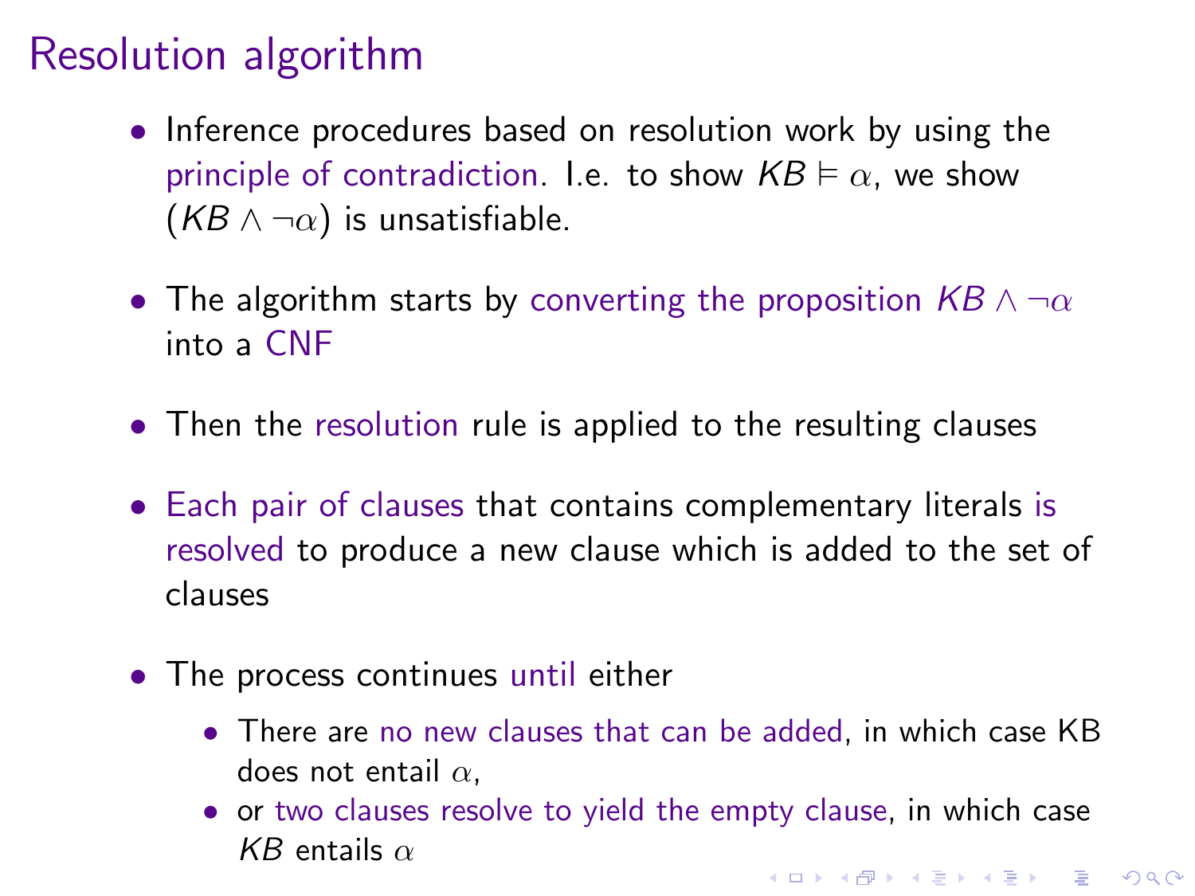# Resolution algorithm

- Inference procedures based on resolution work by using the principle of contradiction. I.e. to show $KB \models \alpha$, we show $(KB \wedge \neg\alpha)$ is unsatisfiable.
- The algorithm starts by converting the proposition $KB \wedge \neg\alpha$ into a CNF
- Then the resolution rule is applied to the resulting clauses
- Each pair of clauses that contains complementary literals is resolved to produce a new clause which is added to the set of clauses
- The process continues until either
  - There are no new clauses that can be added, in which case KB does not entail $\alpha$,
  - or two clauses resolve to yield the empty clause, in which case $KB$ entails $\alpha$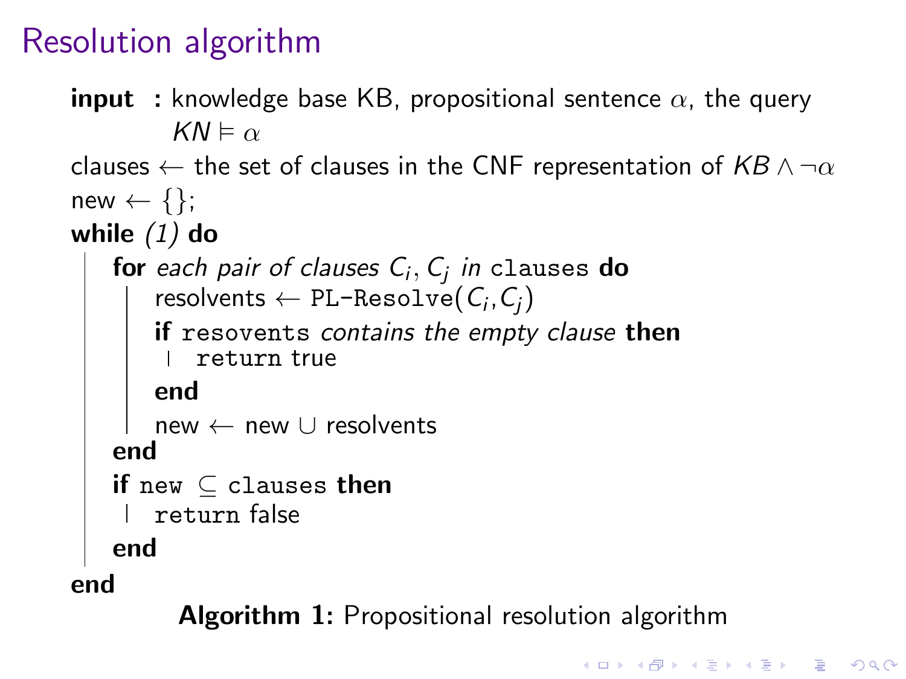# Resolution algorithm

```
input : knowledge base KB, propositional sentence α, the query
        KN ⊨ α
clauses ← the set of clauses in the CNF representation of KB ∧ ¬α
new ← {};
while (1) do
    for each pair of clauses C_i, C_j in clauses do
        resolvents ← PL-Resolve(C_i,C_j)
        if resovents contains the empty clause then
            return true
        end
        new ← new ∪ resolvents
    end
    if new ⊆ clauses then
        return false
    end
end
```

**Algorithm 1:** Propositional resolution algorithm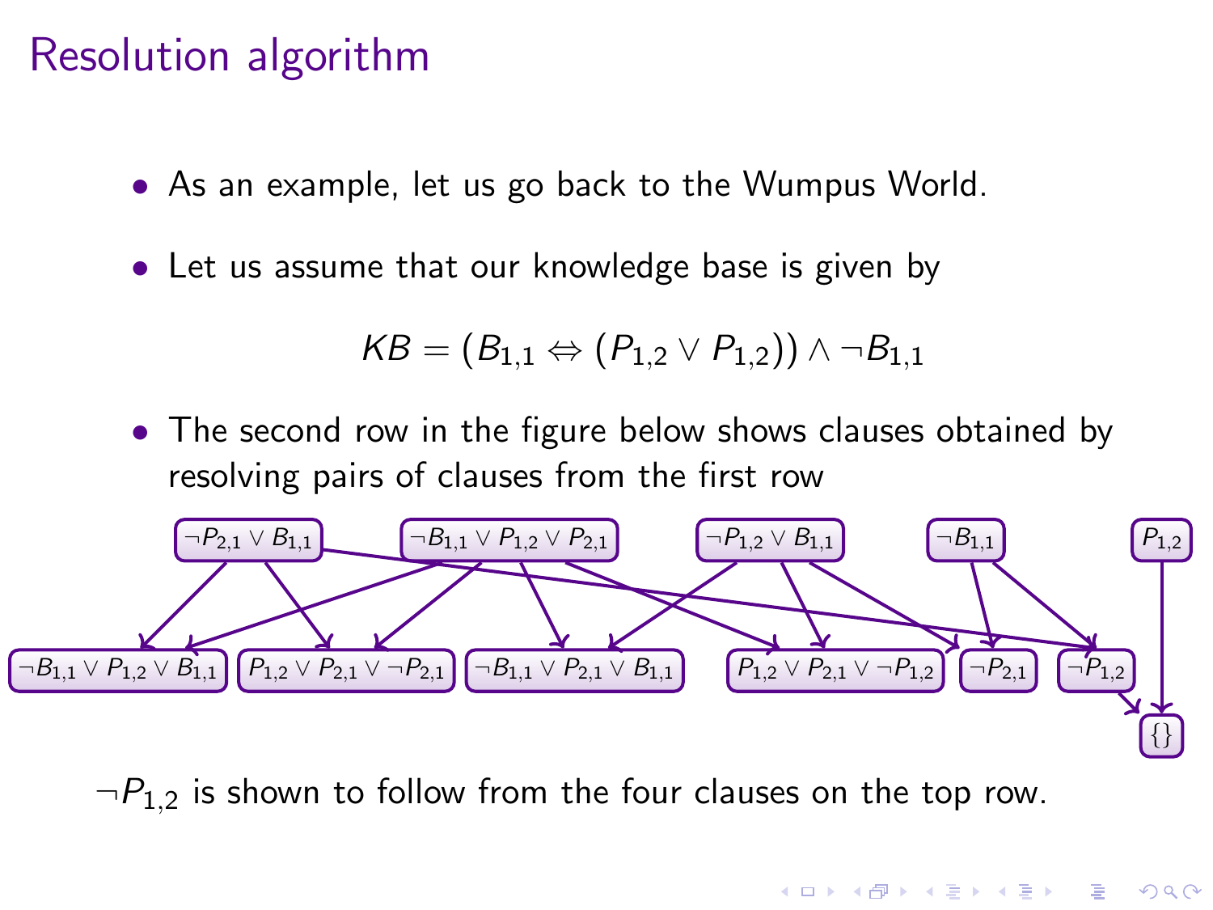# Resolution algorithm

- As an example, let us go back to the Wumpus World.
- Let us assume that our knowledge base is given by

$$KB = (B_{1,1} \Leftrightarrow (P_{1,2} \vee P_{1,2})) \wedge \neg B_{1,1}$$

- The second row in the figure below shows clauses obtained by resolving pairs of clauses from the first row

First row: $\neg P_{2,1} \vee B_{1,1}$ | $\neg B_{1,1} \vee P_{1,2} \vee P_{2,1}$ | $\neg P_{1,2} \vee B_{1,1}$ | $\neg B_{1,1}$ | $P_{1,2}$

Second row: $\neg B_{1,1} \vee P_{1,2} \vee B_{1,1}$ | $P_{1,2} \vee P_{2,1} \vee \neg P_{2,1}$ | $\neg B_{1,1} \vee P_{2,1} \vee B_{1,1}$ | $P_{1,2} \vee P_{2,1} \vee \neg P_{1,2}$ | $\neg P_{2,1}$ | $\neg P_{1,2}$

Result: $\{\}$

$\neg P_{1,2}$ is shown to follow from the four clauses on the top row.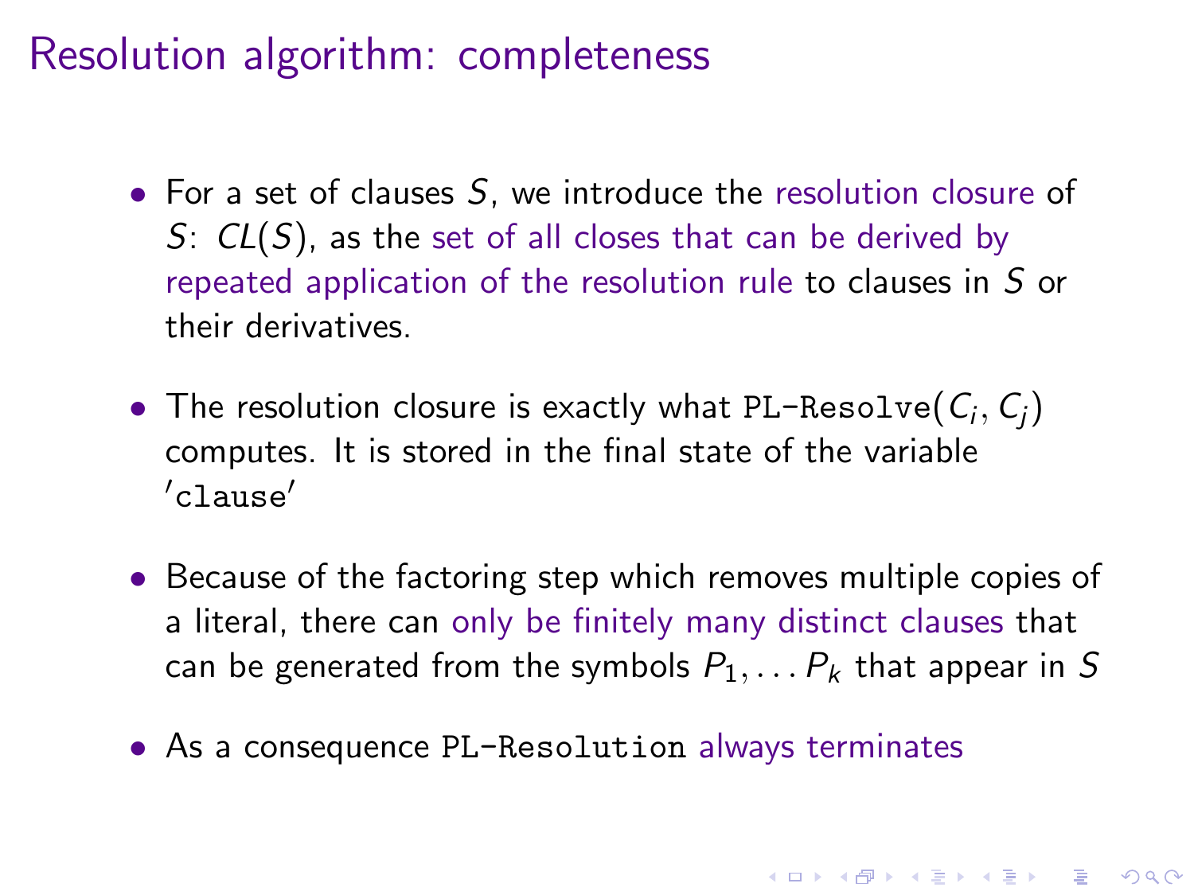# Resolution algorithm: completeness

- For a set of clauses $S$, we introduce the resolution closure of $S$: $CL(S)$, as the set of all closes that can be derived by repeated application of the resolution rule to clauses in $S$ or their derivatives.

- The resolution closure is exactly what `PL-Resolve`$(C_i, C_j)$ computes. It is stored in the final state of the variable $'$`clause`$'$

- Because of the factoring step which removes multiple copies of a literal, there can only be finitely many distinct clauses that can be generated from the symbols $P_1, \ldots P_k$ that appear in $S$

- As a consequence `PL-Resolution` always terminates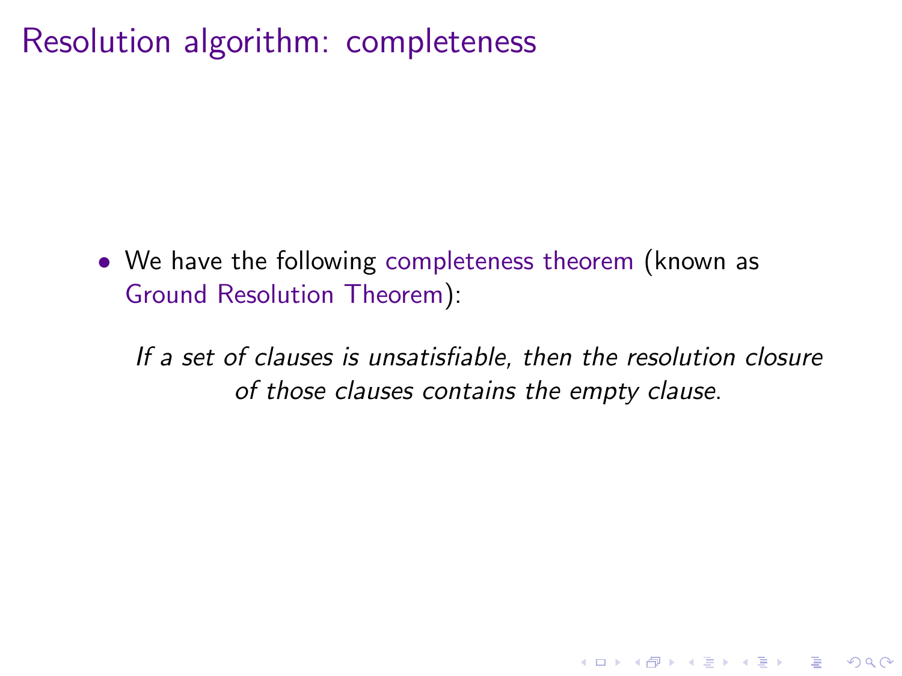# Resolution algorithm: completeness

- We have the following completeness theorem (known as Ground Resolution Theorem):

  *If a set of clauses is unsatisfiable, then the resolution closure of those clauses contains the empty clause.*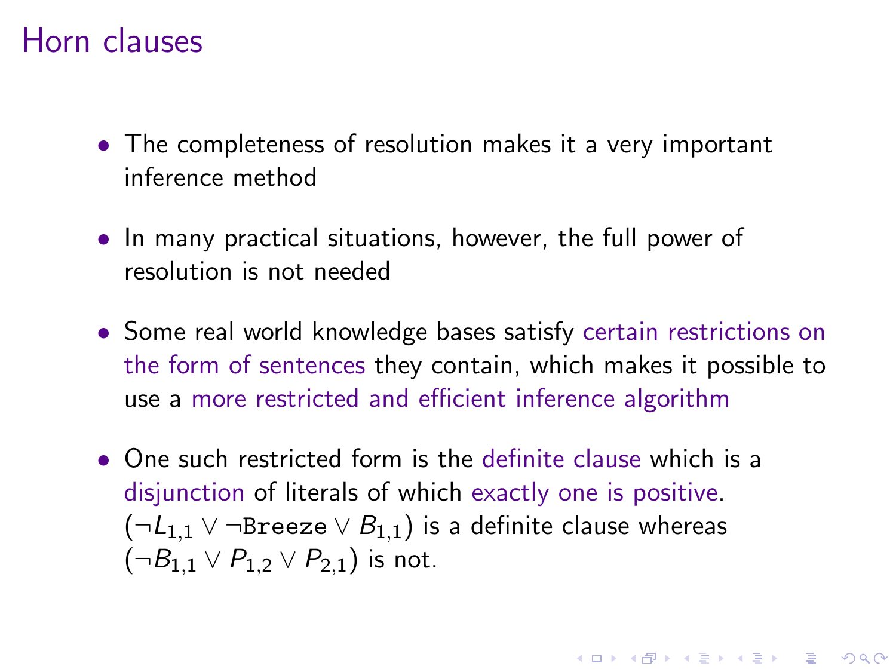# Horn clauses

- The completeness of resolution makes it a very important inference method
- In many practical situations, however, the full power of resolution is not needed
- Some real world knowledge bases satisfy certain restrictions on the form of sentences they contain, which makes it possible to use a more restricted and efficient inference algorithm
- One such restricted form is the definite clause which is a disjunction of literals of which exactly one is positive. $(\neg L_{1,1} \vee \neg \texttt{Breeze} \vee B_{1,1})$ is a definite clause whereas $(\neg B_{1,1} \vee P_{1,2} \vee P_{2,1})$ is not.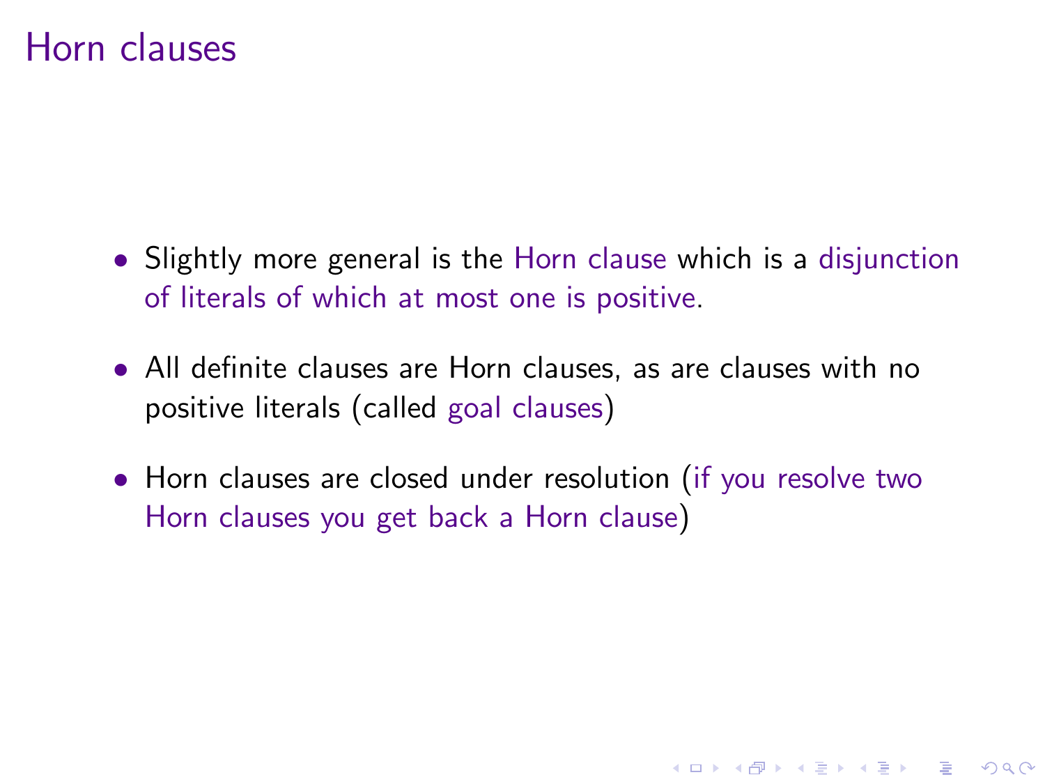# Horn clauses

- Slightly more general is the Horn clause which is a disjunction of literals of which at most one is positive.
- All definite clauses are Horn clauses, as are clauses with no positive literals (called goal clauses)
- Horn clauses are closed under resolution (if you resolve two Horn clauses you get back a Horn clause)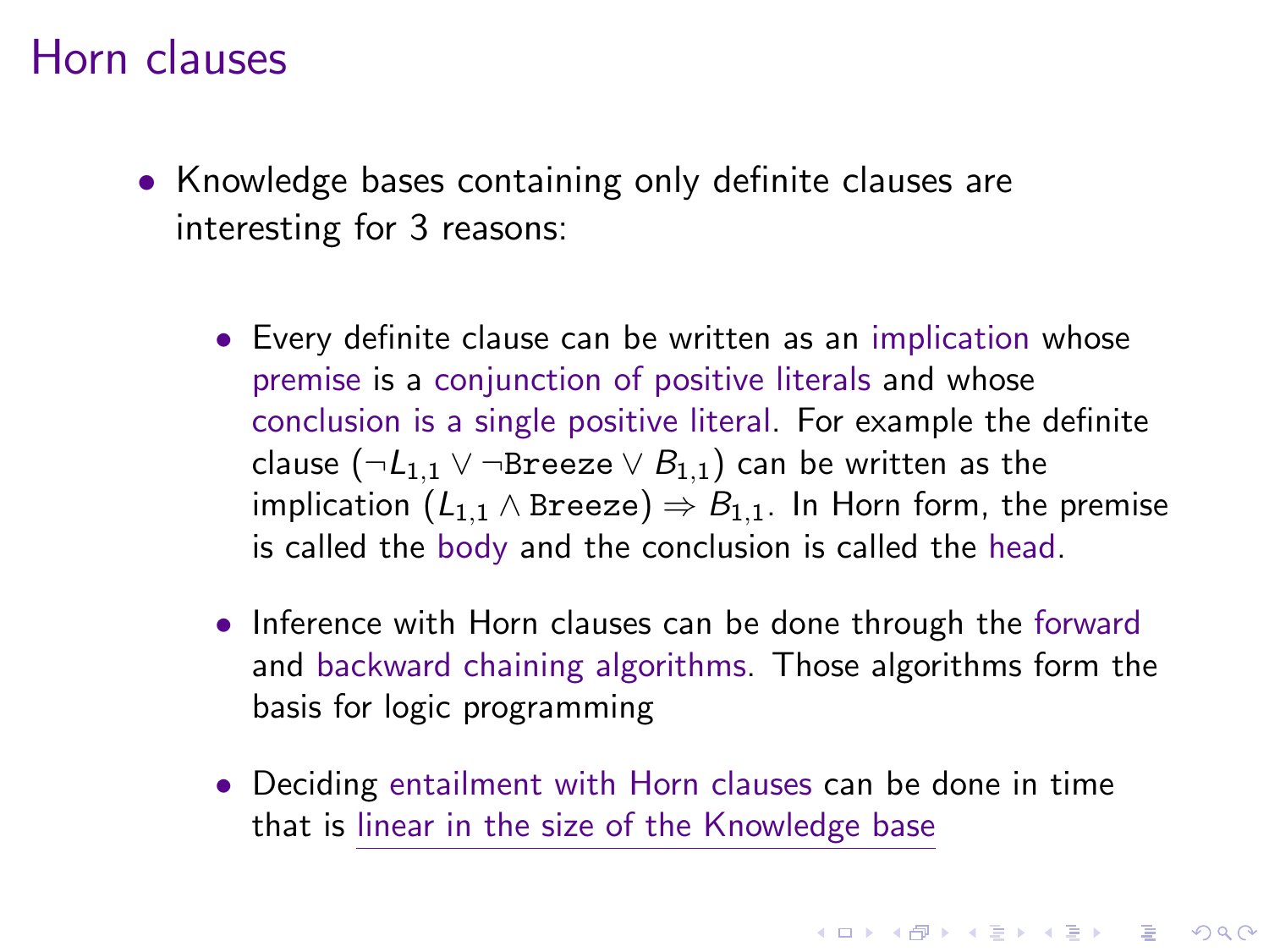# Horn clauses

- Knowledge bases containing only definite clauses are interesting for 3 reasons:
  - Every definite clause can be written as an implication whose premise is a conjunction of positive literals and whose conclusion is a single positive literal. For example the definite clause $(\neg L_{1,1} \vee \neg \texttt{Breeze} \vee B_{1,1})$ can be written as the implication $(L_{1,1} \wedge \texttt{Breeze}) \Rightarrow B_{1,1}$. In Horn form, the premise is called the body and the conclusion is called the head.
  - Inference with Horn clauses can be done through the forward and backward chaining algorithms. Those algorithms form the basis for logic programming
  - Deciding entailment with Horn clauses can be done in time that is linear in the size of the Knowledge base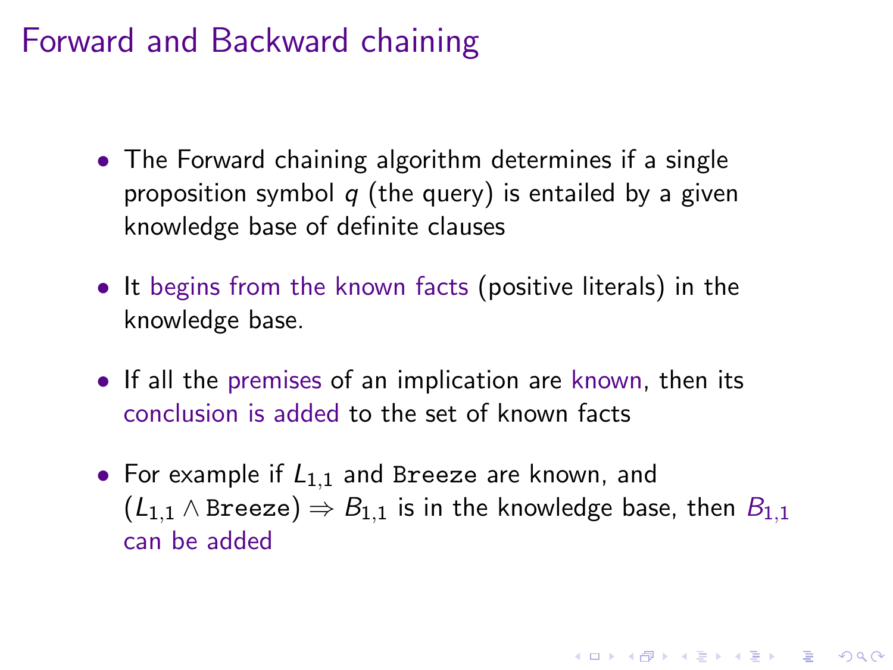# Forward and Backward chaining

- The Forward chaining algorithm determines if a single proposition symbol $q$ (the query) is entailed by a given knowledge base of definite clauses
- It begins from the known facts (positive literals) in the knowledge base.
- If all the premises of an implication are known, then its conclusion is added to the set of known facts
- For example if $L_{1,1}$ and $\texttt{Breeze}$ are known, and $(L_{1,1} \wedge \texttt{Breeze}) \Rightarrow B_{1,1}$ is in the knowledge base, then $B_{1,1}$ can be added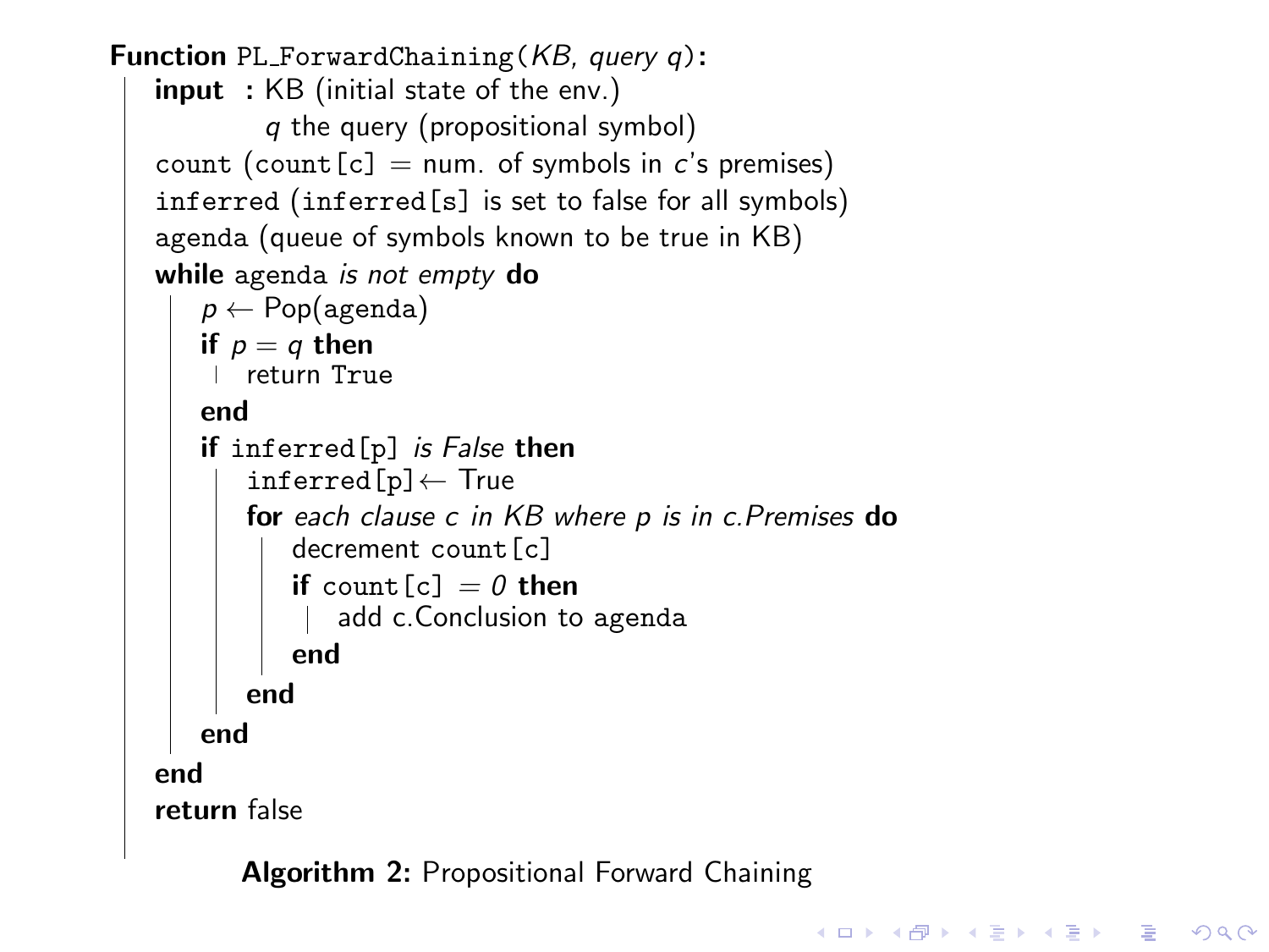```
Function PL_ForwardChaining(KB, query q):
    input : KB (initial state of the env.)
            q the query (propositional symbol)
    count (count[c] = num. of symbols in c's premises)
    inferred (inferred[s] is set to false for all symbols)
    agenda (queue of symbols known to be true in KB)
    while agenda is not empty do
        p ← Pop(agenda)
        if p = q then
            return True
        end
        if inferred[p] is False then
            inferred[p] ← True
            for each clause c in KB where p is in c.Premises do
                decrement count[c]
                if count[c] = 0 then
                    add c.Conclusion to agenda
                end
            end
        end
    end
    return false
```

**Algorithm 2:** Propositional Forward Chaining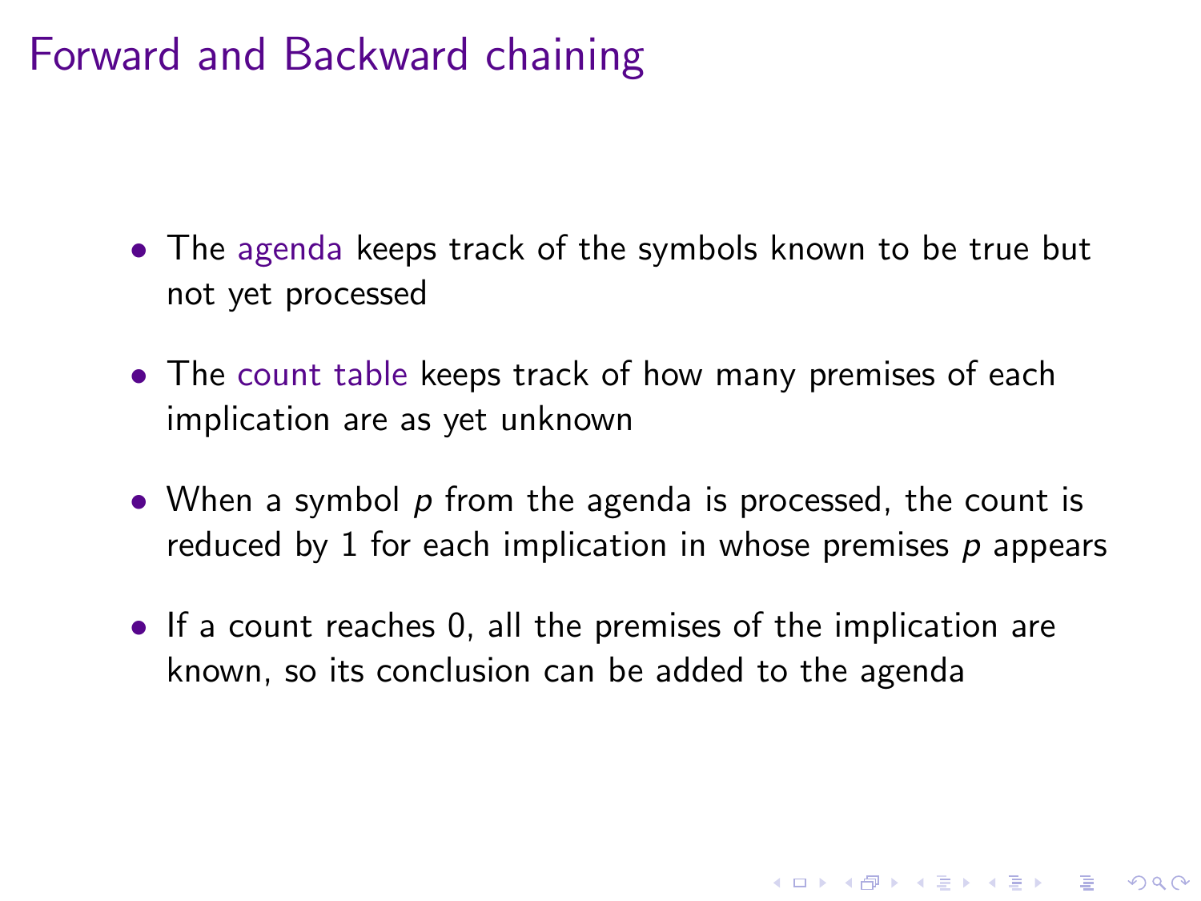# Forward and Backward chaining

- The agenda keeps track of the symbols known to be true but not yet processed
- The count table keeps track of how many premises of each implication are as yet unknown
- When a symbol $p$ from the agenda is processed, the count is reduced by 1 for each implication in whose premises $p$ appears
- If a count reaches 0, all the premises of the implication are known, so its conclusion can be added to the agenda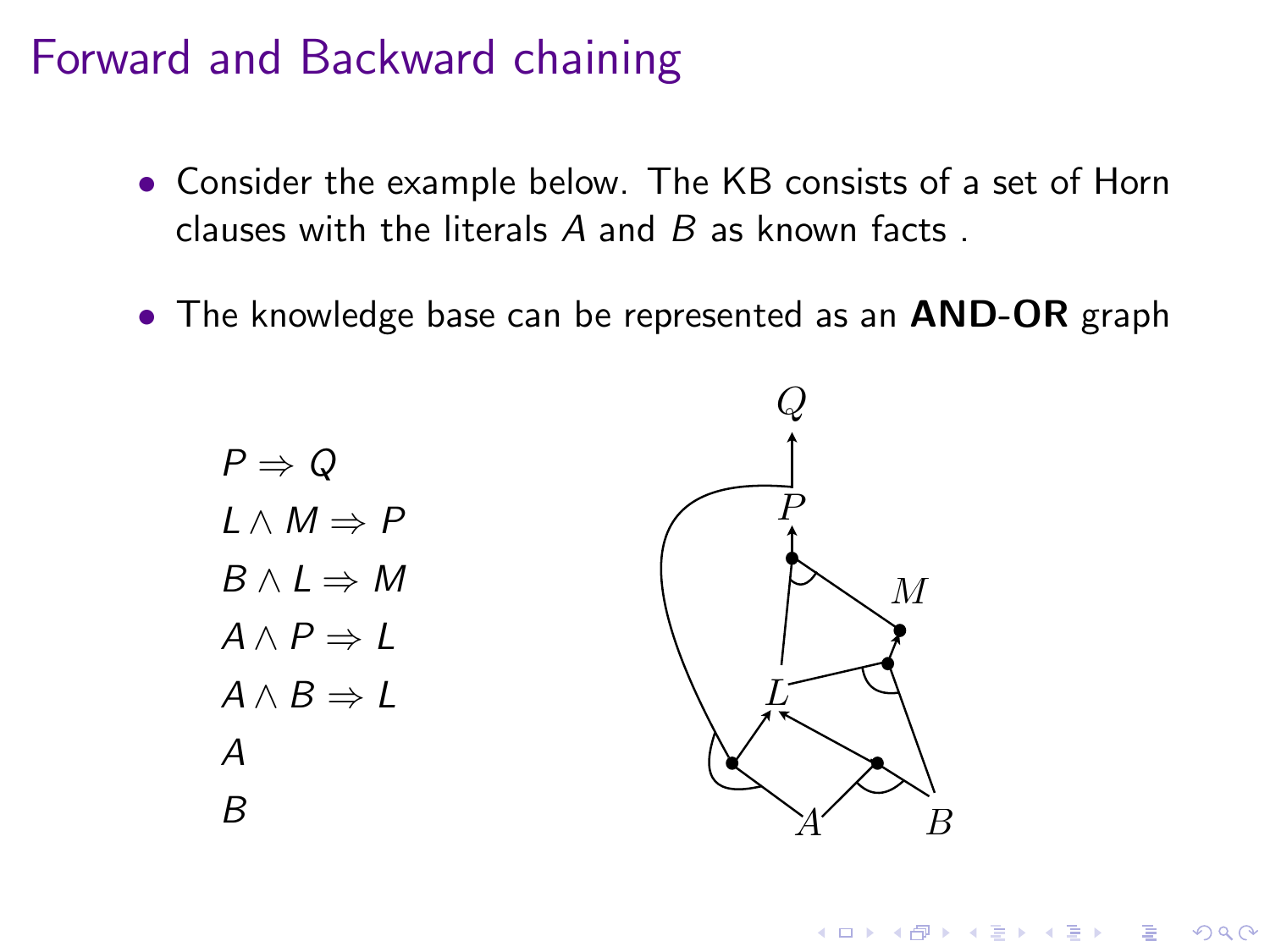# Forward and Backward chaining

- Consider the example below. The KB consists of a set of Horn clauses with the literals $A$ and $B$ as known facts .
- The knowledge base can be represented as an **AND-OR** graph

$P \Rightarrow Q$

$L \wedge M \Rightarrow P$

$B \wedge L \Rightarrow M$

$A \wedge P \Rightarrow L$

$A \wedge B \Rightarrow L$

$A$

$B$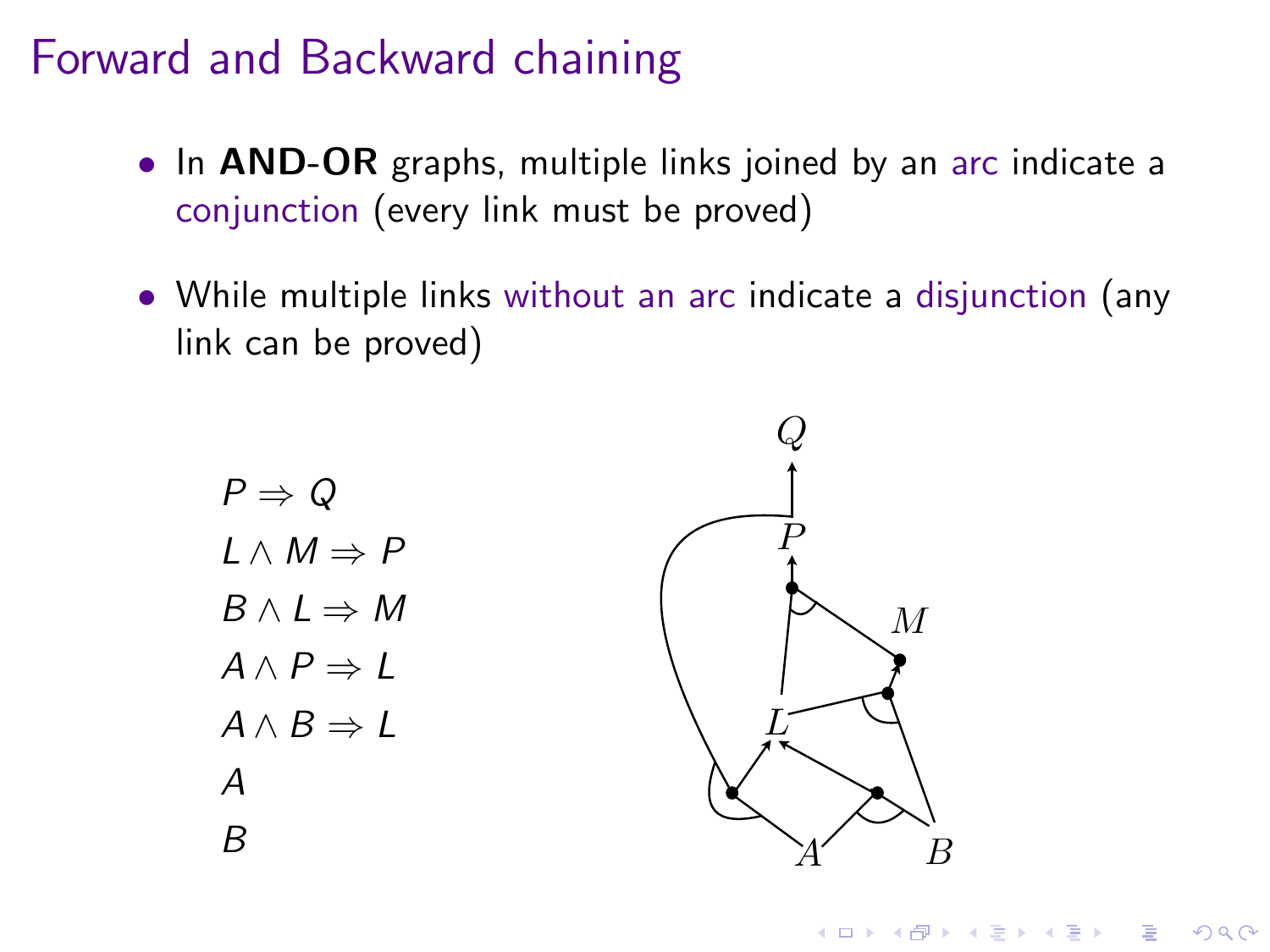# Forward and Backward chaining

- In **AND-OR** graphs, multiple links joined by an arc indicate a conjunction (every link must be proved)
- While multiple links without an arc indicate a disjunction (any link can be proved)

$P \Rightarrow Q$

$L \wedge M \Rightarrow P$

$B \wedge L \Rightarrow M$

$A \wedge P \Rightarrow L$

$A \wedge B \Rightarrow L$

$A$

$B$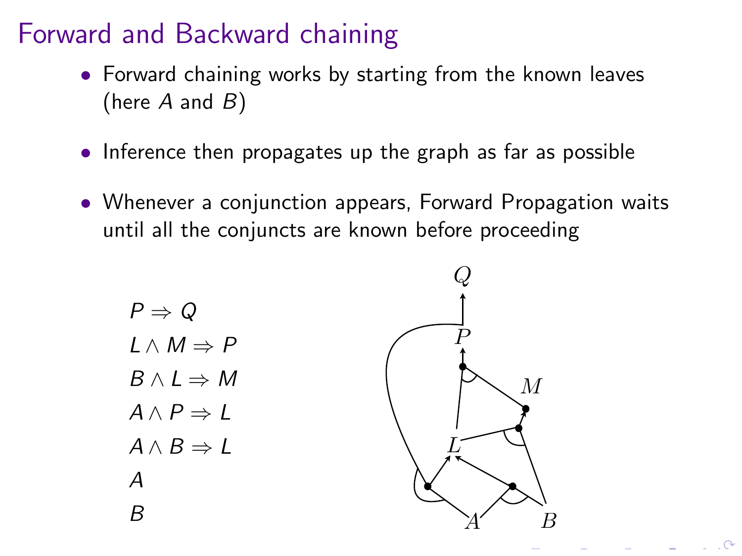# Forward and Backward chaining

- Forward chaining works by starting from the known leaves (here $A$ and $B$)
- Inference then propagates up the graph as far as possible
- Whenever a conjunction appears, Forward Propagation waits until all the conjuncts are known before proceeding

$P \Rightarrow Q$

$L \wedge M \Rightarrow P$

$B \wedge L \Rightarrow M$

$A \wedge P \Rightarrow L$

$A \wedge B \Rightarrow L$

$A$

$B$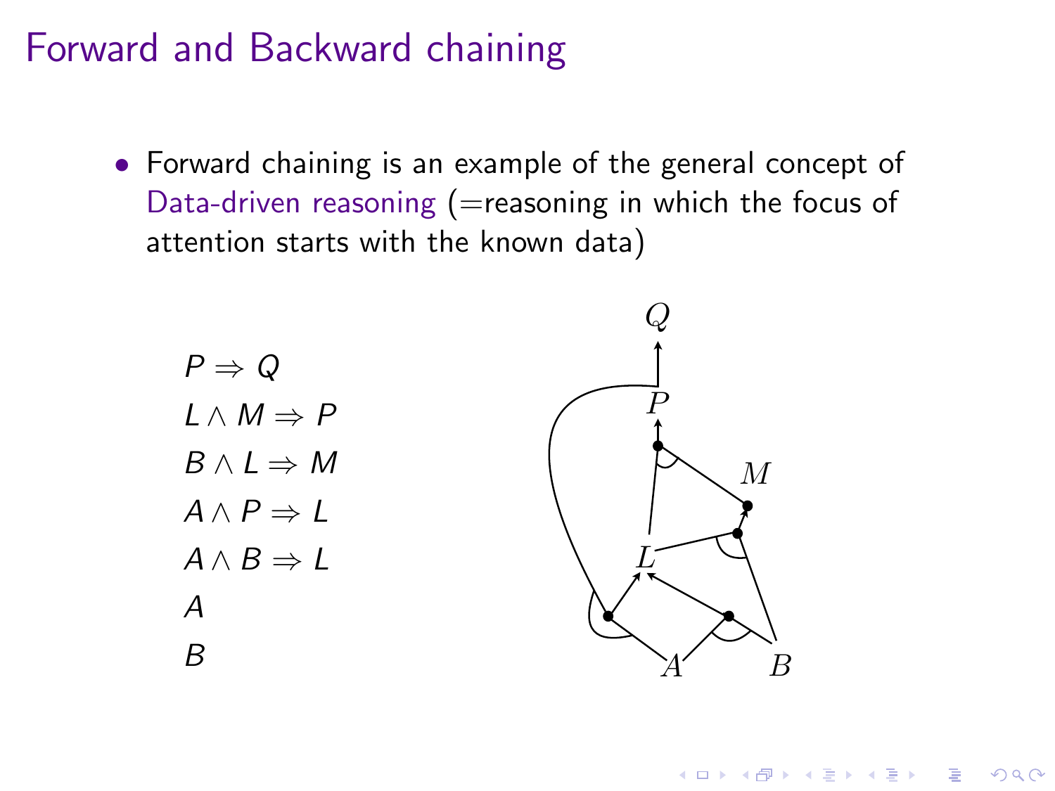# Forward and Backward chaining

- Forward chaining is an example of the general concept of Data-driven reasoning (=reasoning in which the focus of attention starts with the known data)

$P \Rightarrow Q$

$L \land M \Rightarrow P$

$B \land L \Rightarrow M$

$A \land P \Rightarrow L$

$A \land B \Rightarrow L$

$A$

$B$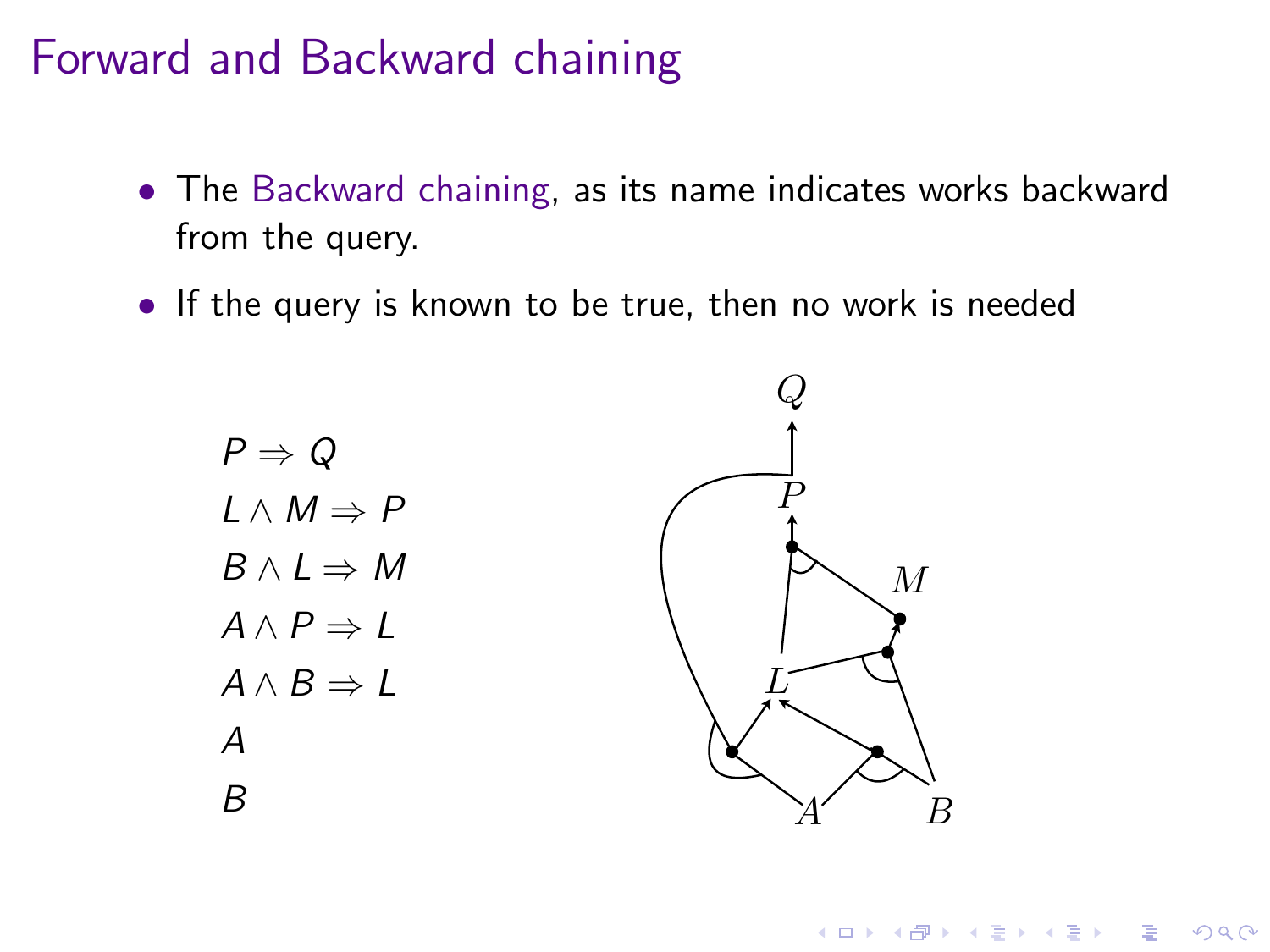# Forward and Backward chaining

- The Backward chaining, as its name indicates works backward from the query.
- If the query is known to be true, then no work is needed

$P \Rightarrow Q$

$L \wedge M \Rightarrow P$

$B \wedge L \Rightarrow M$

$A \wedge P \Rightarrow L$

$A \wedge B \Rightarrow L$

$A$

$B$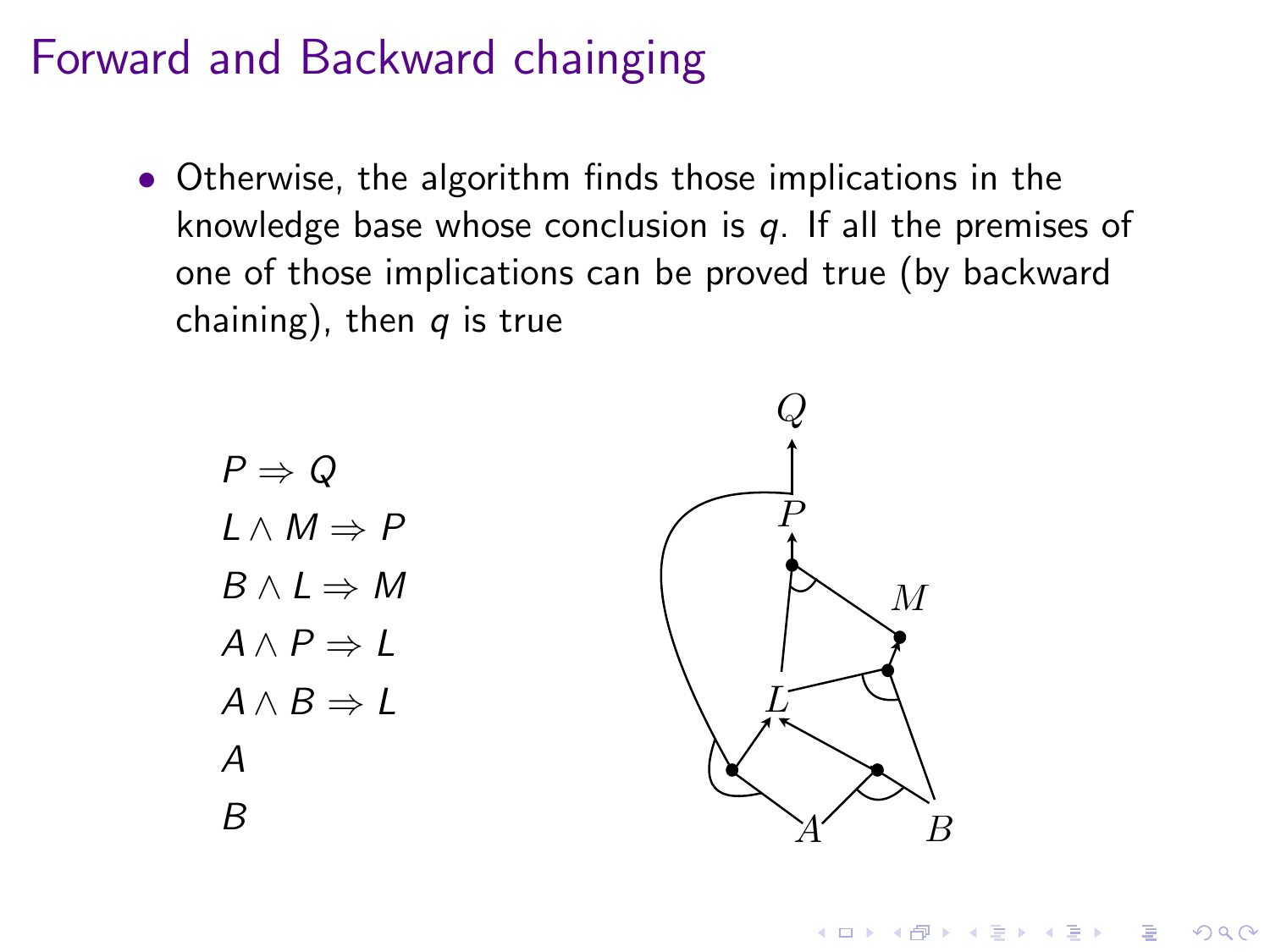# Forward and Backward chainging

- Otherwise, the algorithm finds those implications in the knowledge base whose conclusion is $q$. If all the premises of one of those implications can be proved true (by backward chaining), then $q$ is true

$P \Rightarrow Q$

$L \wedge M \Rightarrow P$

$B \wedge L \Rightarrow M$

$A \wedge P \Rightarrow L$

$A \wedge B \Rightarrow L$

$A$

$B$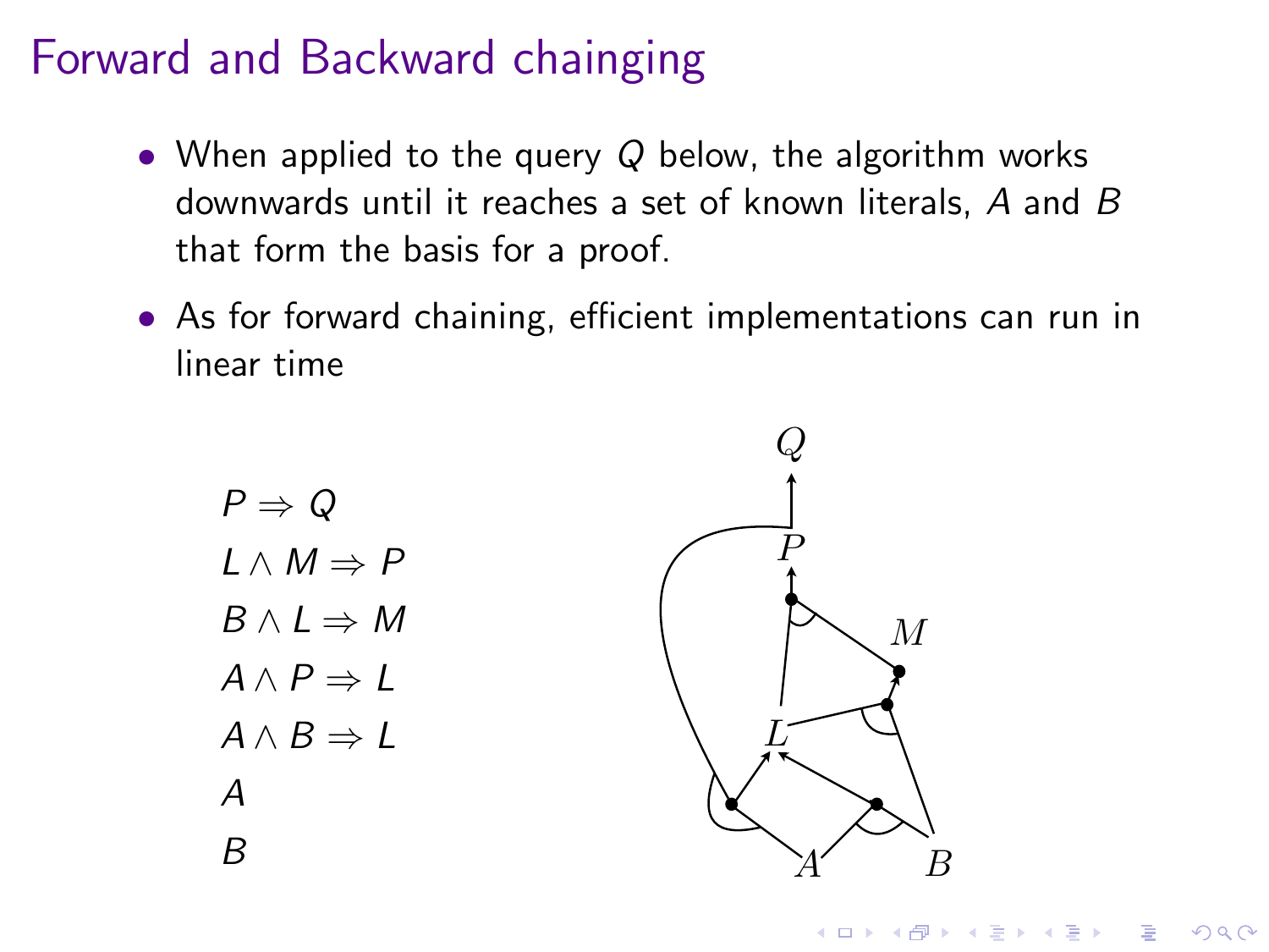# Forward and Backward chainging

- When applied to the query $Q$ below, the algorithm works downwards until it reaches a set of known literals, $A$ and $B$ that form the basis for a proof.
- As for forward chaining, efficient implementations can run in linear time

$P \Rightarrow Q$

$L \wedge M \Rightarrow P$

$B \wedge L \Rightarrow M$

$A \wedge P \Rightarrow L$

$A \wedge B \Rightarrow L$

$A$

$B$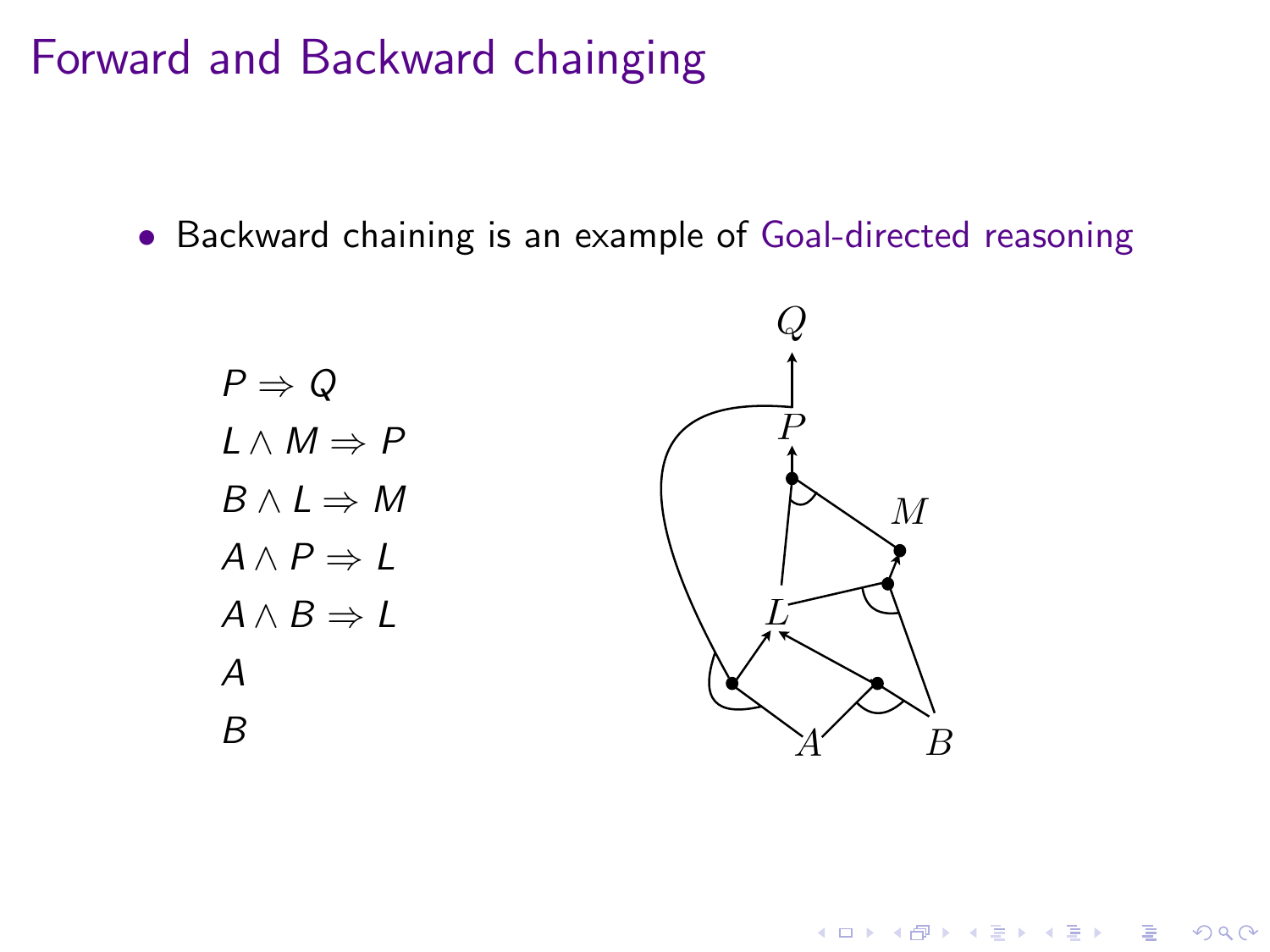# Forward and Backward chainging

- Backward chaining is an example of Goal-directed reasoning

$P \Rightarrow Q$

$L \wedge M \Rightarrow P$

$B \wedge L \Rightarrow M$

$A \wedge P \Rightarrow L$

$A \wedge B \Rightarrow L$

$A$

$B$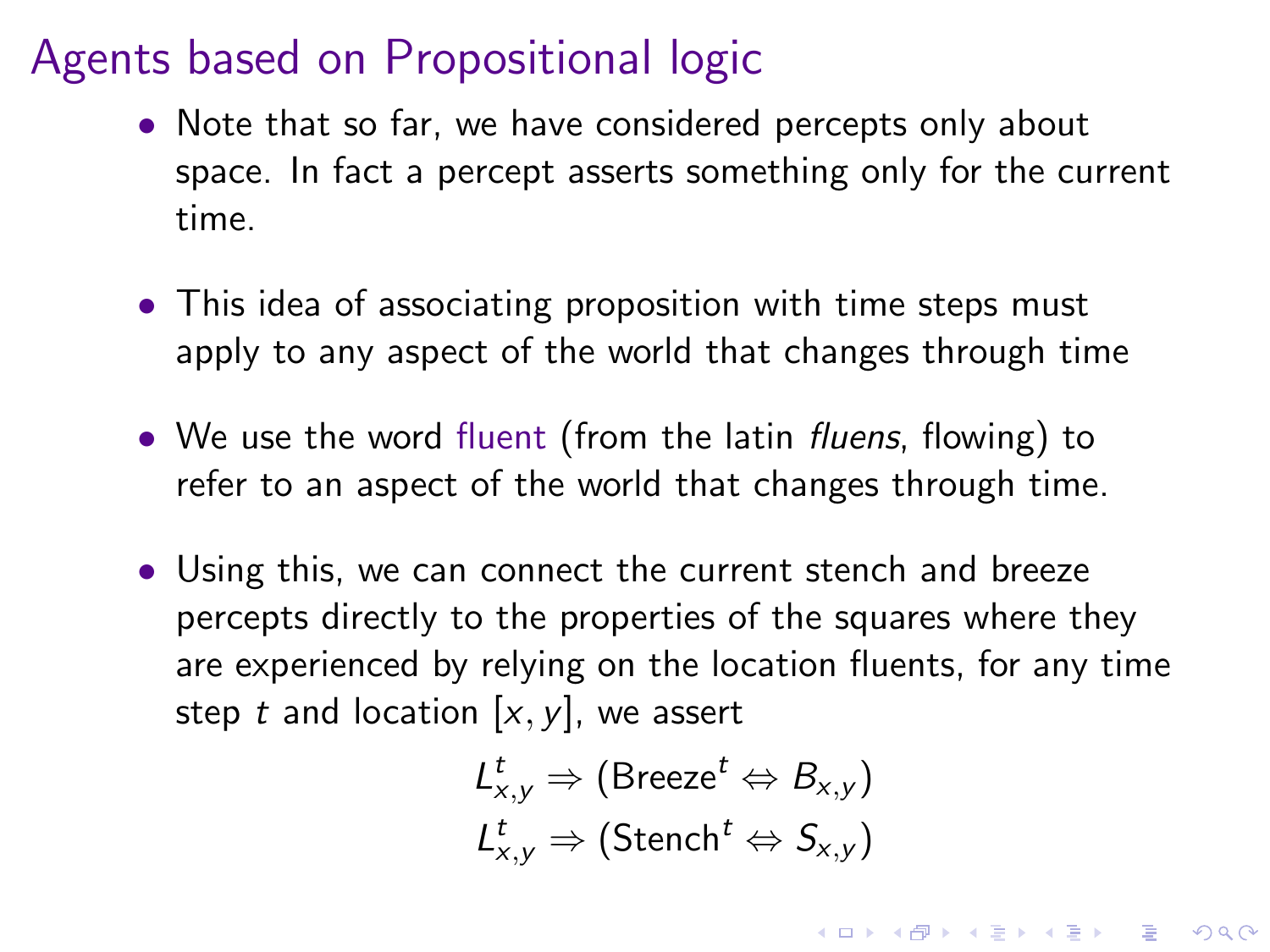# Agents based on Propositional logic

- Note that so far, we have considered percepts only about space. In fact a percept asserts something only for the current time.
- This idea of associating proposition with time steps must apply to any aspect of the world that changes through time
- We use the word fluent (from the latin *fluens*, flowing) to refer to an aspect of the world that changes through time.
- Using this, we can connect the current stench and breeze percepts directly to the properties of the squares where they are experienced by relying on the location fluents, for any time step $t$ and location $[x, y]$, we assert

$$L_{x,y}^t \Rightarrow (\text{Breeze}^t \Leftrightarrow B_{x,y})$$

$$L_{x,y}^t \Rightarrow (\text{Stench}^t \Leftrightarrow S_{x,y})$$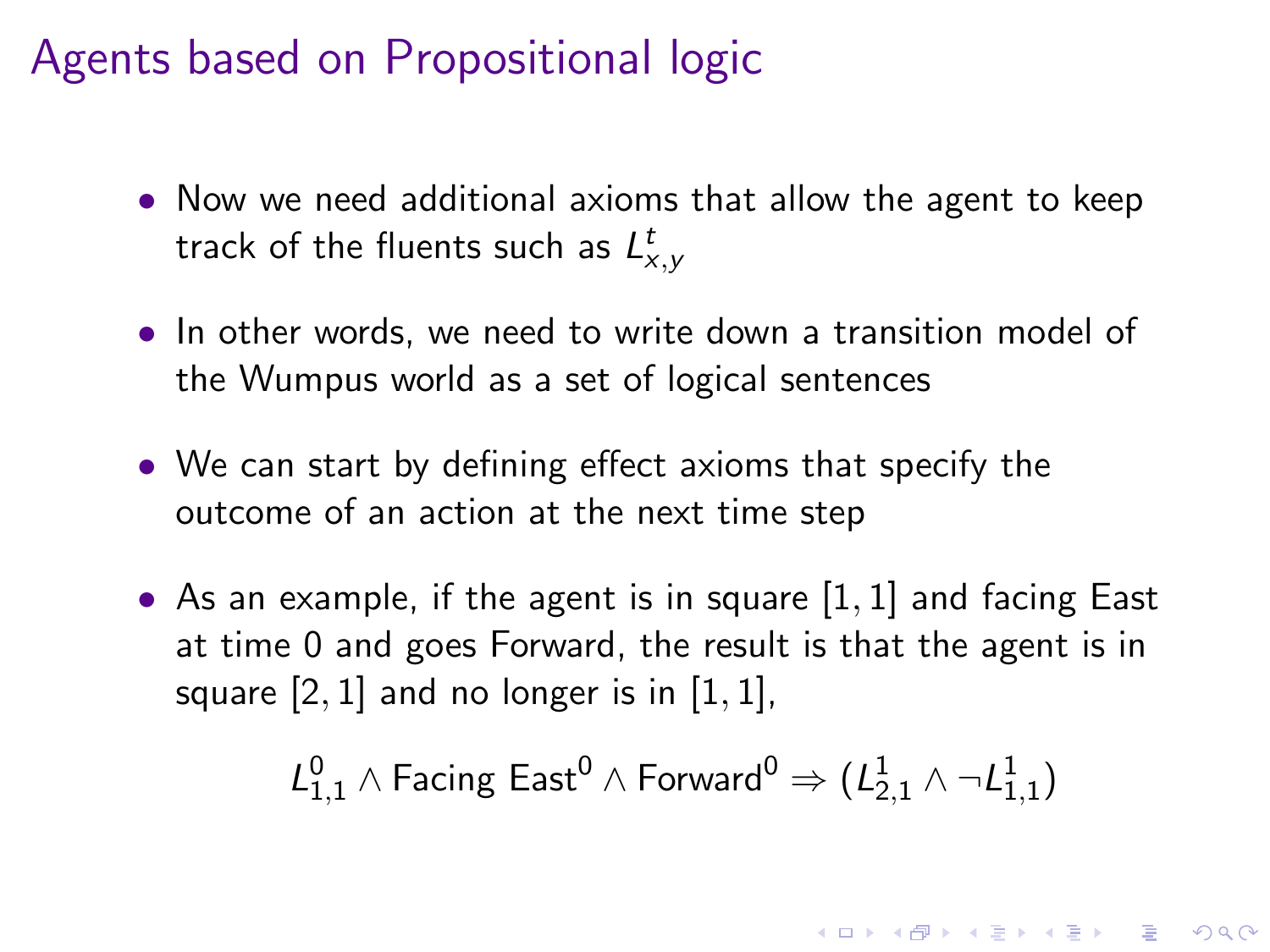## Agents based on Propositional logic

- Now we need additional axioms that allow the agent to keep track of the fluents such as $L^t_{x,y}$
- In other words, we need to write down a transition model of the Wumpus world as a set of logical sentences
- We can start by defining effect axioms that specify the outcome of an action at the next time step
- As an example, if the agent is in square [1, 1] and facing East at time 0 and goes Forward, the result is that the agent is in square [2, 1] and no longer is in [1, 1],

$$L^0_{1,1} \land \text{Facing East}^0 \land \text{Forward}^0 \Rightarrow (L^1_{2,1} \land \neg L^1_{1,1})$$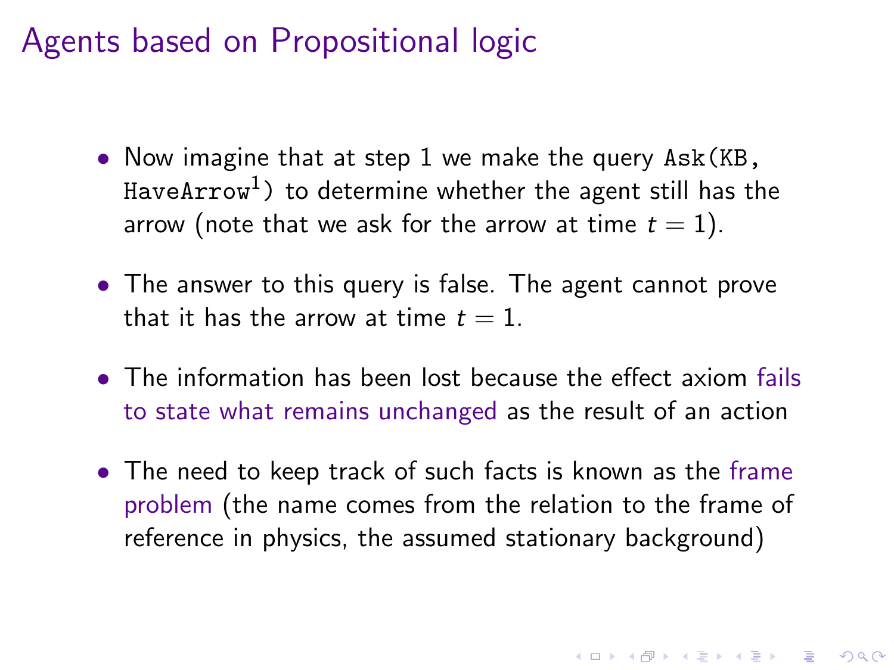# Agents based on Propositional logic

- Now imagine that at step 1 we make the query `Ask(KB, HaveArrow`$^1$`)` to determine whether the agent still has the arrow (note that we ask for the arrow at time $t = 1$).
- The answer to this query is false. The agent cannot prove that it has the arrow at time $t = 1$.
- The information has been lost because the effect axiom fails to state what remains unchanged as the result of an action
- The need to keep track of such facts is known as the frame problem (the name comes from the relation to the frame of reference in physics, the assumed stationary background)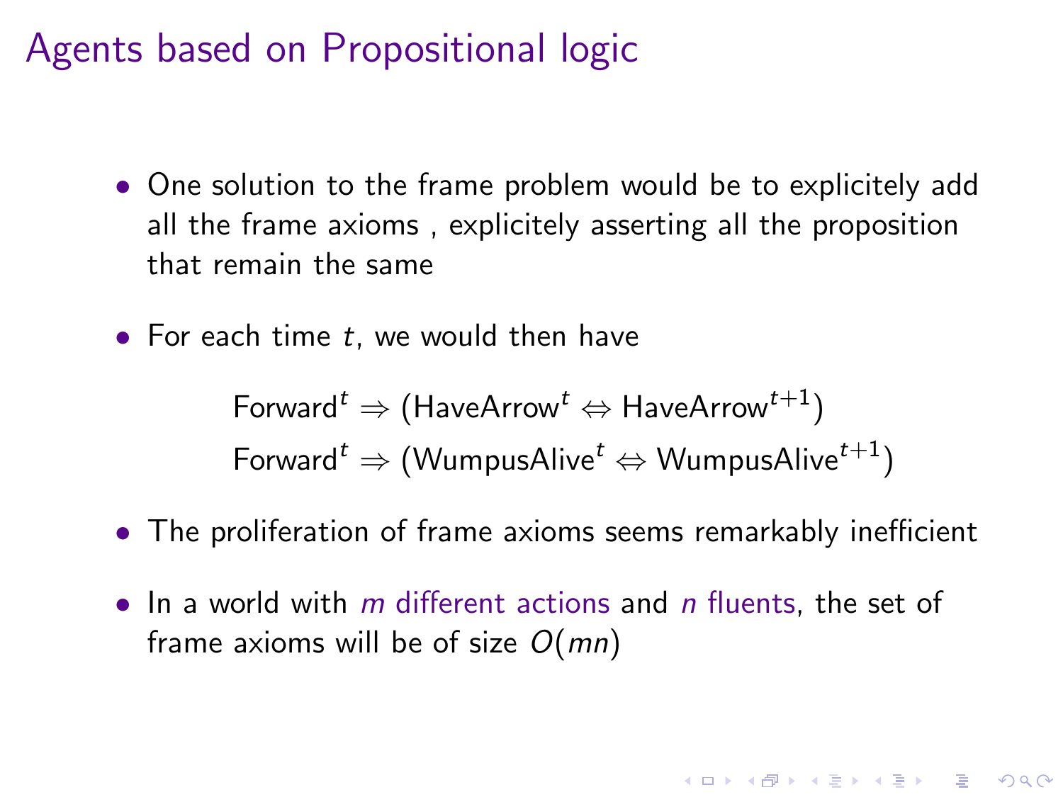# Agents based on Propositional logic

- One solution to the frame problem would be to explicitely add all the frame axioms , explicitely asserting all the proposition that remain the same
- For each time $t$, we would then have

$$\text{Forward}^t \Rightarrow (\text{HaveArrow}^t \Leftrightarrow \text{HaveArrow}^{t+1})$$

$$\text{Forward}^t \Rightarrow (\text{WumpusAlive}^t \Leftrightarrow \text{WumpusAlive}^{t+1})$$

- The proliferation of frame axioms seems remarkably inefficient
- In a world with $m$ different actions and $n$ fluents, the set of frame axioms will be of size $O(mn)$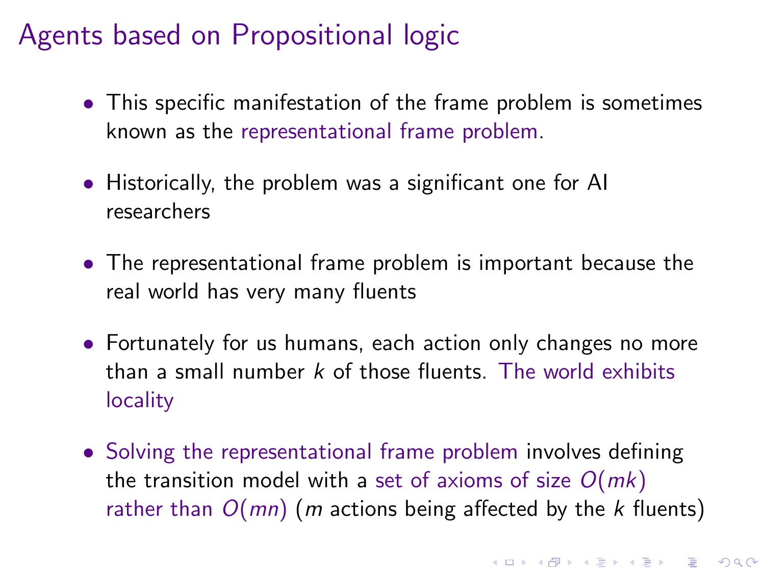# Agents based on Propositional logic

- This specific manifestation of the frame problem is sometimes known as the representational frame problem.
- Historically, the problem was a significant one for AI researchers
- The representational frame problem is important because the real world has very many fluents
- Fortunately for us humans, each action only changes no more than a small number $k$ of those fluents. The world exhibits locality
- Solving the representational frame problem involves defining the transition model with a set of axioms of size $O(mk)$ rather than $O(mn)$ ($m$ actions being affected by the $k$ fluents)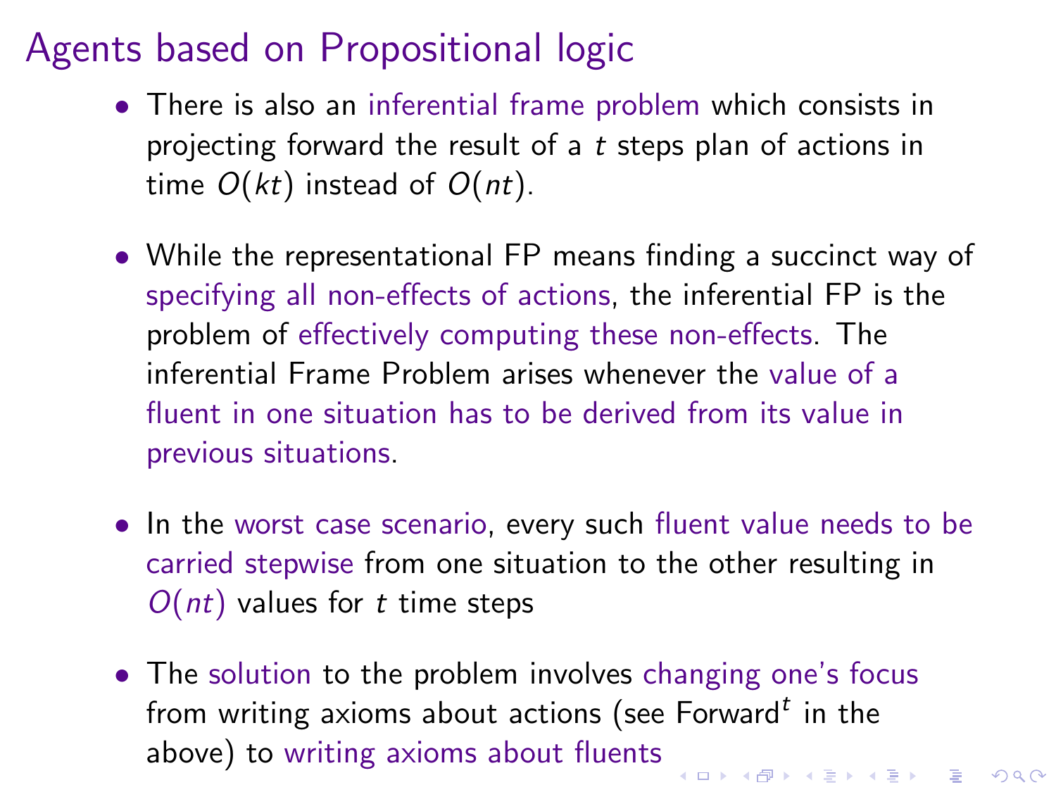# Agents based on Propositional logic

- There is also an inferential frame problem which consists in projecting forward the result of a $t$ steps plan of actions in time $O(kt)$ instead of $O(nt)$.

- While the representational FP means finding a succinct way of specifying all non-effects of actions, the inferential FP is the problem of effectively computing these non-effects. The inferential Frame Problem arises whenever the value of a fluent in one situation has to be derived from its value in previous situations.

- In the worst case scenario, every such fluent value needs to be carried stepwise from one situation to the other resulting in $O(nt)$ values for $t$ time steps

- The solution to the problem involves changing one's focus from writing axioms about actions (see $\text{Forward}^t$ in the above) to writing axioms about fluents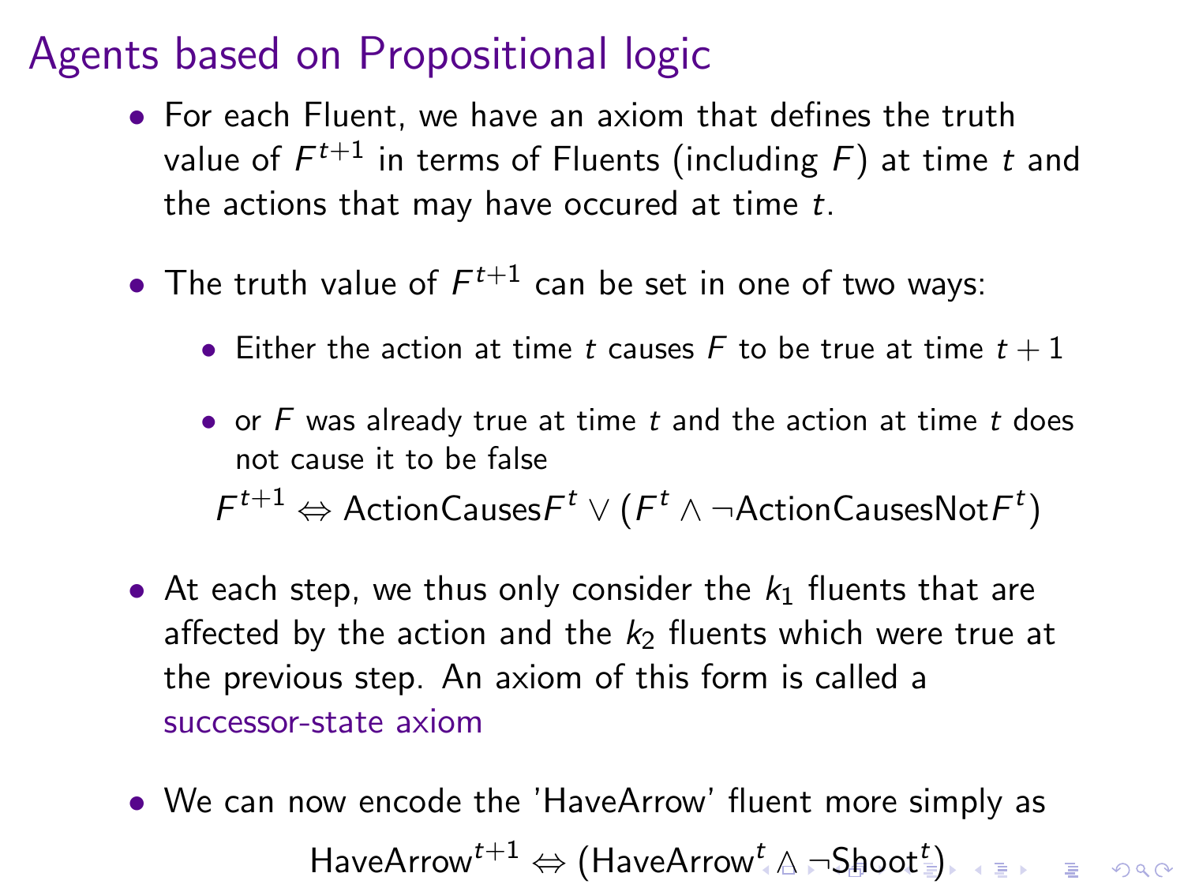# Agents based on Propositional logic

- For each Fluent, we have an axiom that defines the truth value of $F^{t+1}$ in terms of Fluents (including $F$) at time $t$ and the actions that may have occured at time $t$.

- The truth value of $F^{t+1}$ can be set in one of two ways:
  - Either the action at time $t$ causes $F$ to be true at time $t+1$
  - or $F$ was already true at time $t$ and the action at time $t$ does not cause it to be false

$$F^{t+1} \Leftrightarrow \text{ActionCauses}F^t \vee (F^t \wedge \neg\text{ActionCausesNot}F^t)$$

- At each step, we thus only consider the $k_1$ fluents that are affected by the action and the $k_2$ fluents which were true at the previous step. An axiom of this form is called a successor-state axiom

- We can now encode the 'HaveArrow' fluent more simply as

$$\text{HaveArrow}^{t+1} \Leftrightarrow (\text{HaveArrow}^t \wedge \neg\text{Shoot}^t)$$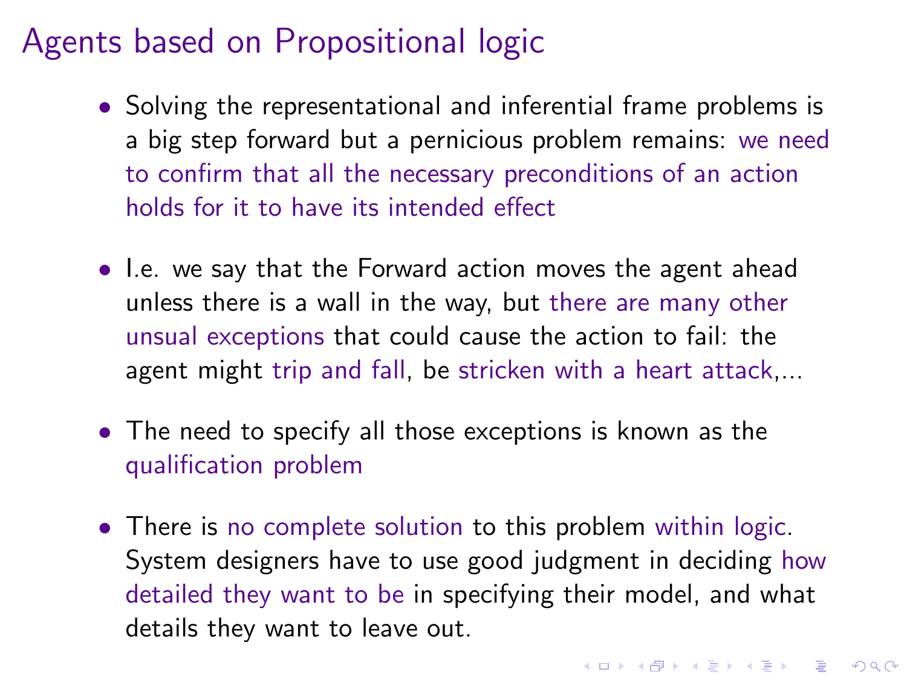# Agents based on Propositional logic

- Solving the representational and inferential frame problems is a big step forward but a pernicious problem remains: we need to confirm that all the necessary preconditions of an action holds for it to have its intended effect

- I.e. we say that the Forward action moves the agent ahead unless there is a wall in the way, but there are many other unsual exceptions that could cause the action to fail: the agent might trip and fall, be stricken with a heart attack,...

- The need to specify all those exceptions is known as the qualification problem

- There is no complete solution to this problem within logic. System designers have to use good judgment in deciding how detailed they want to be in specifying their model, and what details they want to leave out.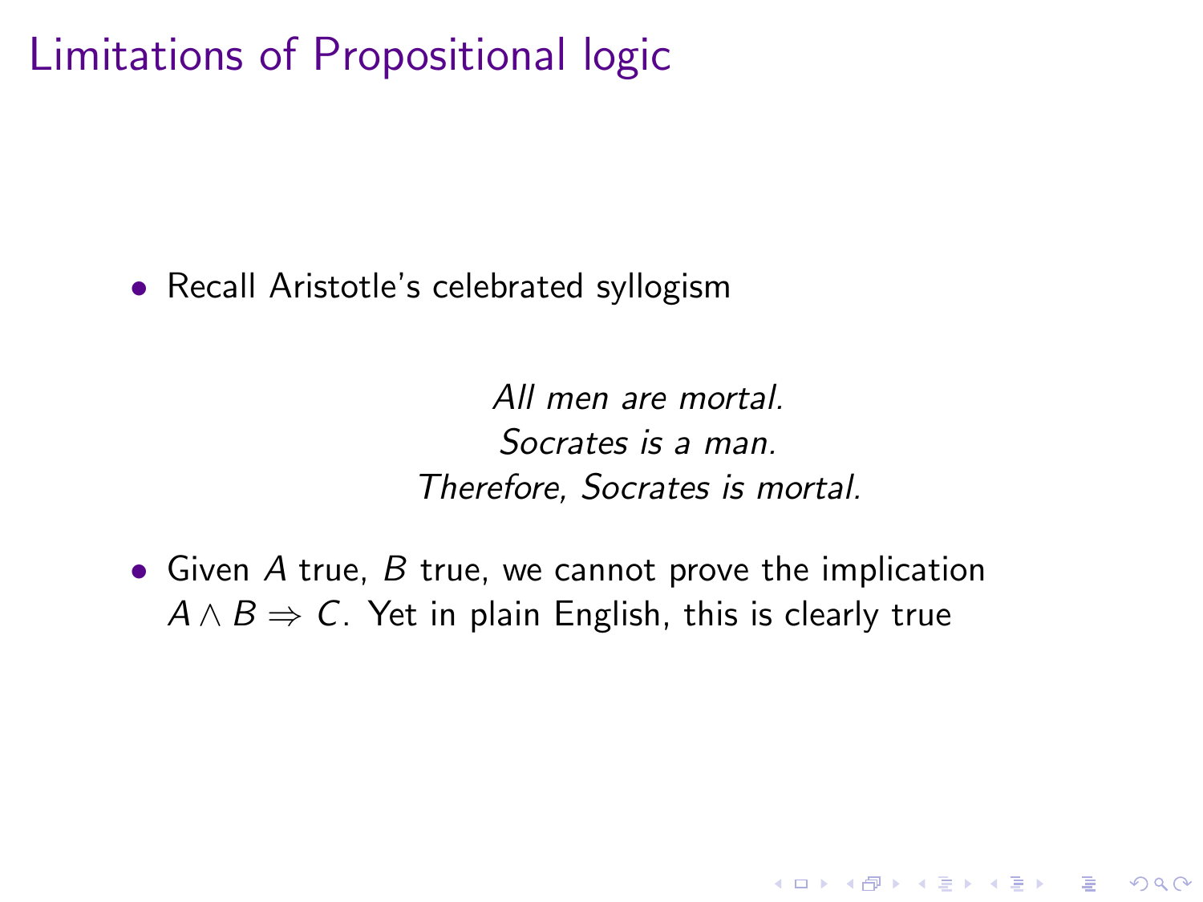# Limitations of Propositional logic

- Recall Aristotle's celebrated syllogism

*All men are mortal.*
*Socrates is a man.*
*Therefore, Socrates is mortal.*

- Given $A$ true, $B$ true, we cannot prove the implication $A \land B \Rightarrow C$. Yet in plain English, this is clearly true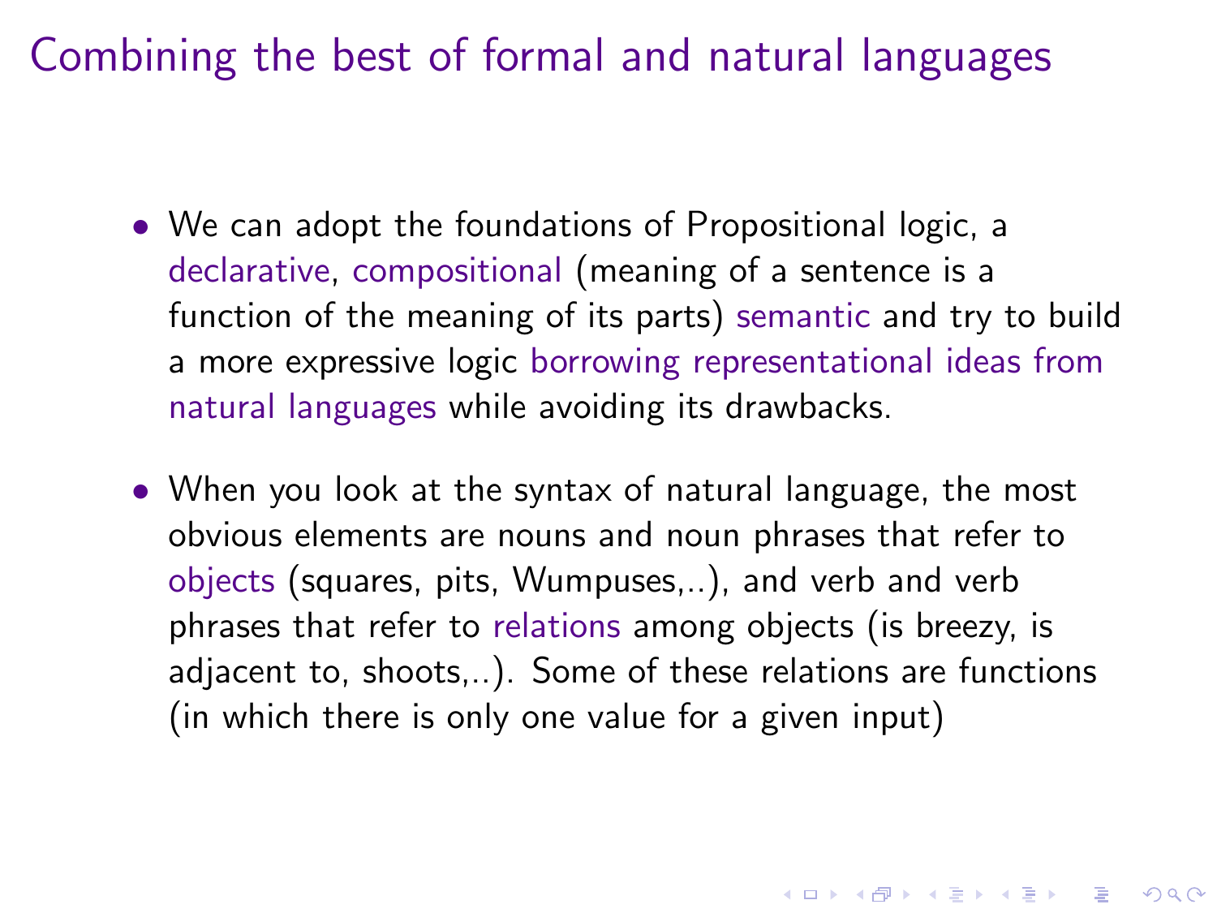# Combining the best of formal and natural languages

- We can adopt the foundations of Propositional logic, a declarative, compositional (meaning of a sentence is a function of the meaning of its parts) semantic and try to build a more expressive logic borrowing representational ideas from natural languages while avoiding its drawbacks.

- When you look at the syntax of natural language, the most obvious elements are nouns and noun phrases that refer to objects (squares, pits, Wumpuses,..), and verb and verb phrases that refer to relations among objects (is breezy, is adjacent to, shoots,..). Some of these relations are functions (in which there is only one value for a given input)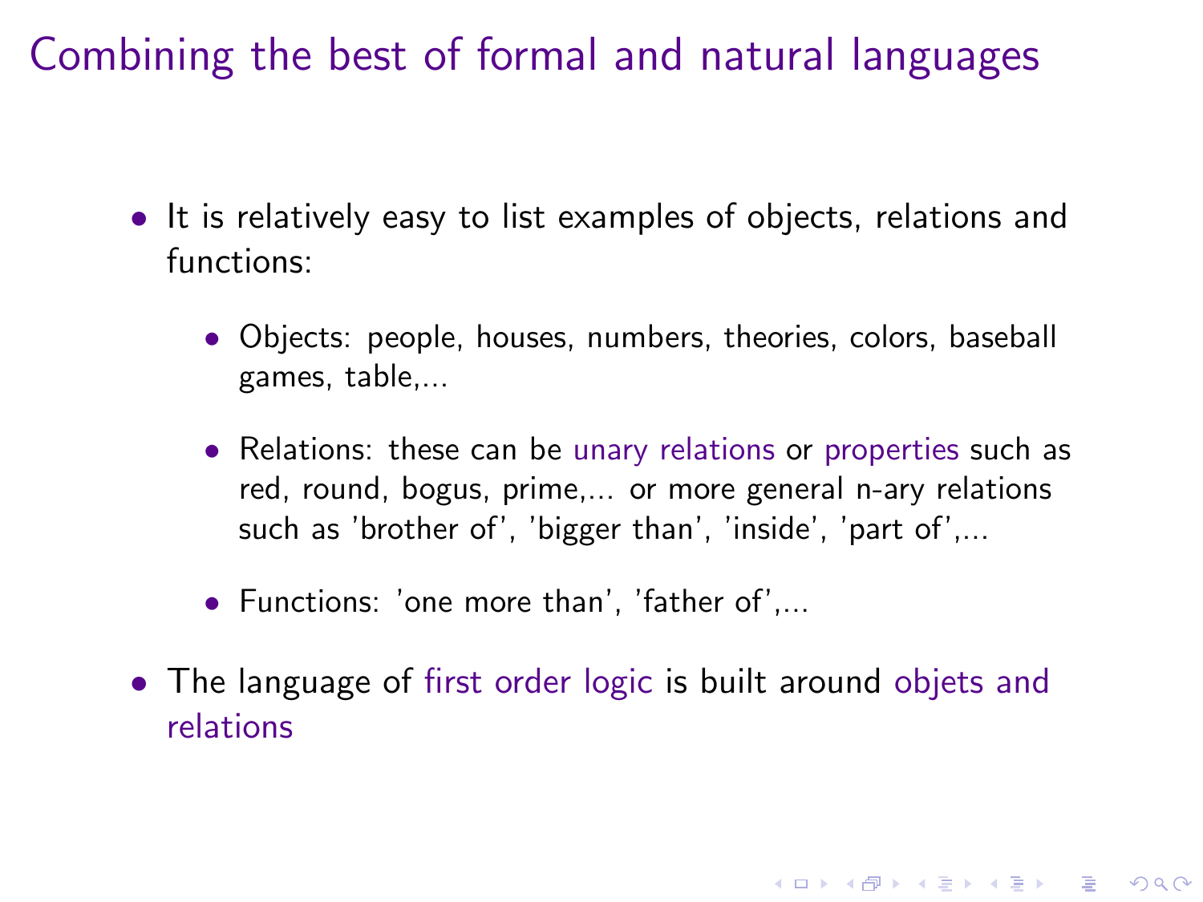# Combining the best of formal and natural languages

- It is relatively easy to list examples of objects, relations and functions:
  - Objects: people, houses, numbers, theories, colors, baseball games, table,...
  - Relations: these can be unary relations or properties such as red, round, bogus, prime,... or more general n-ary relations such as 'brother of', 'bigger than', 'inside', 'part of',...
  - Functions: 'one more than', 'father of',...
- The language of first order logic is built around objets and relations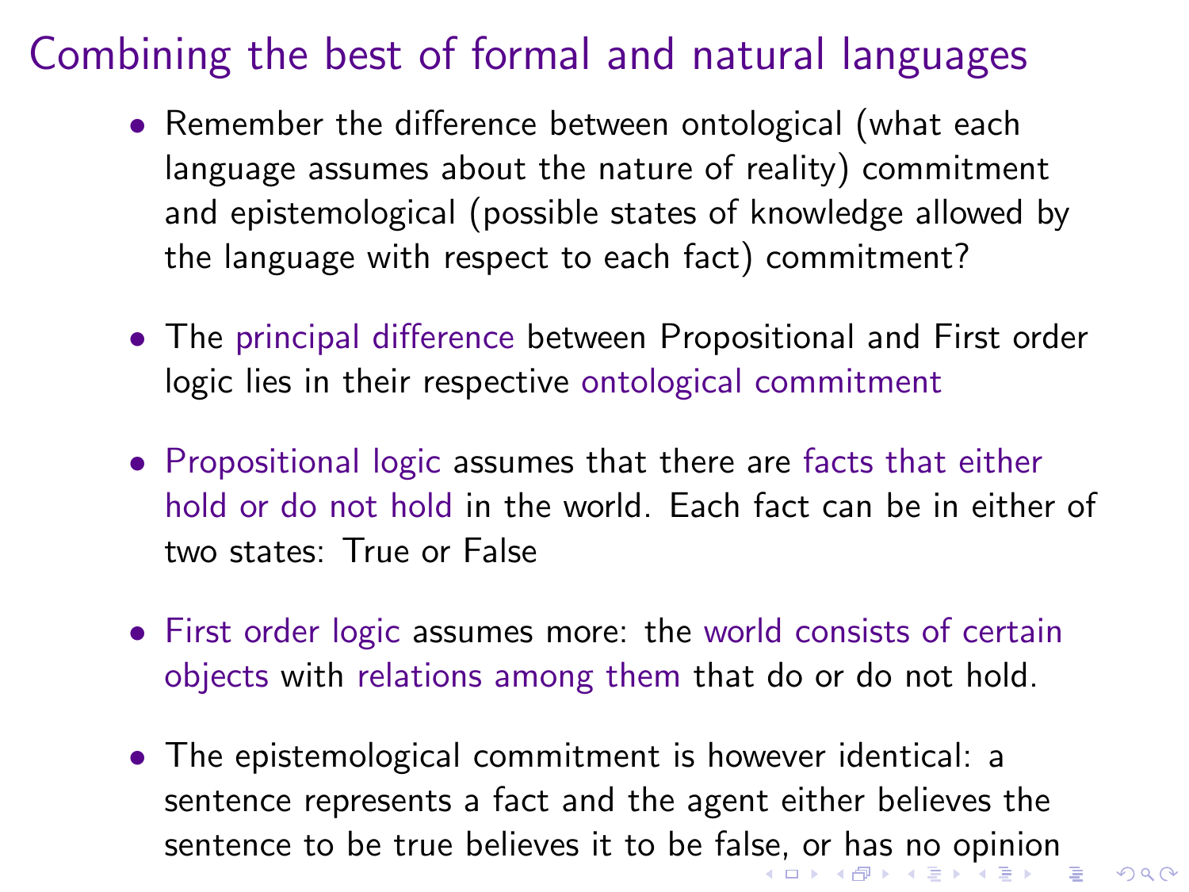# Combining the best of formal and natural languages

- Remember the difference between ontological (what each language assumes about the nature of reality) commitment and epistemological (possible states of knowledge allowed by the language with respect to each fact) commitment?

- The principal difference between Propositional and First order logic lies in their respective ontological commitment

- Propositional logic assumes that there are facts that either hold or do not hold in the world. Each fact can be in either of two states: True or False

- First order logic assumes more: the world consists of certain objects with relations among them that do or do not hold.

- The epistemological commitment is however identical: a sentence represents a fact and the agent either believes the sentence to be true believes it to be false, or has no opinion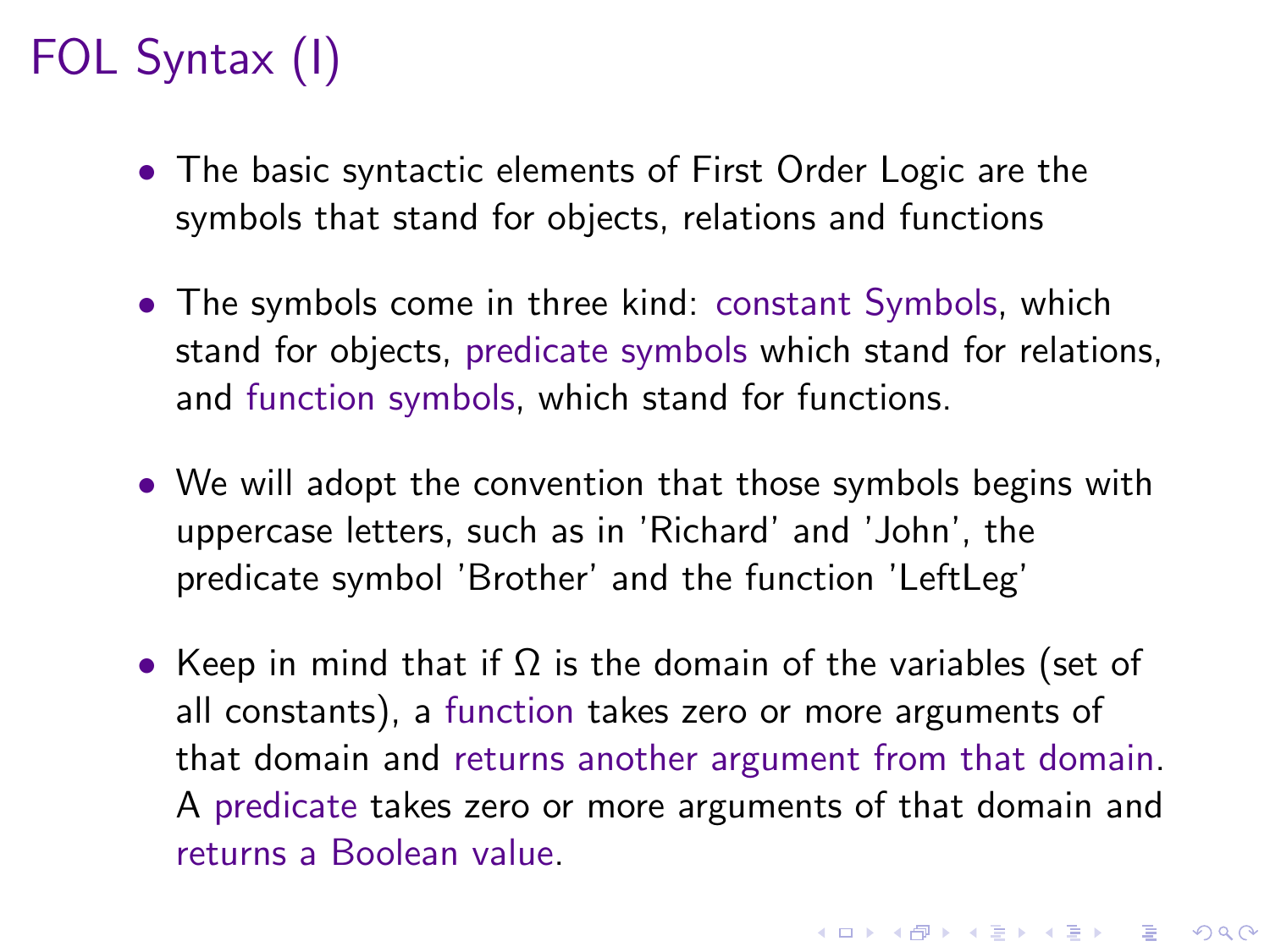# FOL Syntax (I)

- The basic syntactic elements of First Order Logic are the symbols that stand for objects, relations and functions
- The symbols come in three kind: constant Symbols, which stand for objects, predicate symbols which stand for relations, and function symbols, which stand for functions.
- We will adopt the convention that those symbols begins with uppercase letters, such as in 'Richard' and 'John', the predicate symbol 'Brother' and the function 'LeftLeg'
- Keep in mind that if $\Omega$ is the domain of the variables (set of all constants), a function takes zero or more arguments of that domain and returns another argument from that domain. A predicate takes zero or more arguments of that domain and returns a Boolean value.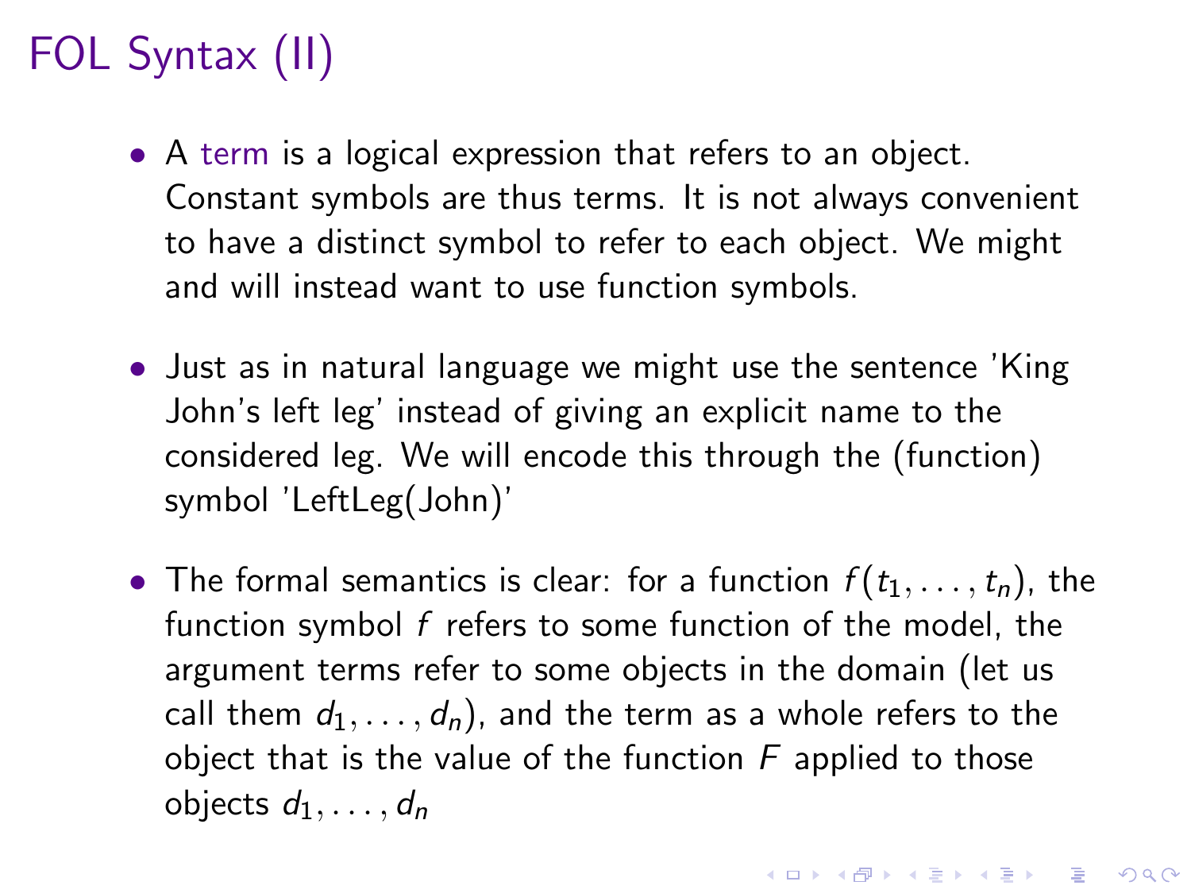# FOL Syntax (II)

- A term is a logical expression that refers to an object. Constant symbols are thus terms. It is not always convenient to have a distinct symbol to refer to each object. We might and will instead want to use function symbols.

- Just as in natural language we might use the sentence 'King John's left leg' instead of giving an explicit name to the considered leg. We will encode this through the (function) symbol 'LeftLeg(John)'

- The formal semantics is clear: for a function $f(t_1, \ldots, t_n)$, the function symbol $f$ refers to some function of the model, the argument terms refer to some objects in the domain (let us call them $d_1, \ldots, d_n$), and the term as a whole refers to the object that is the value of the function $F$ applied to those objects $d_1, \ldots, d_n$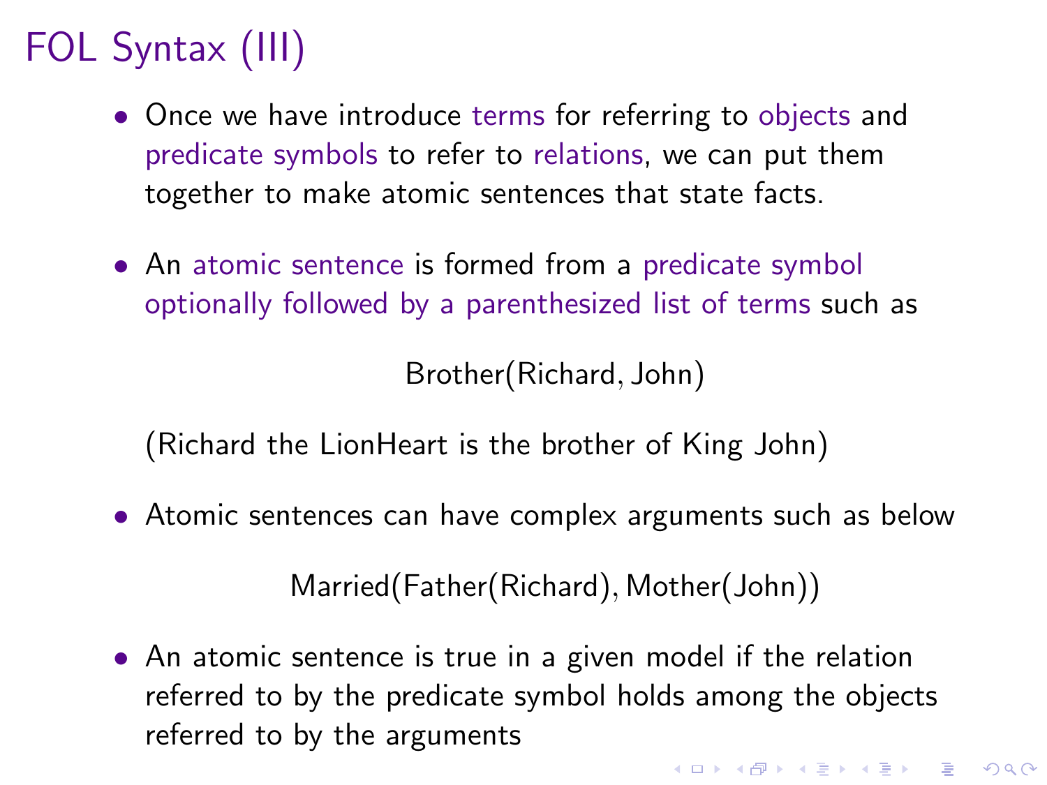# FOL Syntax (III)

- Once we have introduce terms for referring to objects and predicate symbols to refer to relations, we can put them together to make atomic sentences that state facts.
- An atomic sentence is formed from a predicate symbol optionally followed by a parenthesized list of terms such as

$$\text{Brother}(\text{Richard}, \text{John})$$

  (Richard the LionHeart is the brother of King John)

- Atomic sentences can have complex arguments such as below

$$\text{Married}(\text{Father}(\text{Richard}), \text{Mother}(\text{John}))$$

- An atomic sentence is true in a given model if the relation referred to by the predicate symbol holds among the objects referred to by the arguments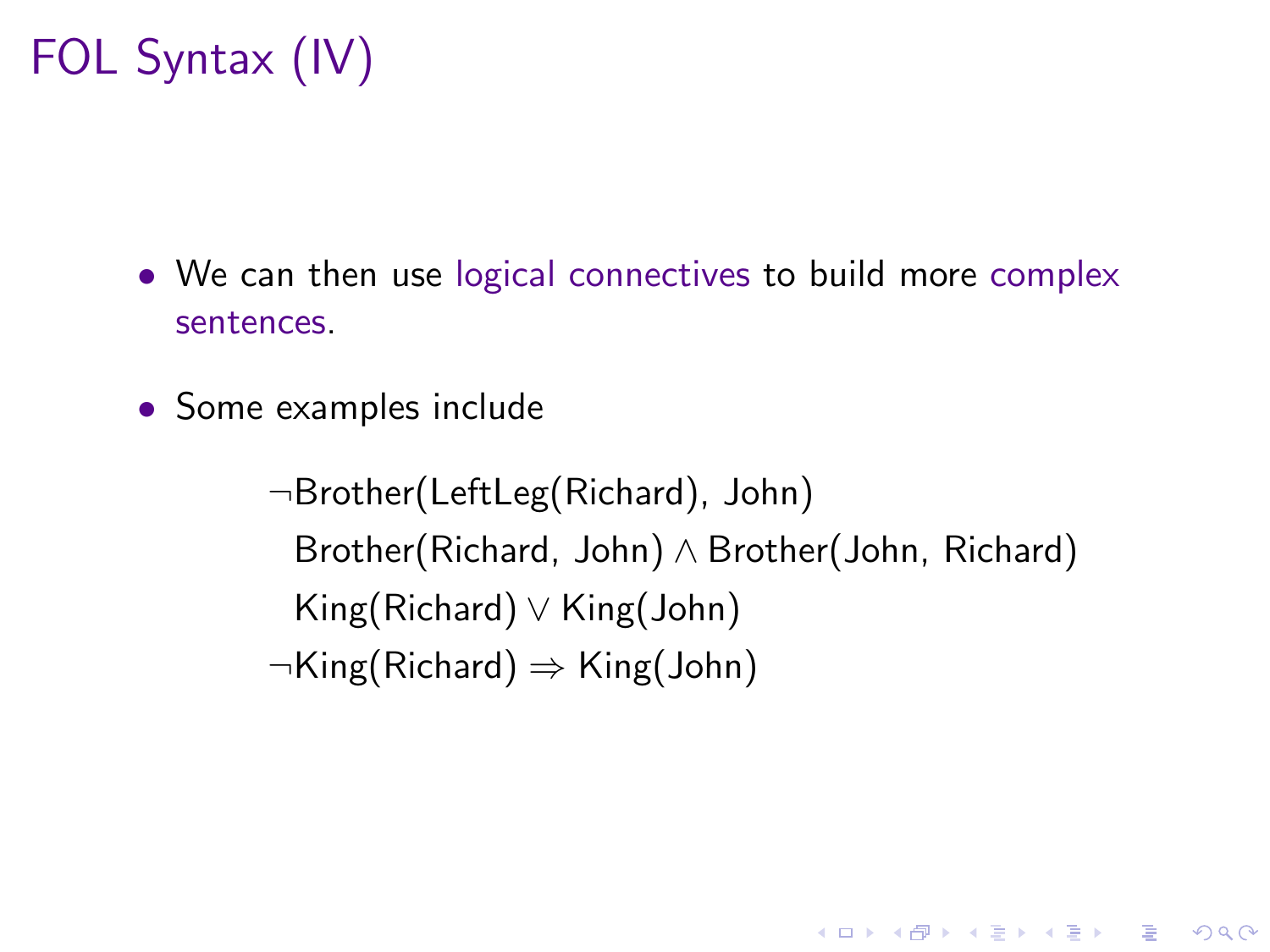# FOL Syntax (IV)

- We can then use logical connectives to build more complex sentences.
- Some examples include

$$\neg \text{Brother}(\text{LeftLeg}(\text{Richard}), \text{John})$$
$$\text{Brother}(\text{Richard}, \text{John}) \wedge \text{Brother}(\text{John}, \text{Richard})$$
$$\text{King}(\text{Richard}) \vee \text{King}(\text{John})$$
$$\neg \text{King}(\text{Richard}) \Rightarrow \text{King}(\text{John})$$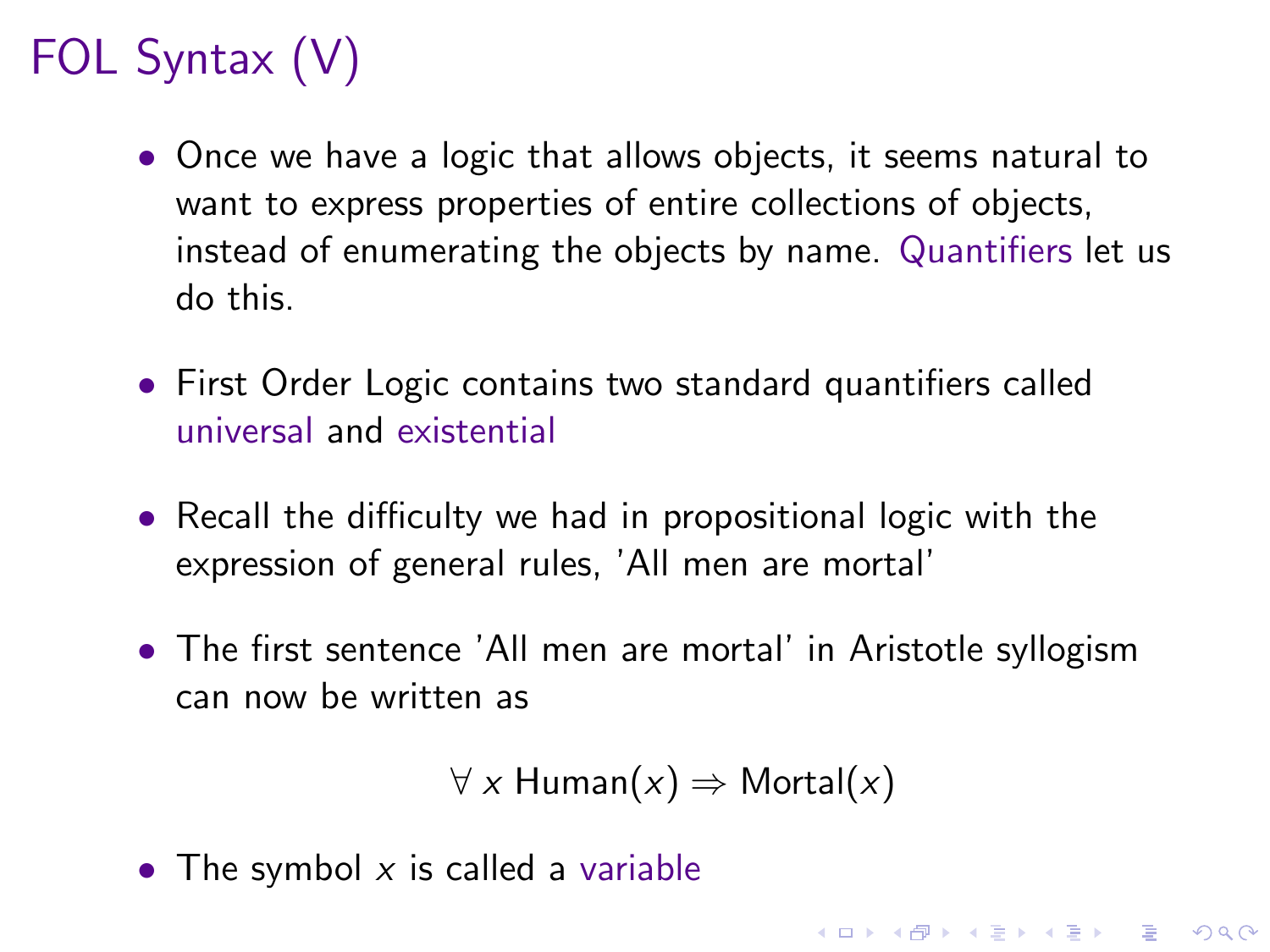# FOL Syntax (V)

- Once we have a logic that allows objects, it seems natural to want to express properties of entire collections of objects, instead of enumerating the objects by name. Quantifiers let us do this.
- First Order Logic contains two standard quantifiers called universal and existential
- Recall the difficulty we had in propositional logic with the expression of general rules, 'All men are mortal'
- The first sentence 'All men are mortal' in Aristotle syllogism can now be written as

$$\forall\, x \; \text{Human}(x) \Rightarrow \text{Mortal}(x)$$

- The symbol $x$ is called a variable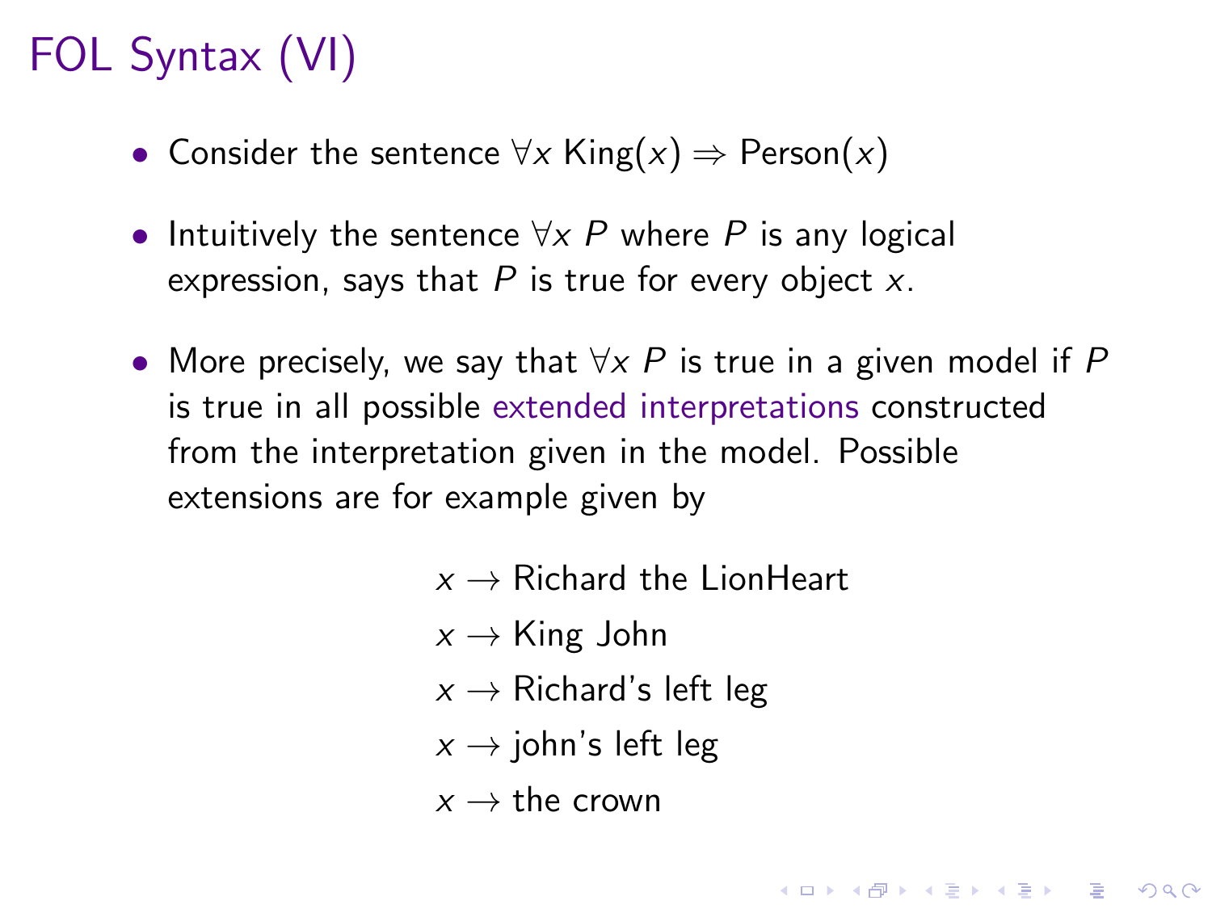# FOL Syntax (VI)

- Consider the sentence $\forall x \; \text{King}(x) \Rightarrow \text{Person}(x)$
- Intuitively the sentence $\forall x \; P$ where $P$ is any logical expression, says that $P$ is true for every object $x$.
- More precisely, we say that $\forall x \; P$ is true in a given model if $P$ is true in all possible extended interpretations constructed from the interpretation given in the model. Possible extensions are for example given by

$$
\begin{aligned}
&x \rightarrow \text{Richard the LionHeart} \\
&x \rightarrow \text{King John} \\
&x \rightarrow \text{Richard's left leg} \\
&x \rightarrow \text{john's left leg} \\
&x \rightarrow \text{the crown}
\end{aligned}
$$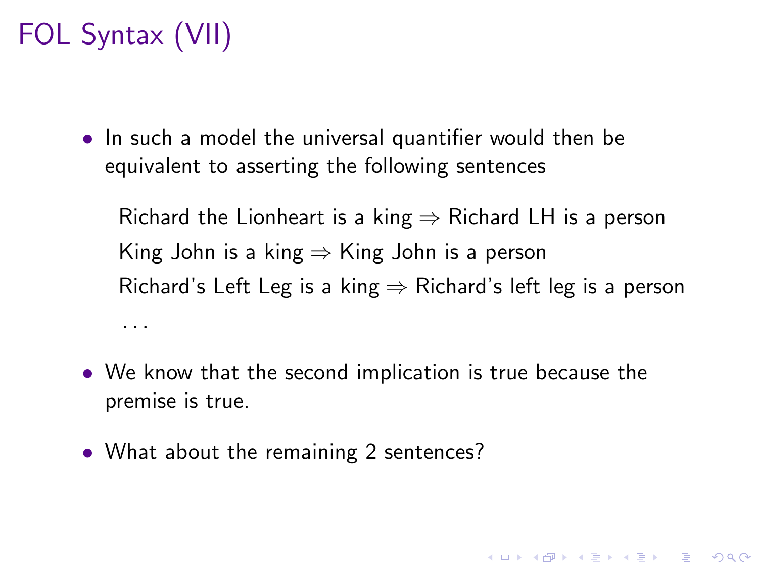# FOL Syntax (VII)

- In such a model the universal quantifier would then be equivalent to asserting the following sentences

  Richard the Lionheart is a king $\Rightarrow$ Richard LH is a person
  
  King John is a king $\Rightarrow$ King John is a person
  
  Richard's Left Leg is a king $\Rightarrow$ Richard's left leg is a person
  
  ...

- We know that the second implication is true because the premise is true.

- What about the remaining 2 sentences?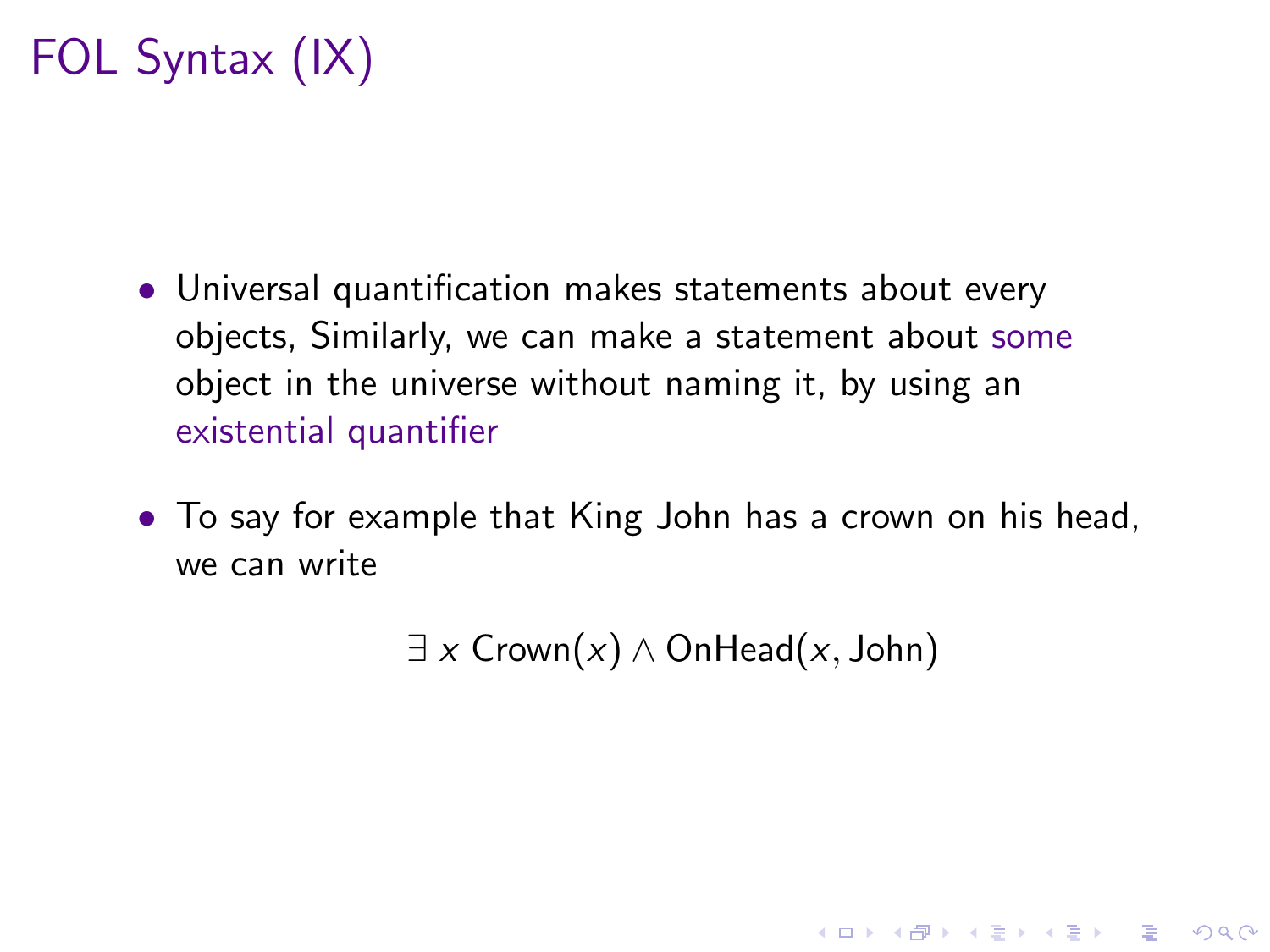# FOL Syntax (IX)

- Universal quantification makes statements about every objects, Similarly, we can make a statement about some object in the universe without naming it, by using an existential quantifier
- To say for example that King John has a crown on his head, we can write

$$\exists\, x \; \text{Crown}(x) \land \text{OnHead}(x, \text{John})$$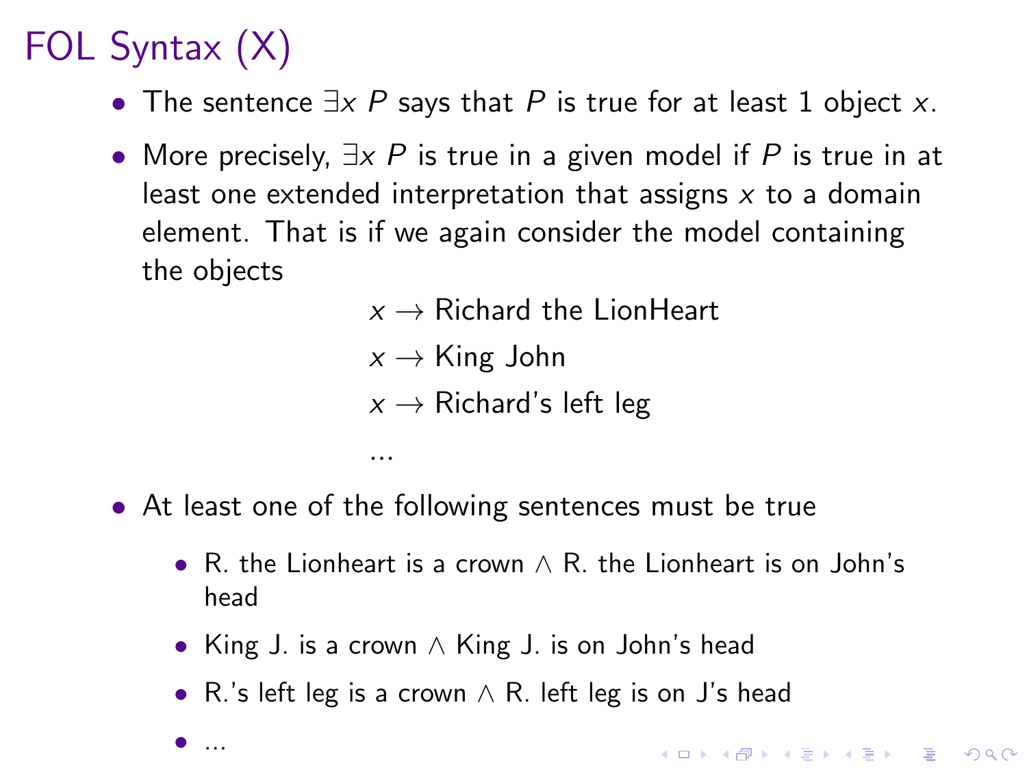# FOL Syntax (X)

- The sentence $\exists x\ P$ says that $P$ is true for at least 1 object $x$.
- More precisely, $\exists x\ P$ is true in a given model if $P$ is true in at least one extended interpretation that assigns $x$ to a domain element. That is if we again consider the model containing the objects

$$x \rightarrow \text{Richard the LionHeart}$$

$$x \rightarrow \text{King John}$$

$$x \rightarrow \text{Richard's left leg}$$

$$\ldots$$

- At least one of the following sentences must be true
  - R. the Lionheart is a crown $\wedge$ R. the Lionheart is on John's head
  - King J. is a crown $\wedge$ King J. is on John's head
  - R.'s left leg is a crown $\wedge$ R. left leg is on J's head
  - ...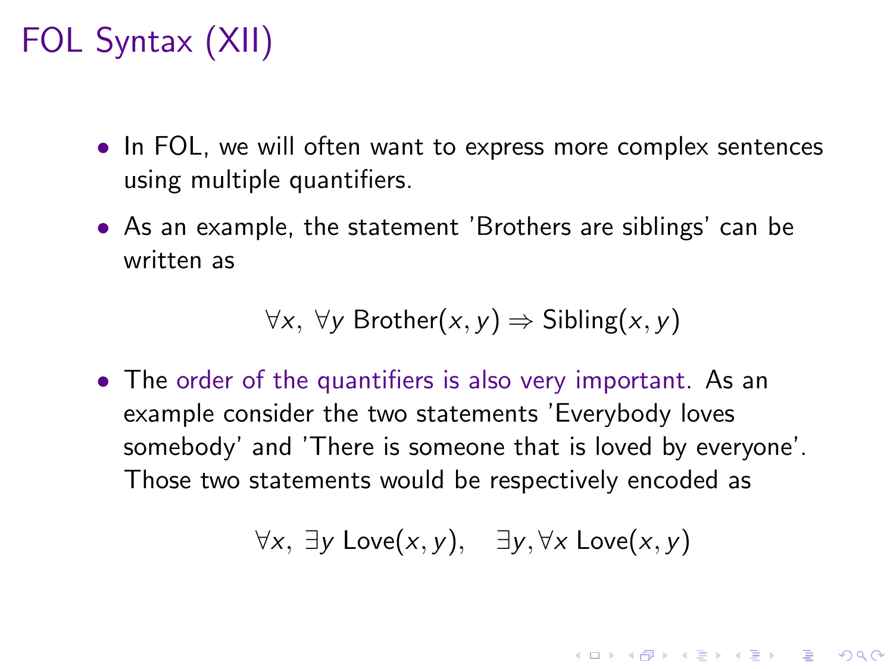# FOL Syntax (XII)

- In FOL, we will often want to express more complex sentences using multiple quantifiers.
- As an example, the statement 'Brothers are siblings' can be written as

$$\forall x,\ \forall y \ \text{Brother}(x, y) \Rightarrow \text{Sibling}(x, y)$$

- The order of the quantifiers is also very important. As an example consider the two statements 'Everybody loves somebody' and 'There is someone that is loved by everyone'. Those two statements would be respectively encoded as

$$\forall x,\ \exists y \ \text{Love}(x, y), \quad \exists y, \forall x \ \text{Love}(x, y)$$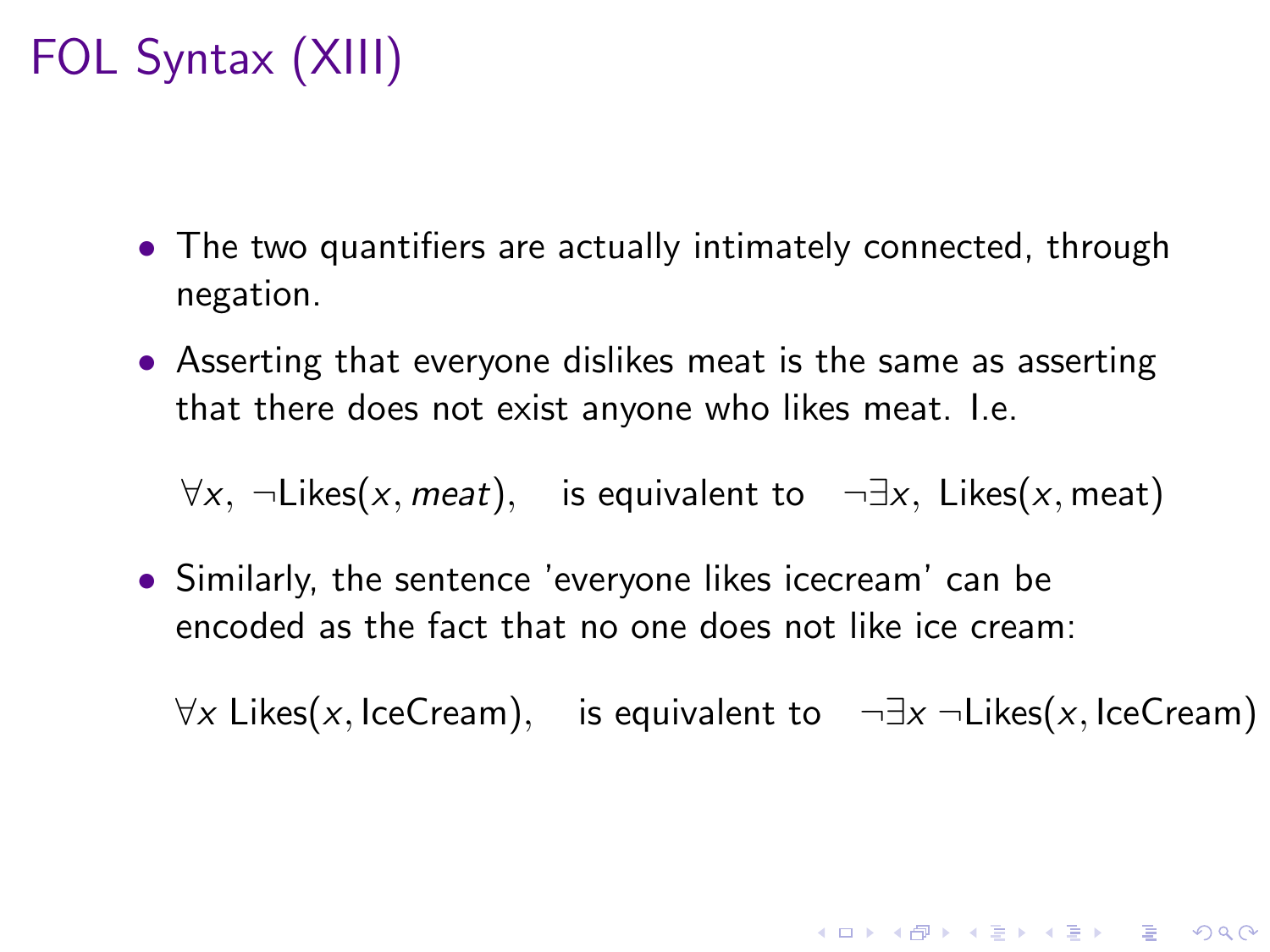# FOL Syntax (XIII)

- The two quantifiers are actually intimately connected, through negation.
- Asserting that everyone dislikes meat is the same as asserting that there does not exist anyone who likes meat. I.e.

  $\forall x,\ \neg\text{Likes}(x, meat),$ is equivalent to $\neg\exists x,\ \text{Likes}(x, \text{meat})$

- Similarly, the sentence 'everyone likes icecream' can be encoded as the fact that no one does not like ice cream:

  $\forall x\ \text{Likes}(x, \text{IceCream}),$ is equivalent to $\neg\exists x\ \neg\text{Likes}(x, \text{IceCream})$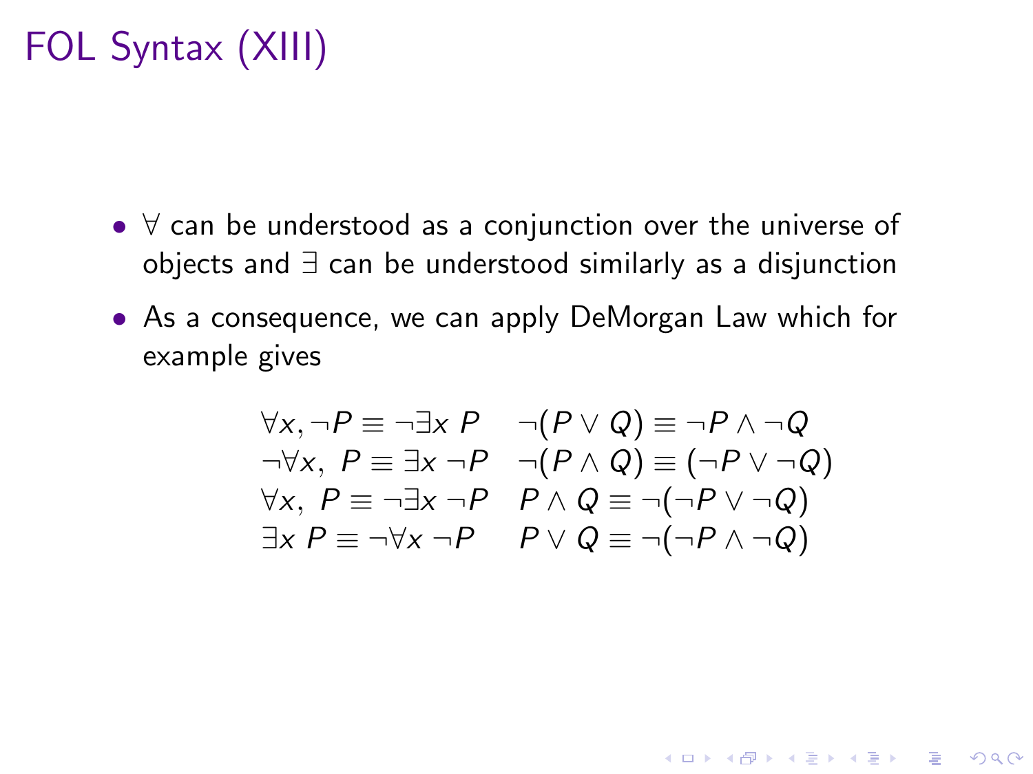# FOL Syntax (XIII)

- $\forall$ can be understood as a conjunction over the universe of objects and $\exists$ can be understood similarly as a disjunction
- As a consequence, we can apply DeMorgan Law which for example gives

$$
\begin{array}{ll}
\forall x, \neg P \equiv \neg \exists x \; P & \neg(P \vee Q) \equiv \neg P \wedge \neg Q \\
\neg \forall x, \; P \equiv \exists x \; \neg P & \neg(P \wedge Q) \equiv (\neg P \vee \neg Q) \\
\forall x, \; P \equiv \neg \exists x \; \neg P & P \wedge Q \equiv \neg(\neg P \vee \neg Q) \\
\exists x \; P \equiv \neg \forall x \; \neg P & P \vee Q \equiv \neg(\neg P \wedge \neg Q)
\end{array}
$$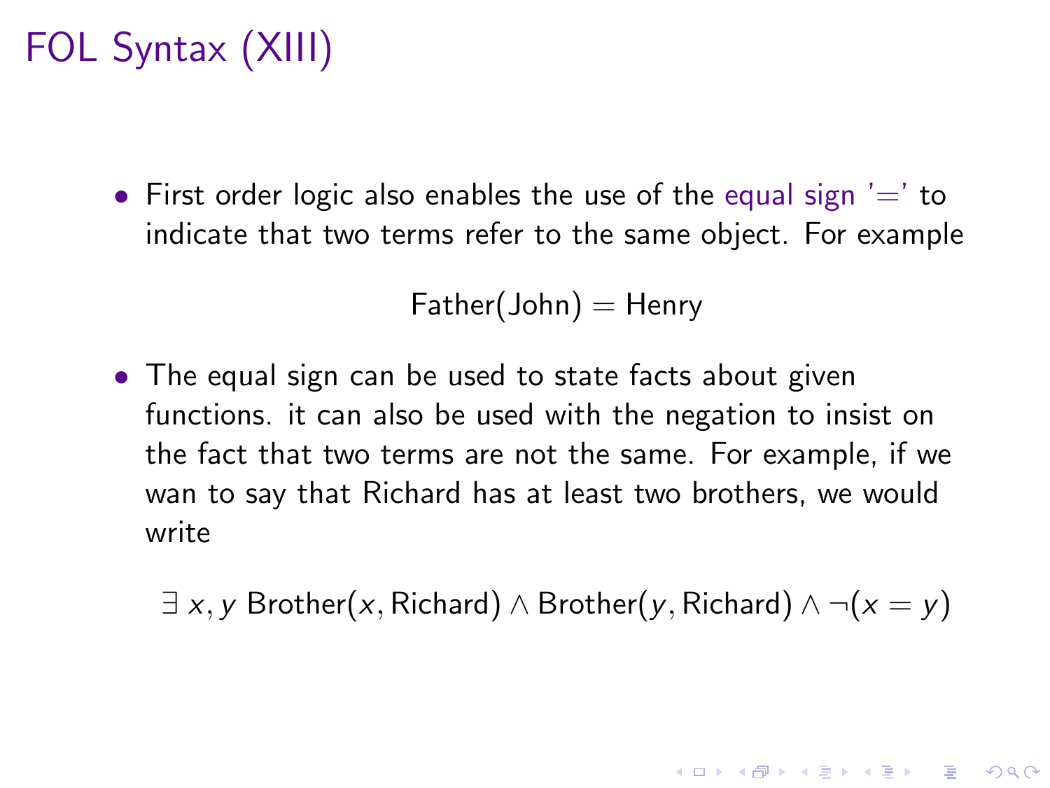# FOL Syntax (XIII)

- First order logic also enables the use of the equal sign '$=$' to indicate that two terms refer to the same object. For example

$$\text{Father}(\text{John}) = \text{Henry}$$

- The equal sign can be used to state facts about given functions. it can also be used with the negation to insist on the fact that two terms are not the same. For example, if we wan to say that Richard has at least two brothers, we would write

$$\exists\ x, y\ \text{Brother}(x, \text{Richard}) \wedge \text{Brother}(y, \text{Richard}) \wedge \neg(x = y)$$